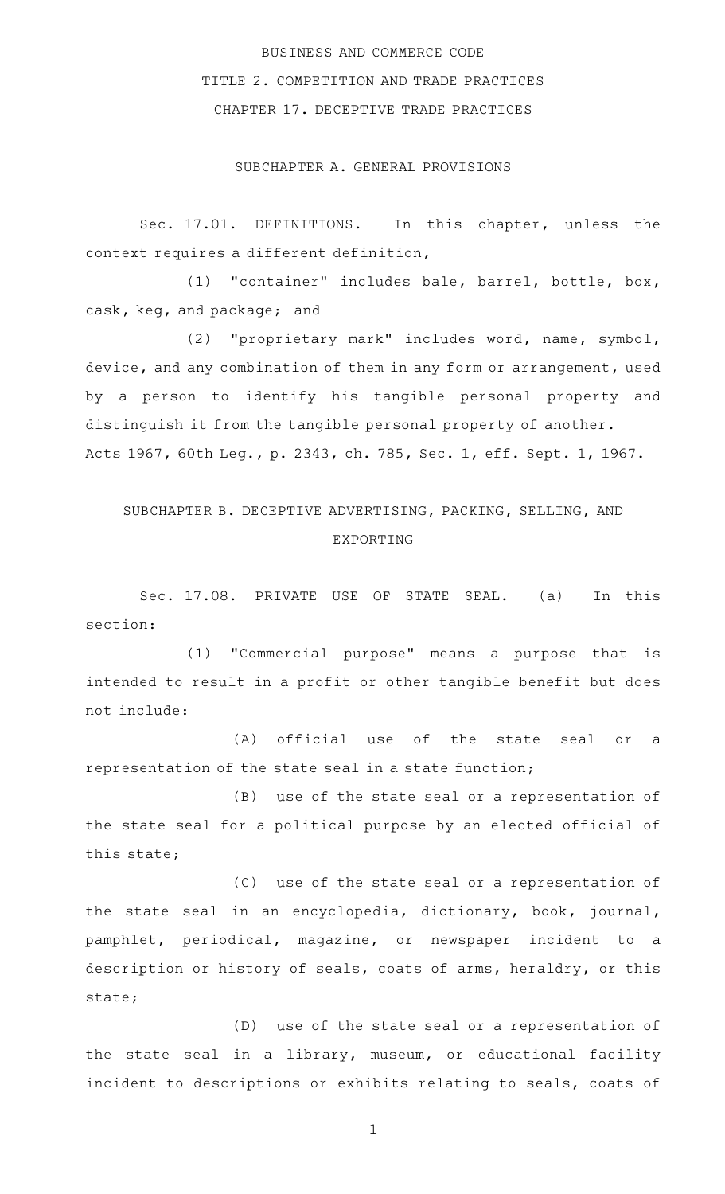# BUSINESS AND COMMERCE CODE

## TITLE 2. COMPETITION AND TRADE PRACTICES

## CHAPTER 17. DECEPTIVE TRADE PRACTICES

### SUBCHAPTER A. GENERAL PROVISIONS

Sec. 17.01. DEFINITIONS. In this chapter, unless the context requires a different definition,

(1) "container" includes bale, barrel, bottle, box, cask, keg, and package; and

(2) "proprietary mark" includes word, name, symbol, device, and any combination of them in any form or arrangement, used by a person to identify his tangible personal property and distinguish it from the tangible personal property of another.

Acts 1967, 60th Leg., p. 2343, ch. 785, Sec. 1, eff. Sept. 1, 1967.

### SUBCHAPTER B. DECEPTIVE ADVERTISING, PACKING, SELLING, AND EXPORTING

Sec. 17.08. PRIVATE USE OF STATE SEAL. (a) In this section:

(1) "Commercial purpose" means a purpose that is intended to result in a profit or other tangible benefit but does not include:

(A) official use of the state seal or a representation of the state seal in a state function;

(B) use of the state seal or a representation of the state seal for a political purpose by an elected official of this state;

(C) use of the state seal or a representation of the state seal in an encyclopedia, dictionary, book, journal, pamphlet, periodical, magazine, or newspaper incident to a description or history of seals, coats of arms, heraldry, or this state;

(D) use of the state seal or a representation of the state seal in a library, museum, or educational facility incident to descriptions or exhibits relating to seals, coats of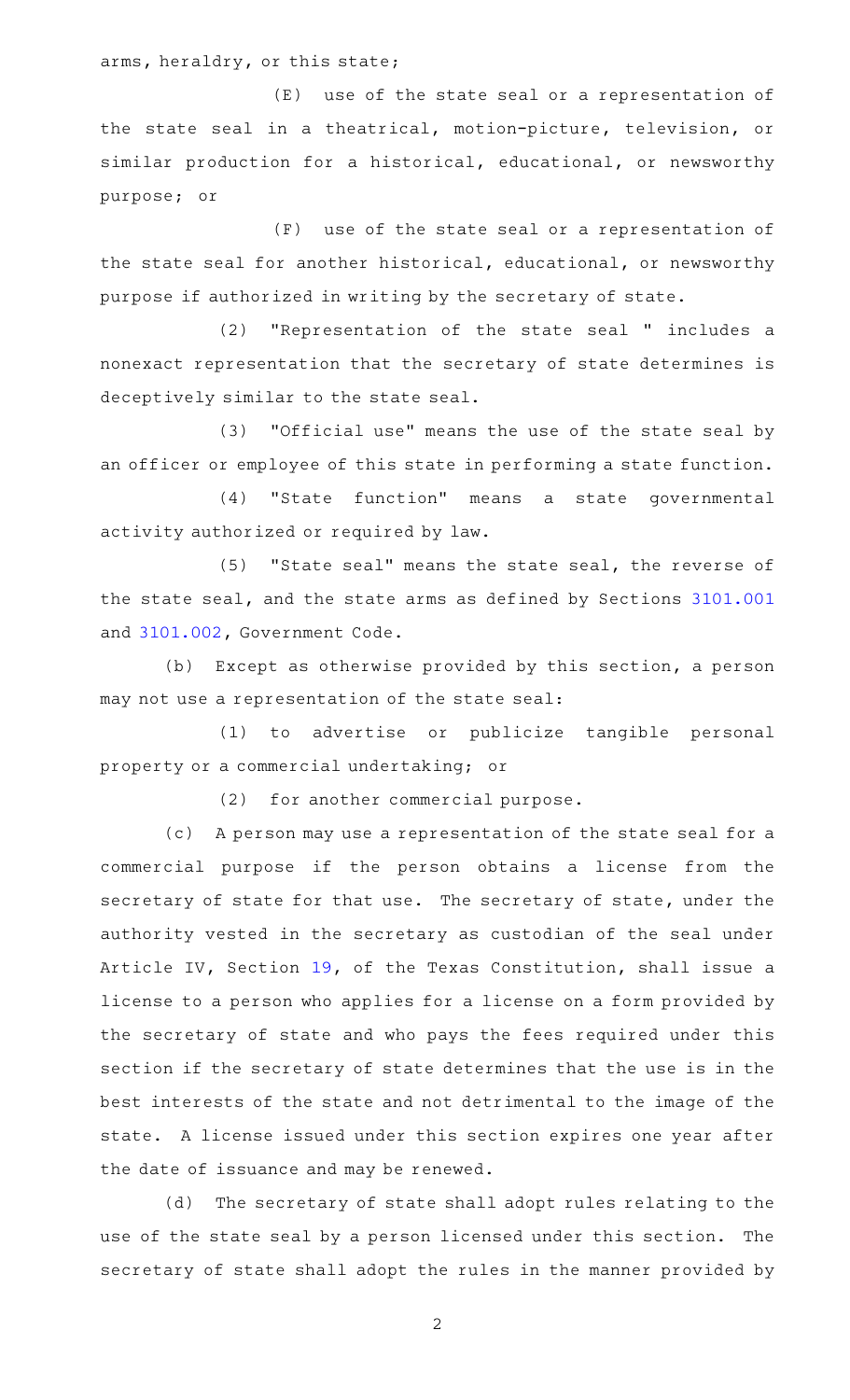arms, heraldry, or this state;

(E) use of the state seal or a representation of the state seal in a theatrical, motion-picture, television, or similar production for a historical, educational, or newsworthy purpose; or

(F) use of the state seal or a representation of the state seal for another historical, educational, or newsworthy purpose if authorized in writing by the secretary of state.

(2) "Representation of the state seal " includes a nonexact representation that the secretary of state determines is deceptively similar to the state seal.

(3) "Official use" means the use of the state seal by an officer or employee of this state in performing a state function.

(4) "State function" means a state governmental activity authorized or required by law.

(5) "State seal" means the state seal, the reverse of the state seal, and the state arms as defined by Sections 3101.001 and 3101.002, Government Code.

(b) Except as otherwise provided by this section, a person may not use a representation of the state seal:

(1) to advertise or publicize tangible personal property or a commercial undertaking; or

(2) for another commercial purpose.

(c) A person may use a representation of the state seal for a commercial purpose if the person obtains a license from the secretary of state for that use. The secretary of state, under the authority vested in the secretary as custodian of the seal under Article IV, Section 19, of the Texas Constitution, shall issue a license to a person who applies for a license on a form provided by the secretary of state and who pays the fees required under this section if the secretary of state determines that the use is in the best interests of the state and not detrimental to the image of the state. A license issued under this section expires one year after the date of issuance and may be renewed.

(d) The secretary of state shall adopt rules relating to the use of the state seal by a person licensed under this section. The secretary of state shall adopt the rules in the manner provided by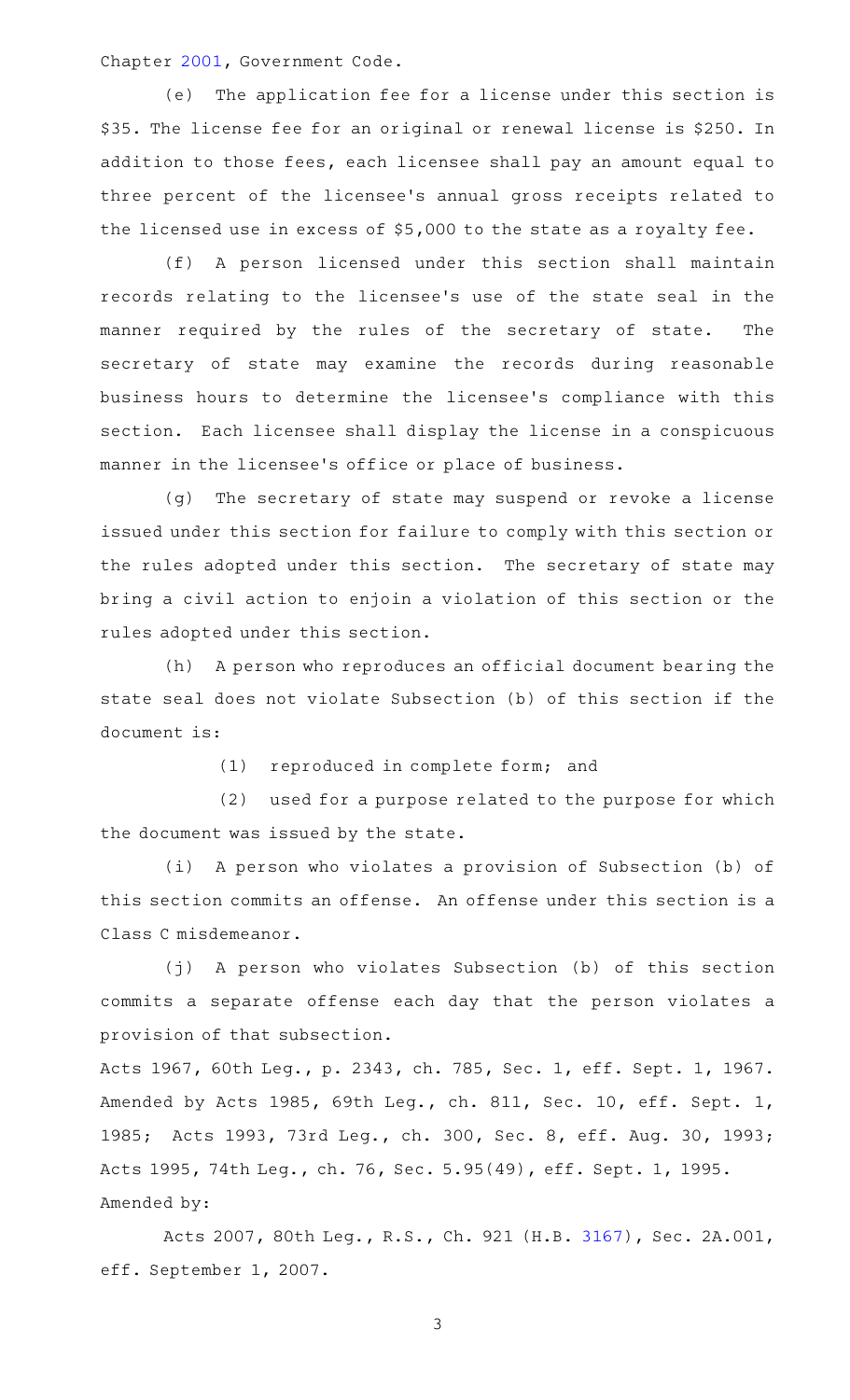Chapter 2001, Government Code.

(e) The application fee for a license under this section is $35. The license fee for an original or renewal license is $250. In addition to those fees, each licensee shall pay an amount equal to three percent of the licensee's annual gross receipts related to the licensed use in excess of $5,000 to the state as a royalty fee.

(f) A person licensed under this section shall maintain records relating to the licensee's use of the state seal in the manner required by the rules of the secretary of state. The secretary of state may examine the records during reasonable business hours to determine the licensee's compliance with this section. Each licensee shall display the license in a conspicuous manner in the licensee's office or place of business.

(g) The secretary of state may suspend or revoke a license issued under this section for failure to comply with this section or the rules adopted under this section. The secretary of state may bring a civil action to enjoin a violation of this section or the rules adopted under this section.

(h) A person who reproduces an official document bearing the state seal does not violate Subsection (b) of this section if the document is:

(1) reproduced in complete form; and

(2) used for a purpose related to the purpose for which the document was issued by the state.

(i) A person who violates a provision of Subsection (b) of this section commits an offense. An offense under this section is a Class C misdemeanor.

(j) A person who violates Subsection (b) of this section commits a separate offense each day that the person violates a provision of that subsection.

Acts 1967, 60th Leg., p. 2343, ch. 785, Sec. 1, eff. Sept. 1, 1967. Amended by Acts 1985, 69th Leg., ch. 811, Sec. 10, eff. Sept. 1, 1985; Acts 1993, 73rd Leg., ch. 300, Sec. 8, eff. Aug. 30, 1993; Acts 1995, 74th Leg., ch. 76, Sec. 5.95(49), eff. Sept. 1, 1995.

Amended by:

Acts 2007, 80th Leg., R.S., Ch. 921 (H.B. 3167), Sec. 2A.001, eff. September 1, 2007.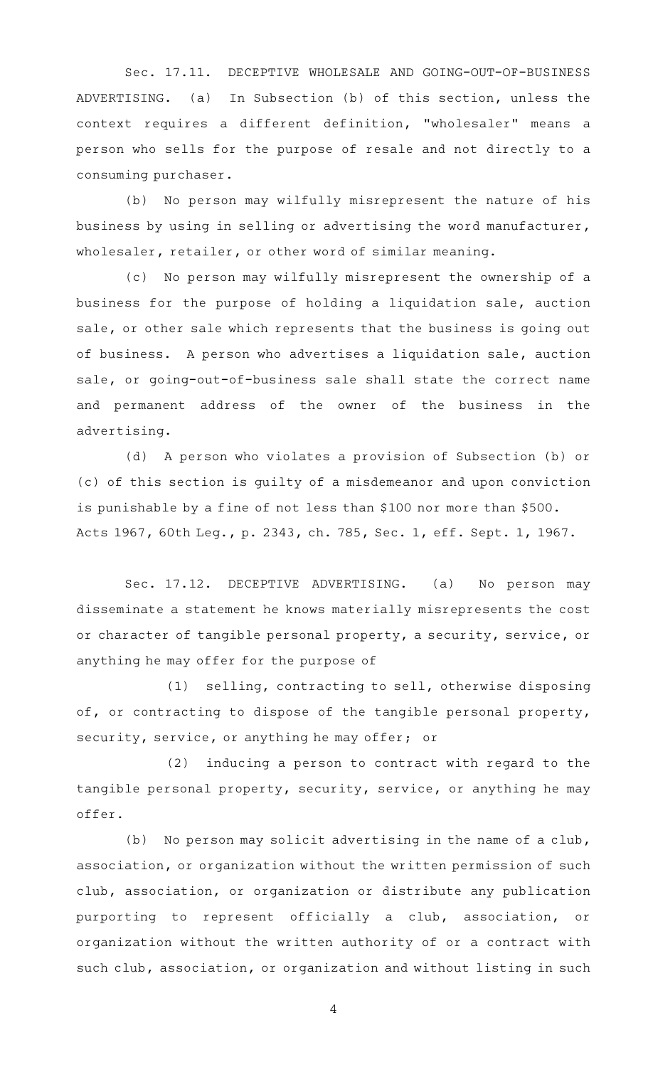Sec. 17.11. DECEPTIVE WHOLESALE AND GOING-OUT-OF-BUSINESS ADVERTISING. (a) In Subsection (b) of this section, unless the context requires a different definition, "wholesaler" means a person who sells for the purpose of resale and not directly to a consuming purchaser.

(b) No person may wilfully misrepresent the nature of his business by using in selling or advertising the word manufacturer, wholesaler, retailer, or other word of similar meaning.

(c) No person may wilfully misrepresent the ownership of a business for the purpose of holding a liquidation sale, auction sale, or other sale which represents that the business is going out of business. A person who advertises a liquidation sale, auction sale, or going-out-of-business sale shall state the correct name and permanent address of the owner of the business in the advertising.

(d) A person who violates a provision of Subsection (b) or (c) of this section is guilty of a misdemeanor and upon conviction is punishable by a fine of not less than $100 nor more than $500.

Acts 1967, 60th Leg., p. 2343, ch. 785, Sec. 1, eff. Sept. 1, 1967.

Sec. 17.12. DECEPTIVE ADVERTISING. (a) No person may disseminate a statement he knows materially misrepresents the cost or character of tangible personal property, a security, service, or anything he may offer for the purpose of

(1) selling, contracting to sell, otherwise disposing of, or contracting to dispose of the tangible personal property, security, service, or anything he may offer; or

(2) inducing a person to contract with regard to the tangible personal property, security, service, or anything he may offer.

(b) No person may solicit advertising in the name of a club, association, or organization without the written permission of such club, association, or organization or distribute any publication purporting to represent officially a club, association, or organization without the written authority of or a contract with such club, association, or organization and without listing in such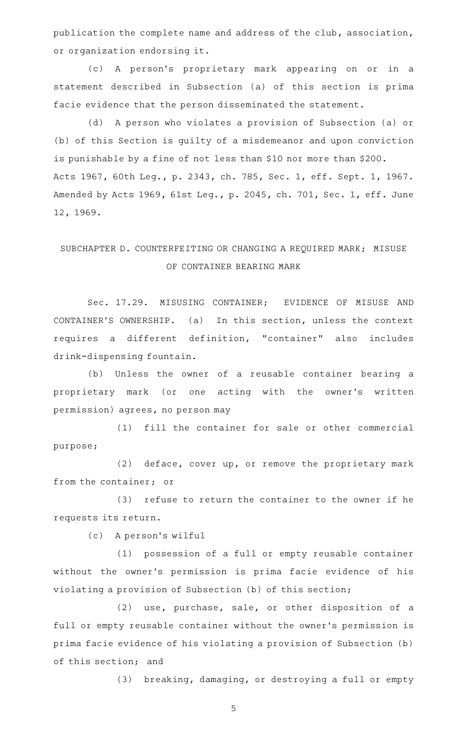publication the complete name and address of the club, association, or organization endorsing it.

(c) A person's proprietary mark appearing on or in a statement described in Subsection (a) of this section is prima facie evidence that the person disseminated the statement.

(d) A person who violates a provision of Subsection (a) or (b) of this Section is guilty of a misdemeanor and upon conviction is punishable by a fine of not less than $10 nor more than $200.

Acts 1967, 60th Leg., p. 2343, ch. 785, Sec. 1, eff. Sept. 1, 1967. Amended by Acts 1969, 61st Leg., p. 2045, ch. 701, Sec. 1, eff. June 12, 1969.

## SUBCHAPTER D. COUNTERFEITING OR CHANGING A REQUIRED MARK; MISUSE OF CONTAINER BEARING MARK

Sec. 17.29. MISUSING CONTAINER; EVIDENCE OF MISUSE AND CONTAINER'S OWNERSHIP. (a) In this section, unless the context requires a different definition, "container" also includes drink-dispensing fountain.

(b) Unless the owner of a reusable container bearing a proprietary mark (or one acting with the owner's written permission) agrees, no person may

(1) fill the container for sale or other commercial purpose;

(2) deface, cover up, or remove the proprietary mark from the container; or

(3) refuse to return the container to the owner if he requests its return.

(c) A person's wilful

(1) possession of a full or empty reusable container without the owner's permission is prima facie evidence of his violating a provision of Subsection (b) of this section;

(2) use, purchase, sale, or other disposition of a full or empty reusable container without the owner's permission is prima facie evidence of his violating a provision of Subsection (b) of this section; and

(3) breaking, damaging, or destroying a full or empty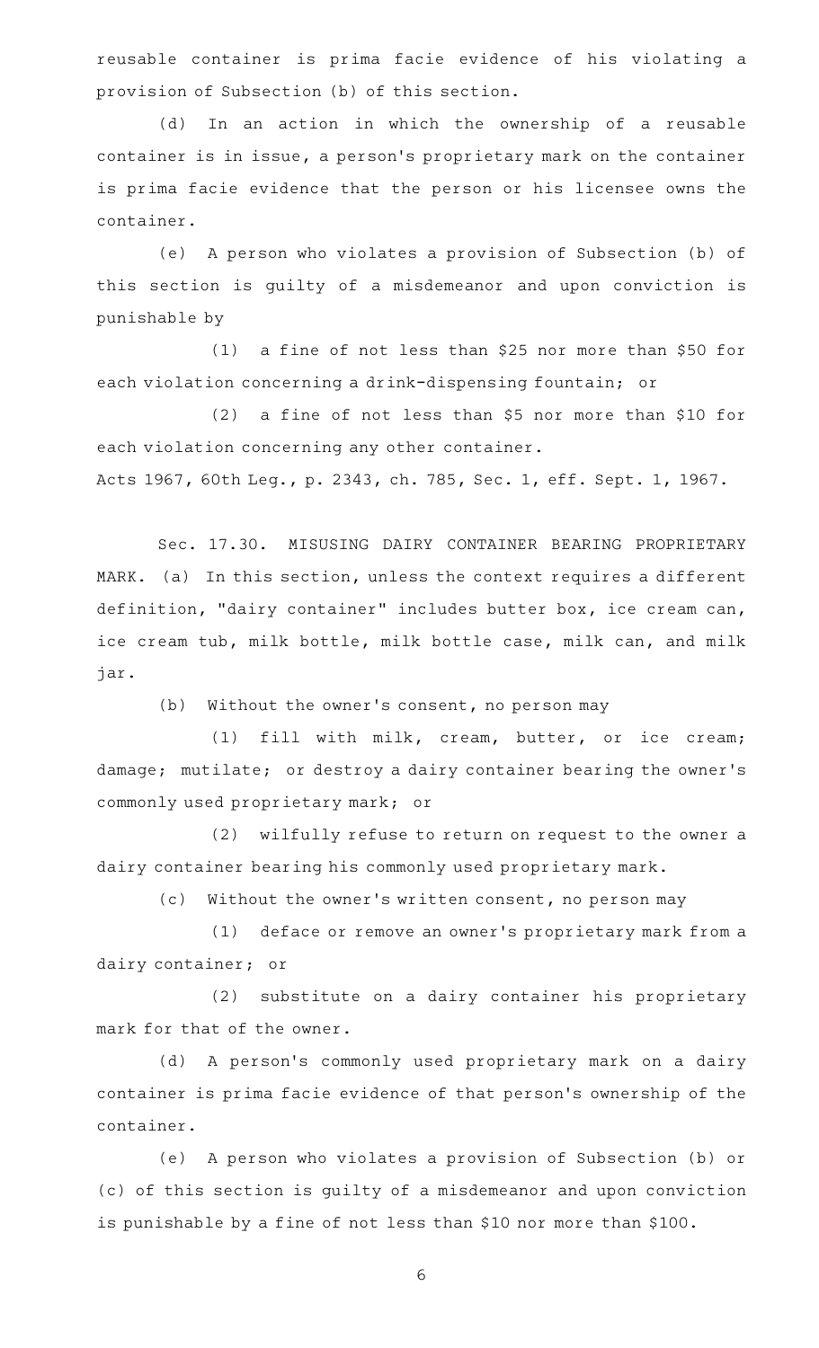reusable container is prima facie evidence of his violating a provision of Subsection (b) of this section.

(d) In an action in which the ownership of a reusable container is in issue, a person's proprietary mark on the container is prima facie evidence that the person or his licensee owns the container.

(e) A person who violates a provision of Subsection (b) of this section is guilty of a misdemeanor and upon conviction is punishable by

(1) a fine of not less than $25 nor more than $50 for each violation concerning a drink-dispensing fountain; or

(2) a fine of not less than $5 nor more than $10 for each violation concerning any other container.

Acts 1967, 60th Leg., p. 2343, ch. 785, Sec. 1, eff. Sept. 1, 1967.

Sec. 17.30. MISUSING DAIRY CONTAINER BEARING PROPRIETARY MARK. (a) In this section, unless the context requires a different definition, "dairy container" includes butter box, ice cream can, ice cream tub, milk bottle, milk bottle case, milk can, and milk jar.

(b) Without the owner's consent, no person may

(1) fill with milk, cream, butter, or ice cream; damage; mutilate; or destroy a dairy container bearing the owner's commonly used proprietary mark; or

(2) wilfully refuse to return on request to the owner a dairy container bearing his commonly used proprietary mark.

(c) Without the owner's written consent, no person may

(1) deface or remove an owner's proprietary mark from a dairy container; or

(2) substitute on a dairy container his proprietary mark for that of the owner.

(d) A person's commonly used proprietary mark on a dairy container is prima facie evidence of that person's ownership of the container.

(e) A person who violates a provision of Subsection (b) or (c) of this section is guilty of a misdemeanor and upon conviction is punishable by a fine of not less than $10 nor more than $100.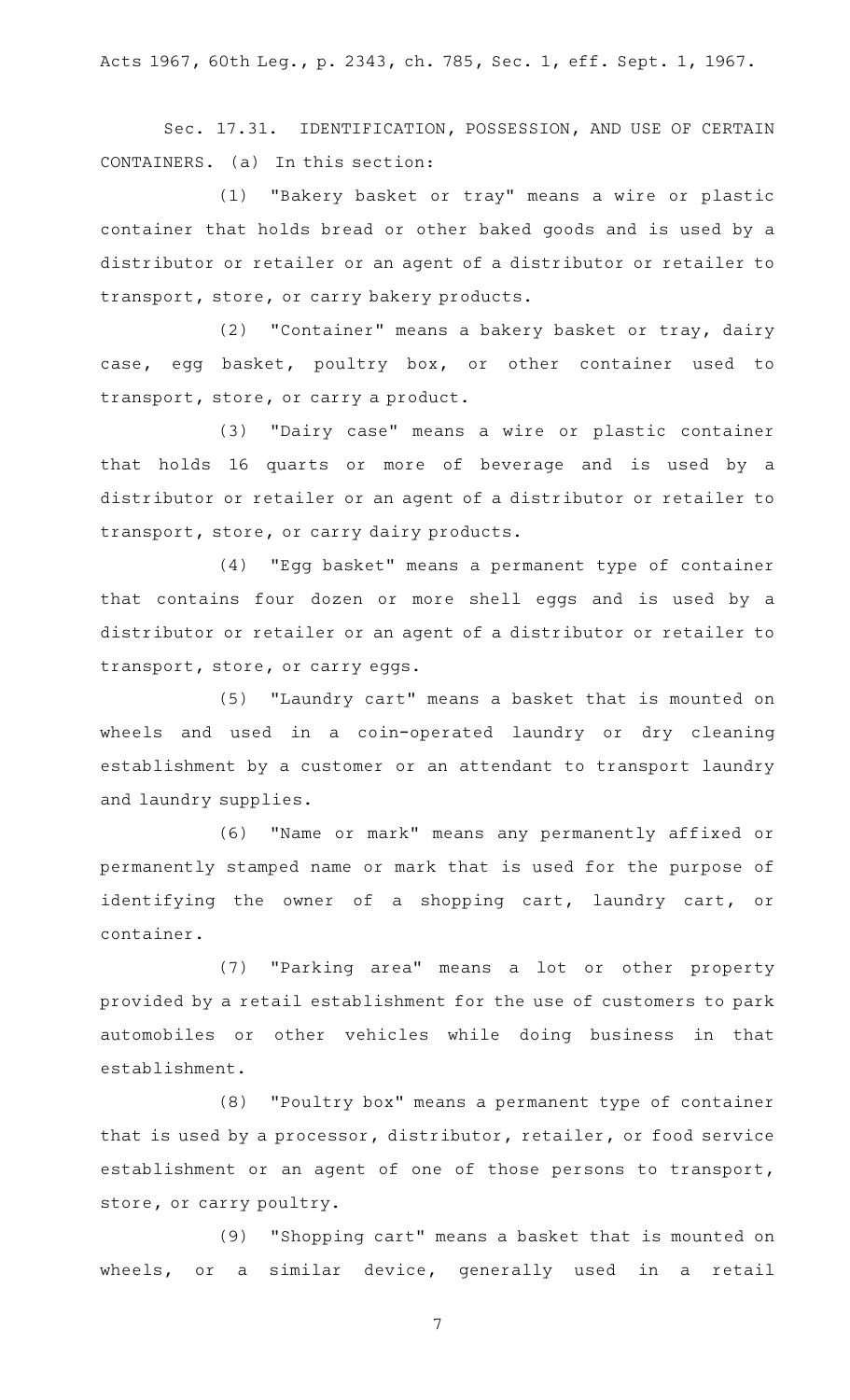Acts 1967, 60th Leg., p. 2343, ch. 785, Sec. 1, eff. Sept. 1, 1967.

Sec. 17.31. IDENTIFICATION, POSSESSION, AND USE OF CERTAIN CONTAINERS. (a) In this section:

(1) "Bakery basket or tray" means a wire or plastic container that holds bread or other baked goods and is used by a distributor or retailer or an agent of a distributor or retailer to transport, store, or carry bakery products.

(2) "Container" means a bakery basket or tray, dairy case, egg basket, poultry box, or other container used to transport, store, or carry a product.

(3) "Dairy case" means a wire or plastic container that holds 16 quarts or more of beverage and is used by a distributor or retailer or an agent of a distributor or retailer to transport, store, or carry dairy products.

(4) "Egg basket" means a permanent type of container that contains four dozen or more shell eggs and is used by a distributor or retailer or an agent of a distributor or retailer to transport, store, or carry eggs.

(5) "Laundry cart" means a basket that is mounted on wheels and used in a coin-operated laundry or dry cleaning establishment by a customer or an attendant to transport laundry and laundry supplies.

(6) "Name or mark" means any permanently affixed or permanently stamped name or mark that is used for the purpose of identifying the owner of a shopping cart, laundry cart, or container.

(7) "Parking area" means a lot or other property provided by a retail establishment for the use of customers to park automobiles or other vehicles while doing business in that establishment.

(8) "Poultry box" means a permanent type of container that is used by a processor, distributor, retailer, or food service establishment or an agent of one of those persons to transport, store, or carry poultry.

(9) "Shopping cart" means a basket that is mounted on wheels, or a similar device, generally used in a retail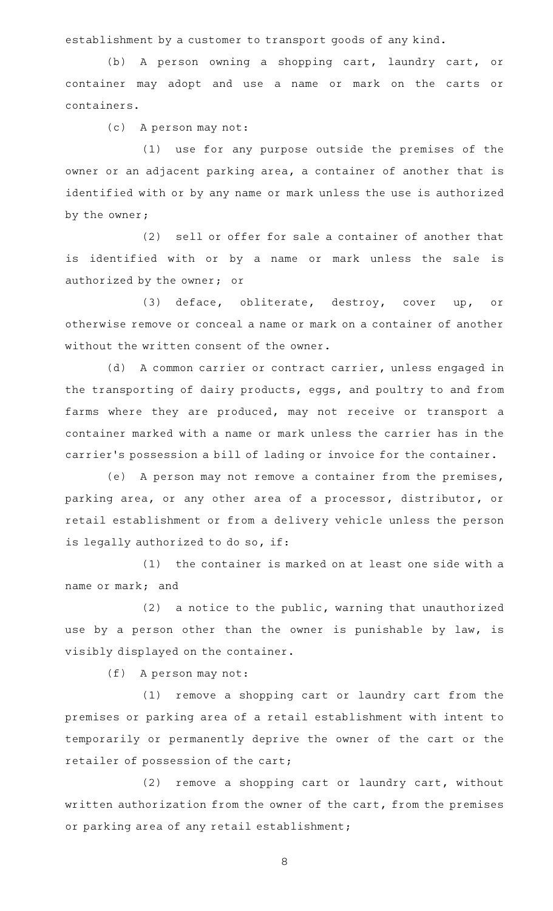establishment by a customer to transport goods of any kind.

(b) A person owning a shopping cart, laundry cart, or container may adopt and use a name or mark on the carts or containers.

(c) A person may not:

(1) use for any purpose outside the premises of the owner or an adjacent parking area, a container of another that is identified with or by any name or mark unless the use is authorized by the owner;

(2) sell or offer for sale a container of another that is identified with or by a name or mark unless the sale is authorized by the owner; or

(3) deface, obliterate, destroy, cover up, or otherwise remove or conceal a name or mark on a container of another without the written consent of the owner.

(d) A common carrier or contract carrier, unless engaged in the transporting of dairy products, eggs, and poultry to and from farms where they are produced, may not receive or transport a container marked with a name or mark unless the carrier has in the carrier's possession a bill of lading or invoice for the container.

(e) A person may not remove a container from the premises, parking area, or any other area of a processor, distributor, or retail establishment or from a delivery vehicle unless the person is legally authorized to do so, if:

(1) the container is marked on at least one side with a name or mark; and

(2) a notice to the public, warning that unauthorized use by a person other than the owner is punishable by law, is visibly displayed on the container.

(f) A person may not:

(1) remove a shopping cart or laundry cart from the premises or parking area of a retail establishment with intent to temporarily or permanently deprive the owner of the cart or the retailer of possession of the cart;

(2) remove a shopping cart or laundry cart, without written authorization from the owner of the cart, from the premises or parking area of any retail establishment;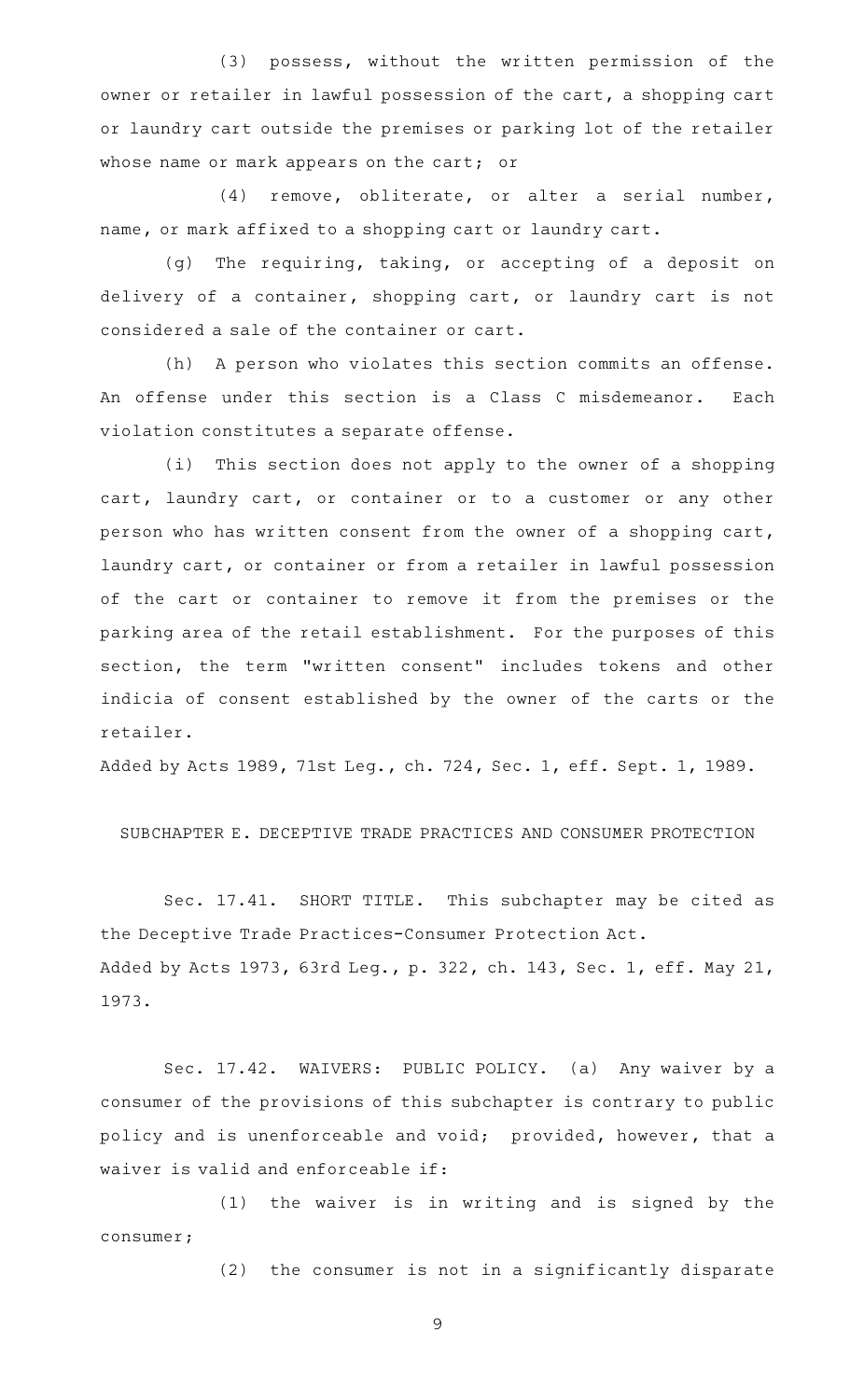(3) possess, without the written permission of the owner or retailer in lawful possession of the cart, a shopping cart or laundry cart outside the premises or parking lot of the retailer whose name or mark appears on the cart; or

(4) remove, obliterate, or alter a serial number, name, or mark affixed to a shopping cart or laundry cart.

(g) The requiring, taking, or accepting of a deposit on delivery of a container, shopping cart, or laundry cart is not considered a sale of the container or cart.

(h) A person who violates this section commits an offense. An offense under this section is a Class C misdemeanor. Each violation constitutes a separate offense.

(i) This section does not apply to the owner of a shopping cart, laundry cart, or container or to a customer or any other person who has written consent from the owner of a shopping cart, laundry cart, or container or from a retailer in lawful possession of the cart or container to remove it from the premises or the parking area of the retail establishment. For the purposes of this section, the term "written consent" includes tokens and other indicia of consent established by the owner of the carts or the retailer.

Added by Acts 1989, 71st Leg., ch. 724, Sec. 1, eff. Sept. 1, 1989.

## SUBCHAPTER E. DECEPTIVE TRADE PRACTICES AND CONSUMER PROTECTION

Sec. 17.41. SHORT TITLE. This subchapter may be cited as the Deceptive Trade Practices-Consumer Protection Act.

Added by Acts 1973, 63rd Leg., p. 322, ch. 143, Sec. 1, eff. May 21, 1973.

Sec. 17.42. WAIVERS: PUBLIC POLICY. (a) Any waiver by a consumer of the provisions of this subchapter is contrary to public policy and is unenforceable and void; provided, however, that a waiver is valid and enforceable if:

(1) the waiver is in writing and is signed by the consumer;

(2) the consumer is not in a significantly disparate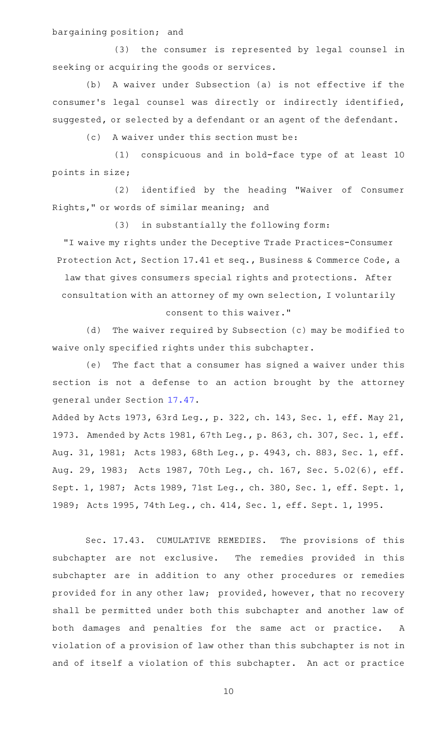bargaining position; and

(3) the consumer is represented by legal counsel in seeking or acquiring the goods or services.

(b) A waiver under Subsection (a) is not effective if the consumer's legal counsel was directly or indirectly identified, suggested, or selected by a defendant or an agent of the defendant.

(c) A waiver under this section must be:

(1) conspicuous and in bold-face type of at least 10 points in size;

(2) identified by the heading "Waiver of Consumer Rights," or words of similar meaning; and

(3) in substantially the following form:

"I waive my rights under the Deceptive Trade Practices-Consumer Protection Act, Section 17.41 et seq., Business & Commerce Code, a law that gives consumers special rights and protections. After consultation with an attorney of my own selection, I voluntarily consent to this waiver."

(d) The waiver required by Subsection (c) may be modified to waive only specified rights under this subchapter.

(e) The fact that a consumer has signed a waiver under this section is not a defense to an action brought by the attorney general under Section 17.47.

Added by Acts 1973, 63rd Leg., p. 322, ch. 143, Sec. 1, eff. May 21, 1973. Amended by Acts 1981, 67th Leg., p. 863, ch. 307, Sec. 1, eff. Aug. 31, 1981; Acts 1983, 68th Leg., p. 4943, ch. 883, Sec. 1, eff. Aug. 29, 1983; Acts 1987, 70th Leg., ch. 167, Sec. 5.02(6), eff. Sept. 1, 1987; Acts 1989, 71st Leg., ch. 380, Sec. 1, eff. Sept. 1, 1989; Acts 1995, 74th Leg., ch. 414, Sec. 1, eff. Sept. 1, 1995.

Sec. 17.43. CUMULATIVE REMEDIES. The provisions of this subchapter are not exclusive. The remedies provided in this subchapter are in addition to any other procedures or remedies provided for in any other law; provided, however, that no recovery shall be permitted under both this subchapter and another law of both damages and penalties for the same act or practice. A violation of a provision of law other than this subchapter is not in and of itself a violation of this subchapter. An act or practice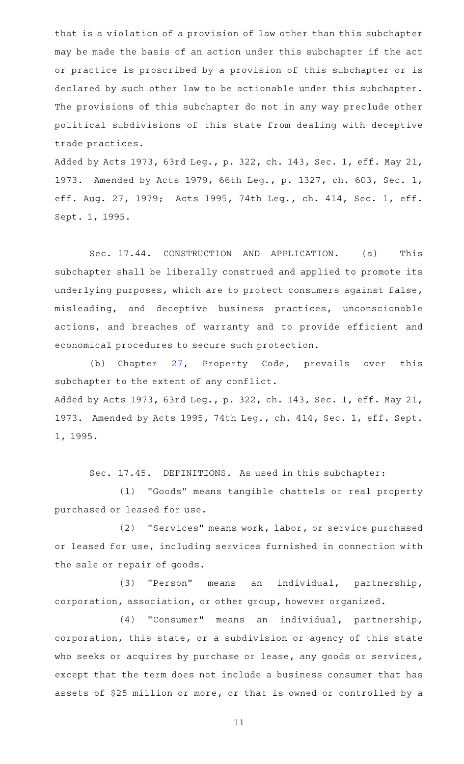that is a violation of a provision of law other than this subchapter may be made the basis of an action under this subchapter if the act or practice is proscribed by a provision of this subchapter or is declared by such other law to be actionable under this subchapter. The provisions of this subchapter do not in any way preclude other political subdivisions of this state from dealing with deceptive trade practices.

Added by Acts 1973, 63rd Leg., p. 322, ch. 143, Sec. 1, eff. May 21, 1973. Amended by Acts 1979, 66th Leg., p. 1327, ch. 603, Sec. 1, eff. Aug. 27, 1979; Acts 1995, 74th Leg., ch. 414, Sec. 1, eff. Sept. 1, 1995.

Sec. 17.44. CONSTRUCTION AND APPLICATION. (a) This subchapter shall be liberally construed and applied to promote its underlying purposes, which are to protect consumers against false, misleading, and deceptive business practices, unconscionable actions, and breaches of warranty and to provide efficient and economical procedures to secure such protection.

(b) Chapter 27, Property Code, prevails over this subchapter to the extent of any conflict.

Added by Acts 1973, 63rd Leg., p. 322, ch. 143, Sec. 1, eff. May 21, 1973. Amended by Acts 1995, 74th Leg., ch. 414, Sec. 1, eff. Sept. 1, 1995.

Sec. 17.45. DEFINITIONS. As used in this subchapter:

(1) "Goods" means tangible chattels or real property purchased or leased for use.

(2) "Services" means work, labor, or service purchased or leased for use, including services furnished in connection with the sale or repair of goods.

(3) "Person" means an individual, partnership, corporation, association, or other group, however organized.

(4) "Consumer" means an individual, partnership, corporation, this state, or a subdivision or agency of this state who seeks or acquires by purchase or lease, any goods or services, except that the term does not include a business consumer that has assets of $25 million or more, or that is owned or controlled by a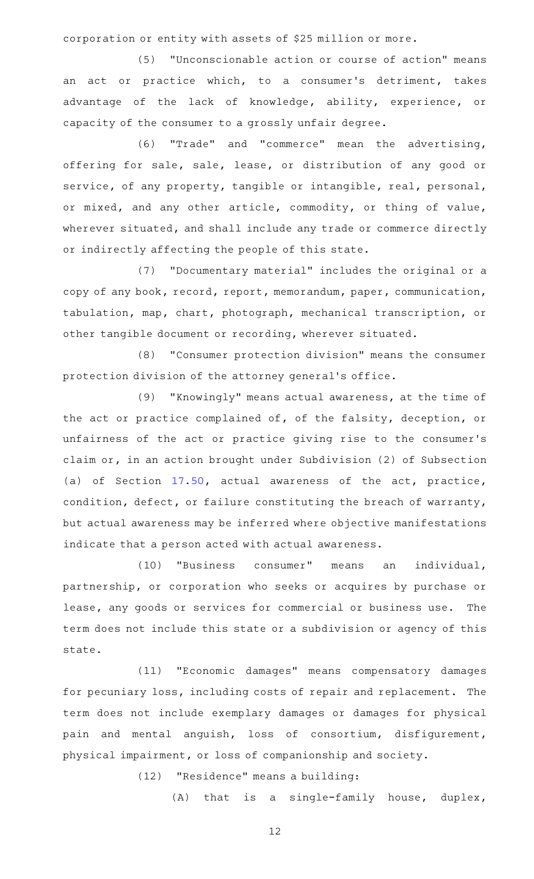corporation or entity with assets of $25 million or more.

(5) "Unconscionable action or course of action" means an act or practice which, to a consumer's detriment, takes advantage of the lack of knowledge, ability, experience, or capacity of the consumer to a grossly unfair degree.

(6) "Trade" and "commerce" mean the advertising, offering for sale, sale, lease, or distribution of any good or service, of any property, tangible or intangible, real, personal, or mixed, and any other article, commodity, or thing of value, wherever situated, and shall include any trade or commerce directly or indirectly affecting the people of this state.

(7) "Documentary material" includes the original or a copy of any book, record, report, memorandum, paper, communication, tabulation, map, chart, photograph, mechanical transcription, or other tangible document or recording, wherever situated.

(8) "Consumer protection division" means the consumer protection division of the attorney general's office.

(9) "Knowingly" means actual awareness, at the time of the act or practice complained of, of the falsity, deception, or unfairness of the act or practice giving rise to the consumer's claim or, in an action brought under Subdivision (2) of Subsection (a) of Section 17.50, actual awareness of the act, practice, condition, defect, or failure constituting the breach of warranty, but actual awareness may be inferred where objective manifestations indicate that a person acted with actual awareness.

(10) "Business consumer" means an individual, partnership, or corporation who seeks or acquires by purchase or lease, any goods or services for commercial or business use. The term does not include this state or a subdivision or agency of this state.

(11) "Economic damages" means compensatory damages for pecuniary loss, including costs of repair and replacement. The term does not include exemplary damages or damages for physical pain and mental anguish, loss of consortium, disfigurement, physical impairment, or loss of companionship and society.

(12) "Residence" means a building:

(A) that is a single-family house, duplex,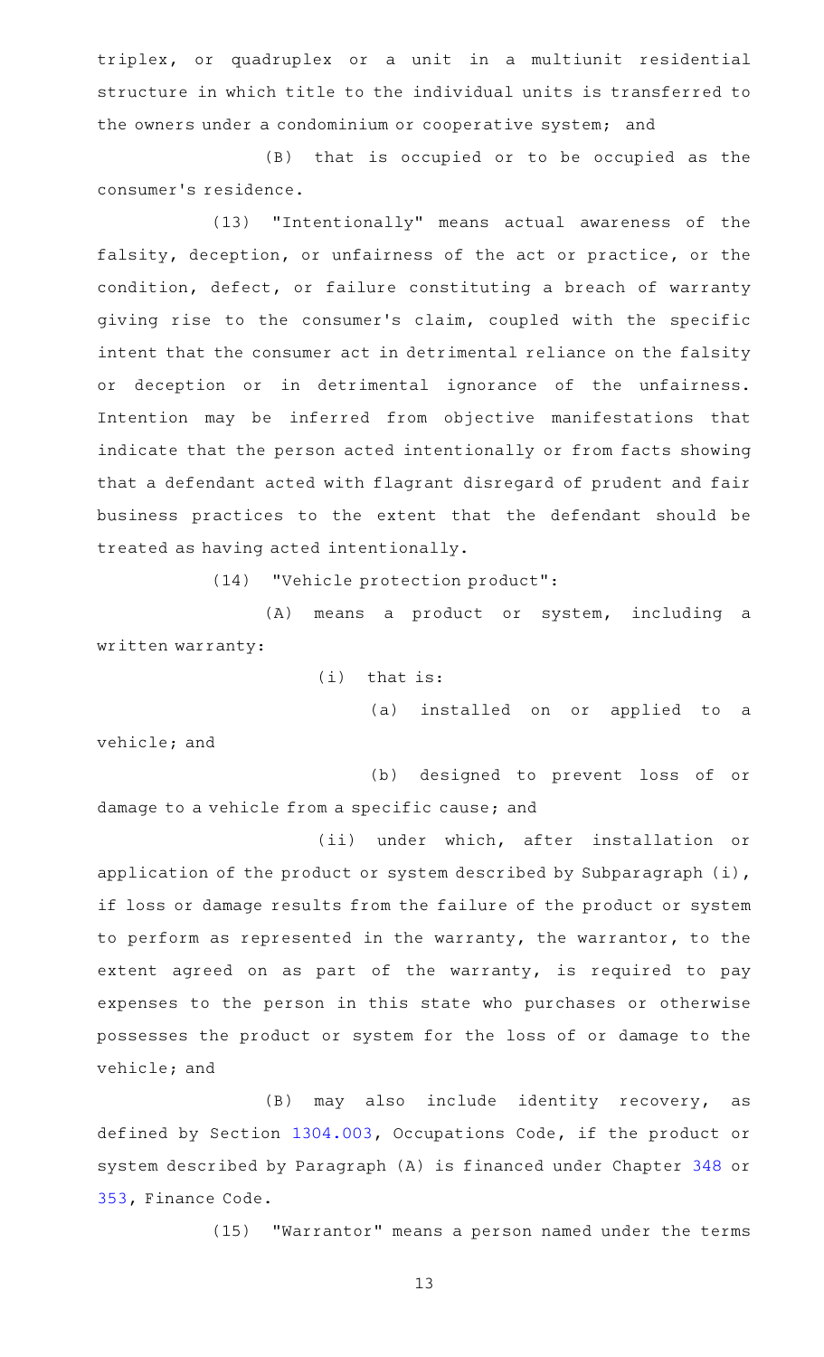triplex, or quadruplex or a unit in a multiunit residential structure in which title to the individual units is transferred to the owners under a condominium or cooperative system; and

(B) that is occupied or to be occupied as the consumer's residence.

(13) "Intentionally" means actual awareness of the falsity, deception, or unfairness of the act or practice, or the condition, defect, or failure constituting a breach of warranty giving rise to the consumer's claim, coupled with the specific intent that the consumer act in detrimental reliance on the falsity or deception or in detrimental ignorance of the unfairness. Intention may be inferred from objective manifestations that indicate that the person acted intentionally or from facts showing that a defendant acted with flagrant disregard of prudent and fair business practices to the extent that the defendant should be treated as having acted intentionally.

(14) "Vehicle protection product":

(A) means a product or system, including a written warranty:

(i) that is:

(a) installed on or applied to a vehicle; and

(b) designed to prevent loss of or damage to a vehicle from a specific cause; and

(ii) under which, after installation or application of the product or system described by Subparagraph (i), if loss or damage results from the failure of the product or system to perform as represented in the warranty, the warrantor, to the extent agreed on as part of the warranty, is required to pay expenses to the person in this state who purchases or otherwise possesses the product or system for the loss of or damage to the vehicle; and

(B) may also include identity recovery, as defined by Section 1304.003, Occupations Code, if the product or system described by Paragraph (A) is financed under Chapter 348 or 353, Finance Code.

(15) "Warrantor" means a person named under the terms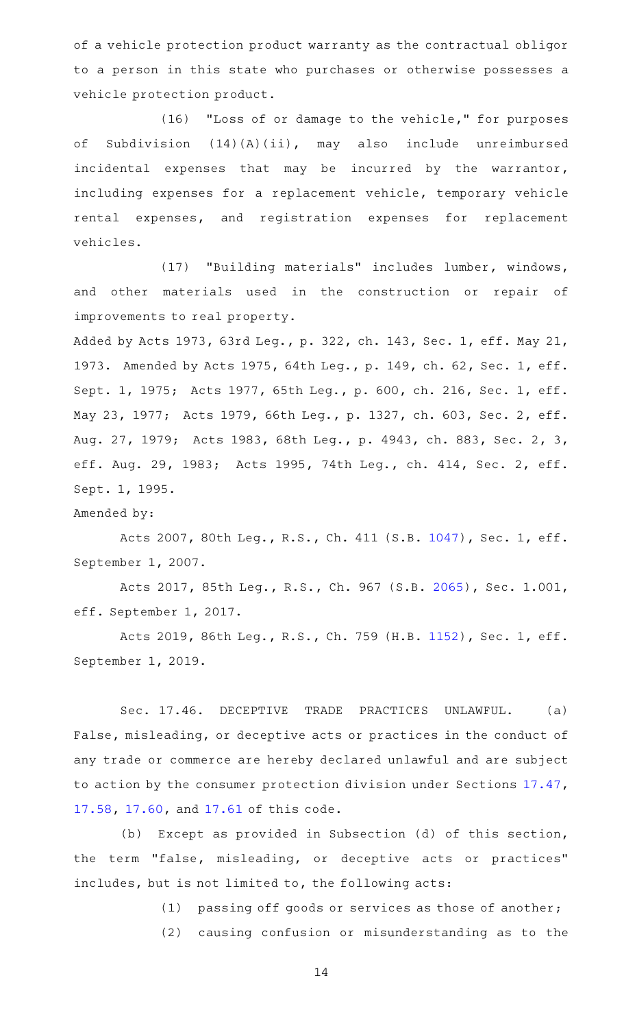of a vehicle protection product warranty as the contractual obligor to a person in this state who purchases or otherwise possesses a vehicle protection product.

(16) "Loss of or damage to the vehicle," for purposes of Subdivision (14)(A)(ii), may also include unreimbursed incidental expenses that may be incurred by the warrantor, including expenses for a replacement vehicle, temporary vehicle rental expenses, and registration expenses for replacement vehicles.

(17) "Building materials" includes lumber, windows, and other materials used in the construction or repair of improvements to real property.

Added by Acts 1973, 63rd Leg., p. 322, ch. 143, Sec. 1, eff. May 21, 1973. Amended by Acts 1975, 64th Leg., p. 149, ch. 62, Sec. 1, eff. Sept. 1, 1975; Acts 1977, 65th Leg., p. 600, ch. 216, Sec. 1, eff. May 23, 1977; Acts 1979, 66th Leg., p. 1327, ch. 603, Sec. 2, eff. Aug. 27, 1979; Acts 1983, 68th Leg., p. 4943, ch. 883, Sec. 2, 3, eff. Aug. 29, 1983; Acts 1995, 74th Leg., ch. 414, Sec. 2, eff. Sept. 1, 1995.

Amended by:

Acts 2007, 80th Leg., R.S., Ch. 411 (S.B. 1047), Sec. 1, eff. September 1, 2007.

Acts 2017, 85th Leg., R.S., Ch. 967 (S.B. 2065), Sec. 1.001, eff. September 1, 2017.

Acts 2019, 86th Leg., R.S., Ch. 759 (H.B. 1152), Sec. 1, eff. September 1, 2019.

Sec. 17.46. DECEPTIVE TRADE PRACTICES UNLAWFUL. (a) False, misleading, or deceptive acts or practices in the conduct of any trade or commerce are hereby declared unlawful and are subject to action by the consumer protection division under Sections 17.47, 17.58, 17.60, and 17.61 of this code.

(b) Except as provided in Subsection (d) of this section, the term "false, misleading, or deceptive acts or practices" includes, but is not limited to, the following acts:

(1) passing off goods or services as those of another;

(2) causing confusion or misunderstanding as to the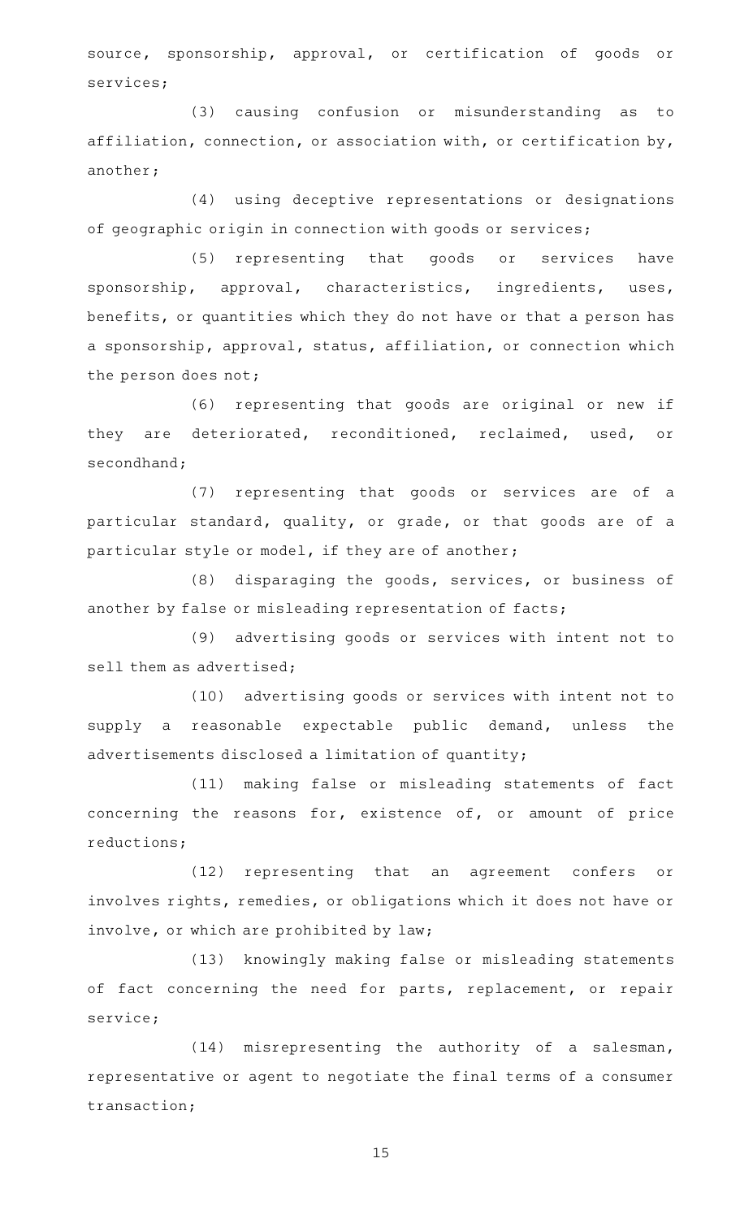source, sponsorship, approval, or certification of goods or services;

(3) causing confusion or misunderstanding as to affiliation, connection, or association with, or certification by, another;

(4) using deceptive representations or designations of geographic origin in connection with goods or services;

(5) representing that goods or services have sponsorship, approval, characteristics, ingredients, uses, benefits, or quantities which they do not have or that a person has a sponsorship, approval, status, affiliation, or connection which the person does not;

(6) representing that goods are original or new if they are deteriorated, reconditioned, reclaimed, used, or secondhand;

(7) representing that goods or services are of a particular standard, quality, or grade, or that goods are of a particular style or model, if they are of another;

(8) disparaging the goods, services, or business of another by false or misleading representation of facts;

(9) advertising goods or services with intent not to sell them as advertised;

(10) advertising goods or services with intent not to supply a reasonable expectable public demand, unless the advertisements disclosed a limitation of quantity;

(11) making false or misleading statements of fact concerning the reasons for, existence of, or amount of price reductions;

(12) representing that an agreement confers or involves rights, remedies, or obligations which it does not have or involve, or which are prohibited by law;

(13) knowingly making false or misleading statements of fact concerning the need for parts, replacement, or repair service;

(14) misrepresenting the authority of a salesman, representative or agent to negotiate the final terms of a consumer transaction;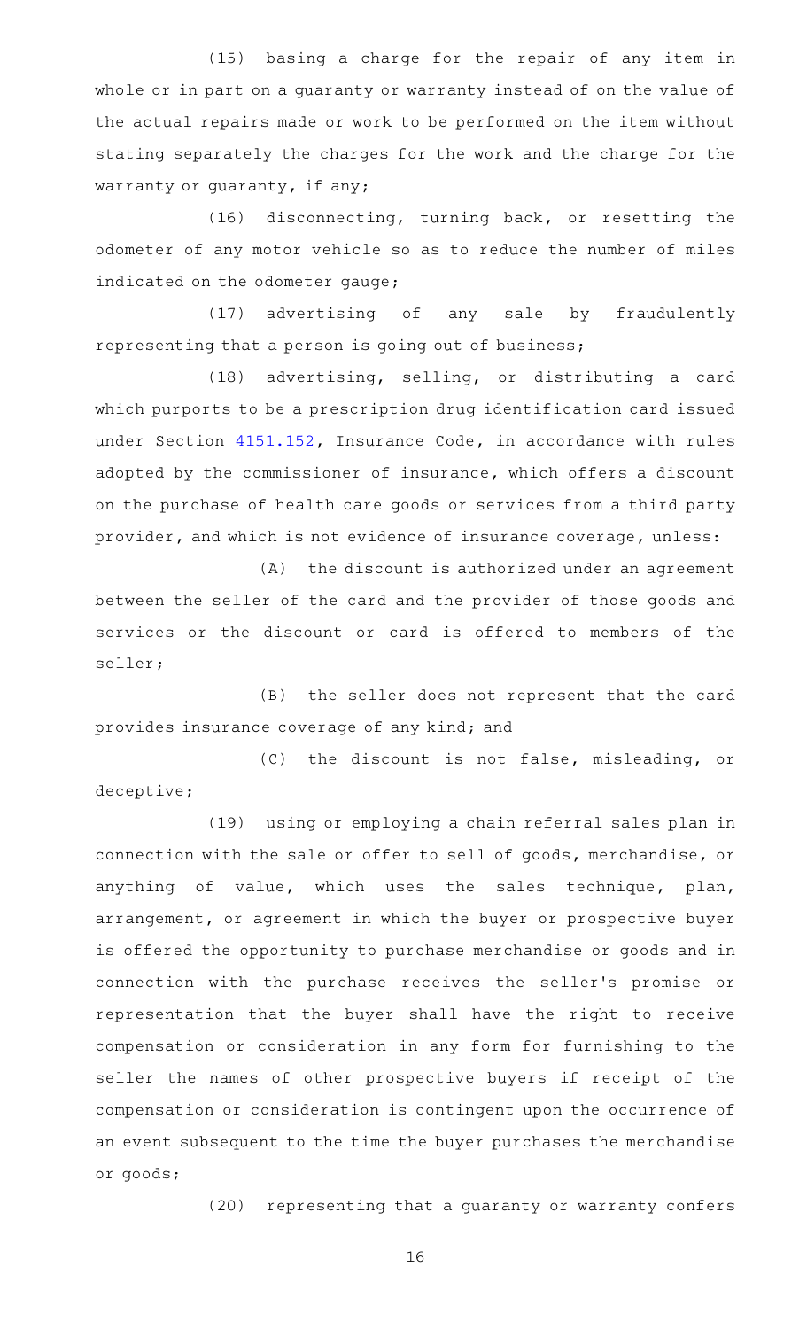(15) basing a charge for the repair of any item in whole or in part on a guaranty or warranty instead of on the value of the actual repairs made or work to be performed on the item without stating separately the charges for the work and the charge for the warranty or guaranty, if any;

(16) disconnecting, turning back, or resetting the odometer of any motor vehicle so as to reduce the number of miles indicated on the odometer gauge;

(17) advertising of any sale by fraudulently representing that a person is going out of business;

(18) advertising, selling, or distributing a card which purports to be a prescription drug identification card issued under Section 4151.152, Insurance Code, in accordance with rules adopted by the commissioner of insurance, which offers a discount on the purchase of health care goods or services from a third party provider, and which is not evidence of insurance coverage, unless:

(A) the discount is authorized under an agreement between the seller of the card and the provider of those goods and services or the discount or card is offered to members of the seller;

(B) the seller does not represent that the card provides insurance coverage of any kind; and

(C) the discount is not false, misleading, or deceptive;

(19) using or employing a chain referral sales plan in connection with the sale or offer to sell of goods, merchandise, or anything of value, which uses the sales technique, plan, arrangement, or agreement in which the buyer or prospective buyer is offered the opportunity to purchase merchandise or goods and in connection with the purchase receives the seller's promise or representation that the buyer shall have the right to receive compensation or consideration in any form for furnishing to the seller the names of other prospective buyers if receipt of the compensation or consideration is contingent upon the occurrence of an event subsequent to the time the buyer purchases the merchandise or goods;

(20) representing that a guaranty or warranty confers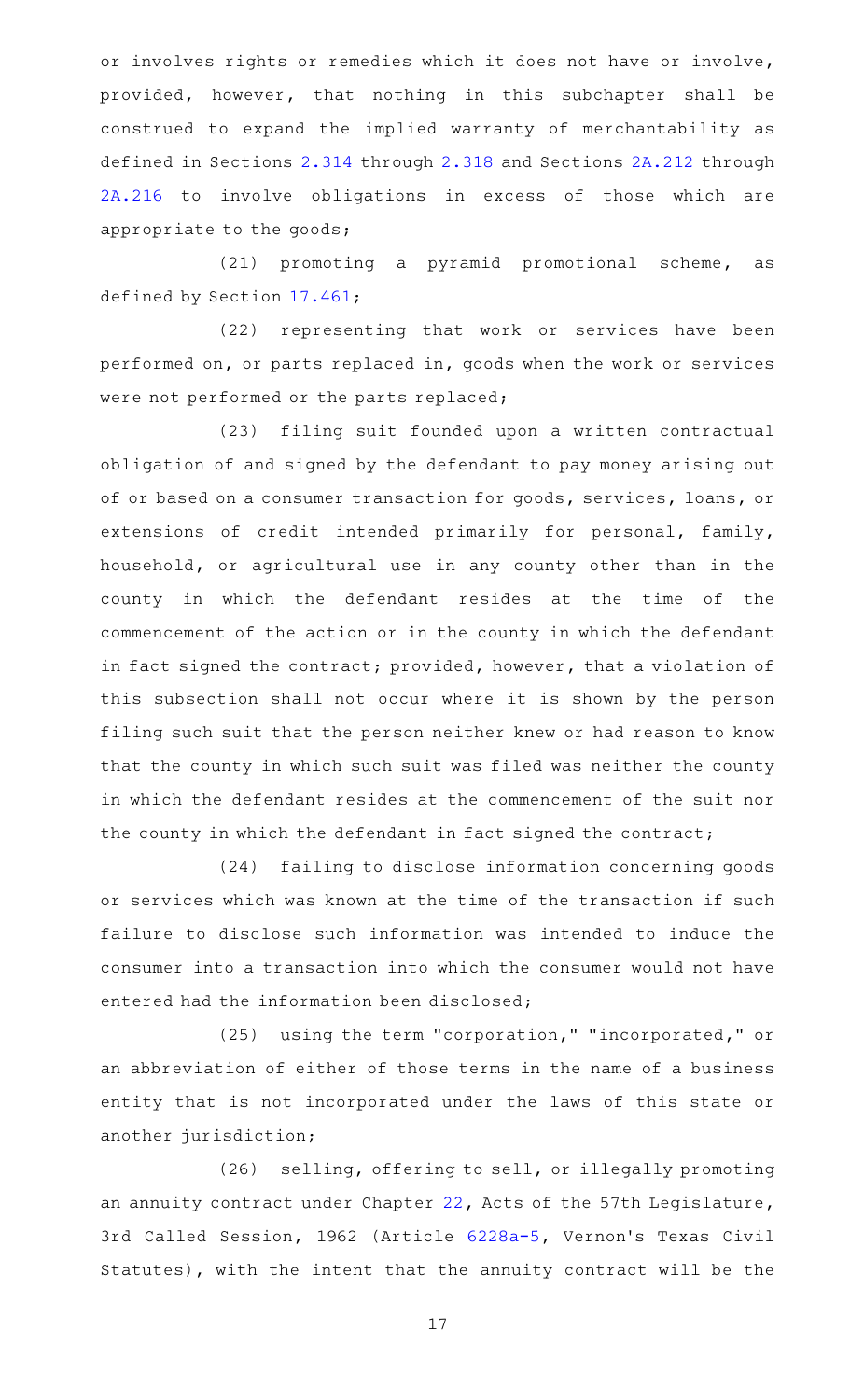or involves rights or remedies which it does not have or involve, provided, however, that nothing in this subchapter shall be construed to expand the implied warranty of merchantability as defined in Sections 2.314 through 2.318 and Sections 2A.212 through 2A.216 to involve obligations in excess of those which are appropriate to the goods;

(21) promoting a pyramid promotional scheme, as defined by Section 17.461;

(22) representing that work or services have been performed on, or parts replaced in, goods when the work or services were not performed or the parts replaced;

(23) filing suit founded upon a written contractual obligation of and signed by the defendant to pay money arising out of or based on a consumer transaction for goods, services, loans, or extensions of credit intended primarily for personal, family, household, or agricultural use in any county other than in the county in which the defendant resides at the time of the commencement of the action or in the county in which the defendant in fact signed the contract; provided, however, that a violation of this subsection shall not occur where it is shown by the person filing such suit that the person neither knew or had reason to know that the county in which such suit was filed was neither the county in which the defendant resides at the commencement of the suit nor the county in which the defendant in fact signed the contract;

(24) failing to disclose information concerning goods or services which was known at the time of the transaction if such failure to disclose such information was intended to induce the consumer into a transaction into which the consumer would not have entered had the information been disclosed;

(25) using the term "corporation," "incorporated," or an abbreviation of either of those terms in the name of a business entity that is not incorporated under the laws of this state or another jurisdiction;

(26) selling, offering to sell, or illegally promoting an annuity contract under Chapter 22, Acts of the 57th Legislature, 3rd Called Session, 1962 (Article 6228a-5, Vernon's Texas Civil Statutes), with the intent that the annuity contract will be the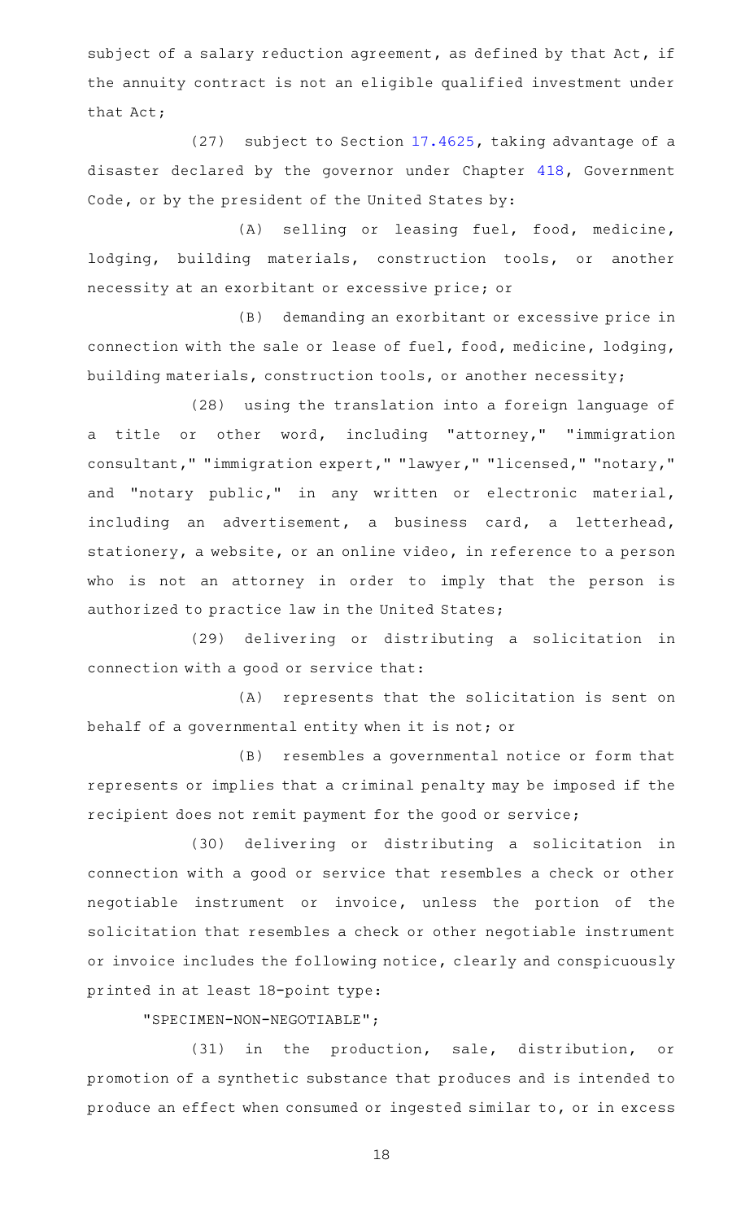subject of a salary reduction agreement, as defined by that Act, if the annuity contract is not an eligible qualified investment under that Act;

(27) subject to Section 17.4625, taking advantage of a disaster declared by the governor under Chapter 418, Government Code, or by the president of the United States by:

(A) selling or leasing fuel, food, medicine, lodging, building materials, construction tools, or another necessity at an exorbitant or excessive price; or

(B) demanding an exorbitant or excessive price in connection with the sale or lease of fuel, food, medicine, lodging, building materials, construction tools, or another necessity;

(28) using the translation into a foreign language of a title or other word, including "attorney," "immigration consultant," "immigration expert," "lawyer," "licensed," "notary," and "notary public," in any written or electronic material, including an advertisement, a business card, a letterhead, stationery, a website, or an online video, in reference to a person who is not an attorney in order to imply that the person is authorized to practice law in the United States;

(29) delivering or distributing a solicitation in connection with a good or service that:

(A) represents that the solicitation is sent on behalf of a governmental entity when it is not; or

(B) resembles a governmental notice or form that represents or implies that a criminal penalty may be imposed if the recipient does not remit payment for the good or service;

(30) delivering or distributing a solicitation in connection with a good or service that resembles a check or other negotiable instrument or invoice, unless the portion of the solicitation that resembles a check or other negotiable instrument or invoice includes the following notice, clearly and conspicuously printed in at least 18-point type:

"SPECIMEN-NON-NEGOTIABLE";

(31) in the production, sale, distribution, or promotion of a synthetic substance that produces and is intended to produce an effect when consumed or ingested similar to, or in excess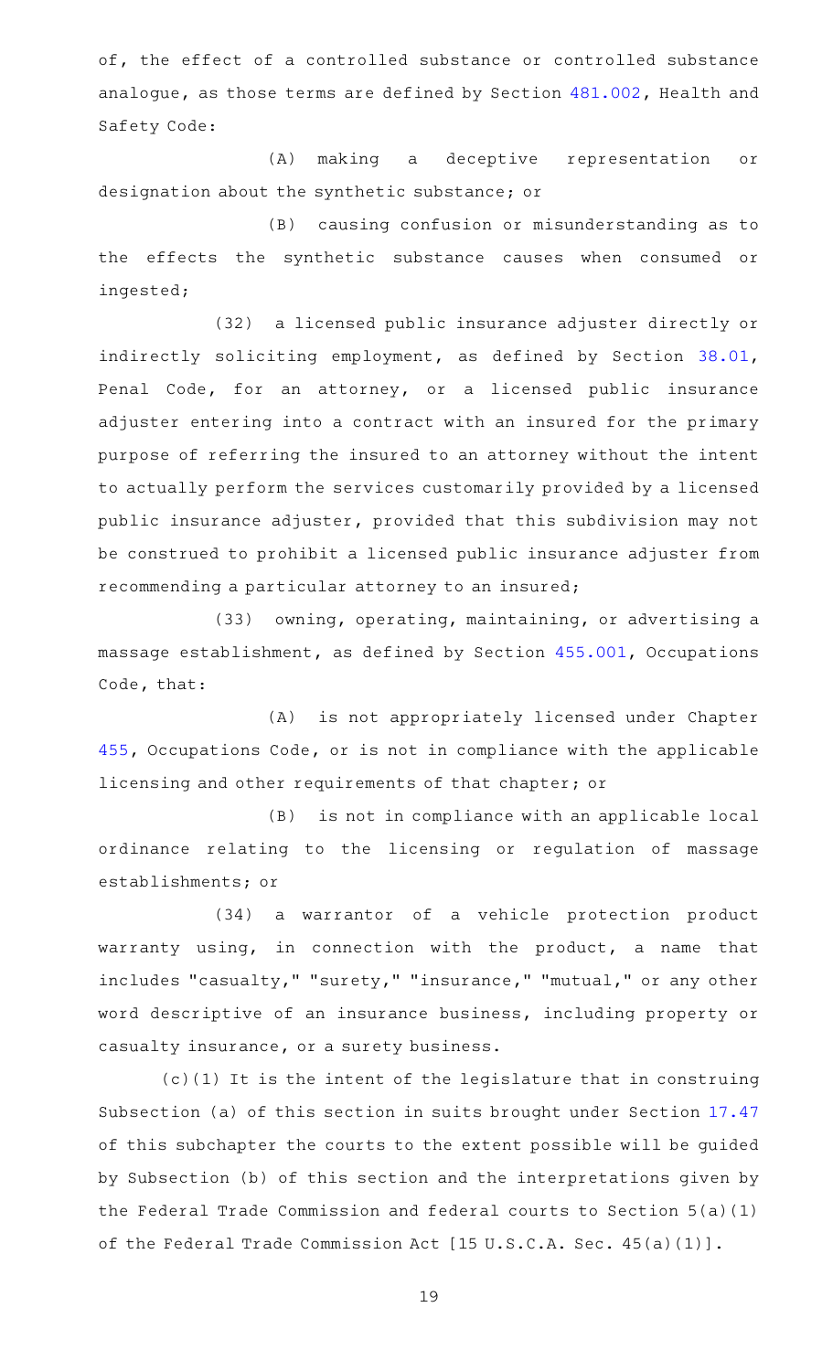of, the effect of a controlled substance or controlled substance analogue, as those terms are defined by Section 481.002, Health and Safety Code:

(A) making a deceptive representation or designation about the synthetic substance; or

(B) causing confusion or misunderstanding as to the effects the synthetic substance causes when consumed or ingested;

(32) a licensed public insurance adjuster directly or indirectly soliciting employment, as defined by Section 38.01, Penal Code, for an attorney, or a licensed public insurance adjuster entering into a contract with an insured for the primary purpose of referring the insured to an attorney without the intent to actually perform the services customarily provided by a licensed public insurance adjuster, provided that this subdivision may not be construed to prohibit a licensed public insurance adjuster from recommending a particular attorney to an insured;

(33) owning, operating, maintaining, or advertising a massage establishment, as defined by Section 455.001, Occupations Code, that:

(A) is not appropriately licensed under Chapter 455, Occupations Code, or is not in compliance with the applicable licensing and other requirements of that chapter; or

(B) is not in compliance with an applicable local ordinance relating to the licensing or regulation of massage establishments; or

(34) a warrantor of a vehicle protection product warranty using, in connection with the product, a name that includes "casualty," "surety," "insurance," "mutual," or any other word descriptive of an insurance business, including property or casualty insurance, or a surety business.

(c)(1) It is the intent of the legislature that in construing Subsection (a) of this section in suits brought under Section 17.47 of this subchapter the courts to the extent possible will be guided by Subsection (b) of this section and the interpretations given by the Federal Trade Commission and federal courts to Section 5(a)(1) of the Federal Trade Commission Act [15 U.S.C.A. Sec. 45(a)(1)].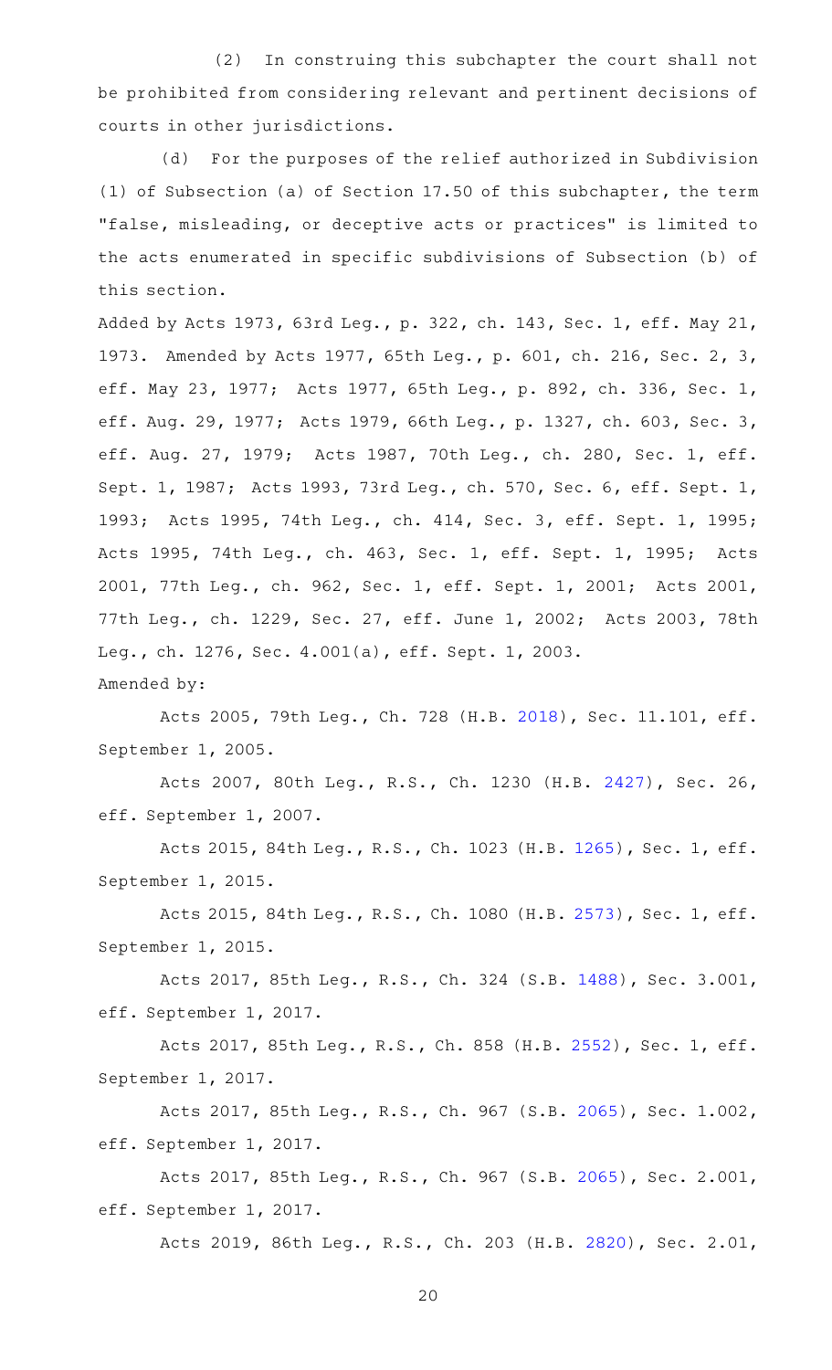(2) In construing this subchapter the court shall not be prohibited from considering relevant and pertinent decisions of courts in other jurisdictions.

(d) For the purposes of the relief authorized in Subdivision (1) of Subsection (a) of Section 17.50 of this subchapter, the term "false, misleading, or deceptive acts or practices" is limited to the acts enumerated in specific subdivisions of Subsection (b) of this section.

Added by Acts 1973, 63rd Leg., p. 322, ch. 143, Sec. 1, eff. May 21, 1973. Amended by Acts 1977, 65th Leg., p. 601, ch. 216, Sec. 2, 3, eff. May 23, 1977; Acts 1977, 65th Leg., p. 892, ch. 336, Sec. 1, eff. Aug. 29, 1977; Acts 1979, 66th Leg., p. 1327, ch. 603, Sec. 3, eff. Aug. 27, 1979; Acts 1987, 70th Leg., ch. 280, Sec. 1, eff. Sept. 1, 1987; Acts 1993, 73rd Leg., ch. 570, Sec. 6, eff. Sept. 1, 1993; Acts 1995, 74th Leg., ch. 414, Sec. 3, eff. Sept. 1, 1995; Acts 1995, 74th Leg., ch. 463, Sec. 1, eff. Sept. 1, 1995; Acts 2001, 77th Leg., ch. 962, Sec. 1, eff. Sept. 1, 2001; Acts 2001, 77th Leg., ch. 1229, Sec. 27, eff. June 1, 2002; Acts 2003, 78th Leg., ch. 1276, Sec. 4.001(a), eff. Sept. 1, 2003.

Amended by:

Acts 2005, 79th Leg., Ch. 728 (H.B. 2018), Sec. 11.101, eff. September 1, 2005.

Acts 2007, 80th Leg., R.S., Ch. 1230 (H.B. 2427), Sec. 26, eff. September 1, 2007.

Acts 2015, 84th Leg., R.S., Ch. 1023 (H.B. 1265), Sec. 1, eff. September 1, 2015.

Acts 2015, 84th Leg., R.S., Ch. 1080 (H.B. 2573), Sec. 1, eff. September 1, 2015.

Acts 2017, 85th Leg., R.S., Ch. 324 (S.B. 1488), Sec. 3.001, eff. September 1, 2017.

Acts 2017, 85th Leg., R.S., Ch. 858 (H.B. 2552), Sec. 1, eff. September 1, 2017.

Acts 2017, 85th Leg., R.S., Ch. 967 (S.B. 2065), Sec. 1.002, eff. September 1, 2017.

Acts 2017, 85th Leg., R.S., Ch. 967 (S.B. 2065), Sec. 2.001, eff. September 1, 2017.

Acts 2019, 86th Leg., R.S., Ch. 203 (H.B. 2820), Sec. 2.01,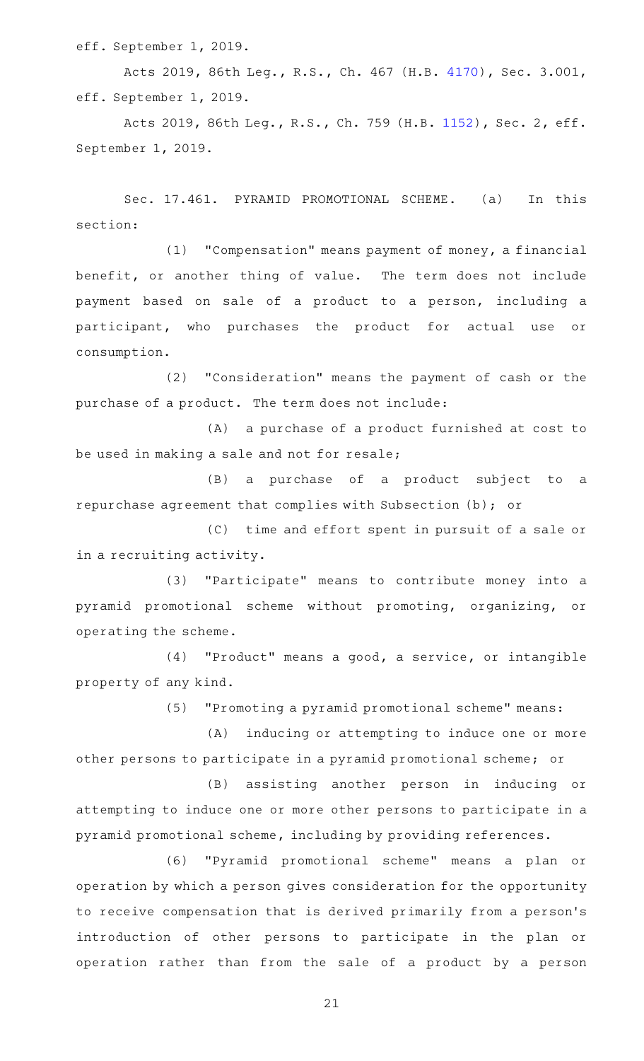eff. September 1, 2019.

Acts 2019, 86th Leg., R.S., Ch. 467 (H.B. 4170), Sec. 3.001, eff. September 1, 2019.

Acts 2019, 86th Leg., R.S., Ch. 759 (H.B. 1152), Sec. 2, eff. September 1, 2019.

Sec. 17.461. PYRAMID PROMOTIONAL SCHEME. (a) In this section:

(1) "Compensation" means payment of money, a financial benefit, or another thing of value. The term does not include payment based on sale of a product to a person, including a participant, who purchases the product for actual use or consumption.

(2) "Consideration" means the payment of cash or the purchase of a product. The term does not include:

(A) a purchase of a product furnished at cost to be used in making a sale and not for resale;

(B) a purchase of a product subject to a repurchase agreement that complies with Subsection (b); or

(C) time and effort spent in pursuit of a sale or in a recruiting activity.

(3) "Participate" means to contribute money into a pyramid promotional scheme without promoting, organizing, or operating the scheme.

(4) "Product" means a good, a service, or intangible property of any kind.

(5) "Promoting a pyramid promotional scheme" means:

(A) inducing or attempting to induce one or more other persons to participate in a pyramid promotional scheme; or

(B) assisting another person in inducing or attempting to induce one or more other persons to participate in a pyramid promotional scheme, including by providing references.

(6) "Pyramid promotional scheme" means a plan or operation by which a person gives consideration for the opportunity to receive compensation that is derived primarily from a person's introduction of other persons to participate in the plan or operation rather than from the sale of a product by a person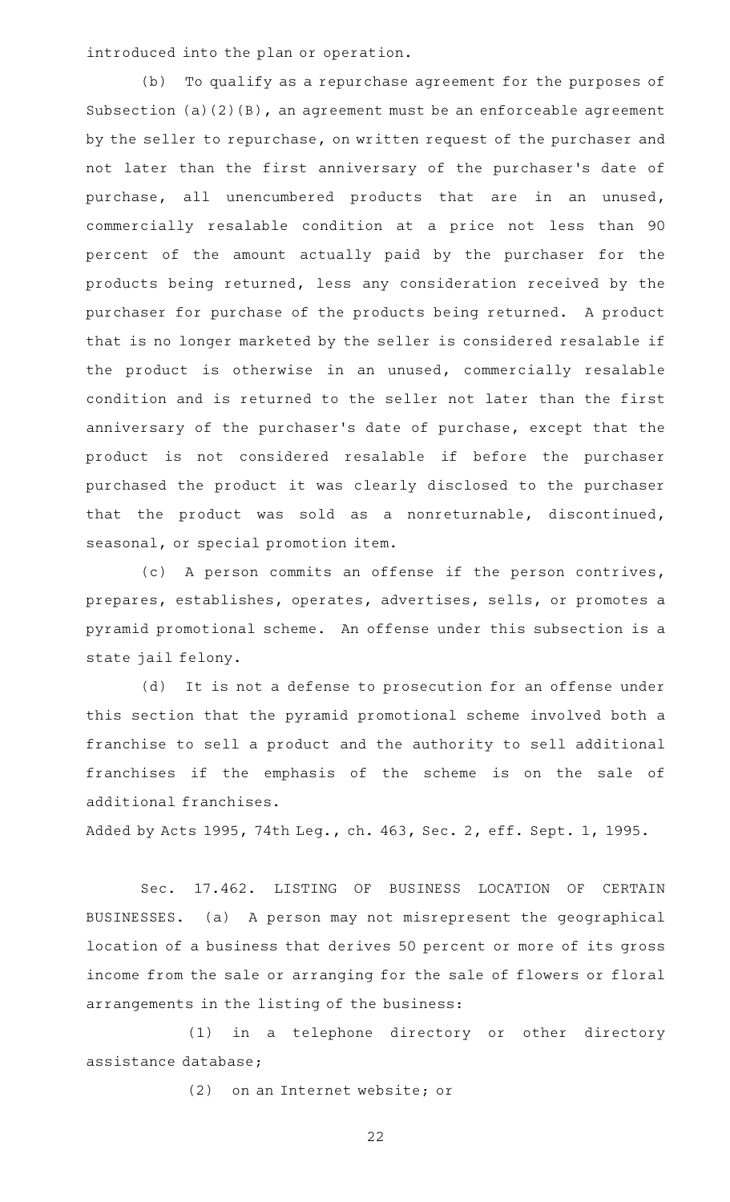introduced into the plan or operation.

(b) To qualify as a repurchase agreement for the purposes of Subsection (a)(2)(B), an agreement must be an enforceable agreement by the seller to repurchase, on written request of the purchaser and not later than the first anniversary of the purchaser's date of purchase, all unencumbered products that are in an unused, commercially resalable condition at a price not less than 90 percent of the amount actually paid by the purchaser for the products being returned, less any consideration received by the purchaser for purchase of the products being returned. A product that is no longer marketed by the seller is considered resalable if the product is otherwise in an unused, commercially resalable condition and is returned to the seller not later than the first anniversary of the purchaser's date of purchase, except that the product is not considered resalable if before the purchaser purchased the product it was clearly disclosed to the purchaser that the product was sold as a nonreturnable, discontinued, seasonal, or special promotion item.

(c) A person commits an offense if the person contrives, prepares, establishes, operates, advertises, sells, or promotes a pyramid promotional scheme. An offense under this subsection is a state jail felony.

(d) It is not a defense to prosecution for an offense under this section that the pyramid promotional scheme involved both a franchise to sell a product and the authority to sell additional franchises if the emphasis of the scheme is on the sale of additional franchises.

Added by Acts 1995, 74th Leg., ch. 463, Sec. 2, eff. Sept. 1, 1995.

Sec. 17.462. LISTING OF BUSINESS LOCATION OF CERTAIN BUSINESSES. (a) A person may not misrepresent the geographical location of a business that derives 50 percent or more of its gross income from the sale or arranging for the sale of flowers or floral arrangements in the listing of the business:

(1) in a telephone directory or other directory assistance database;

(2) on an Internet website; or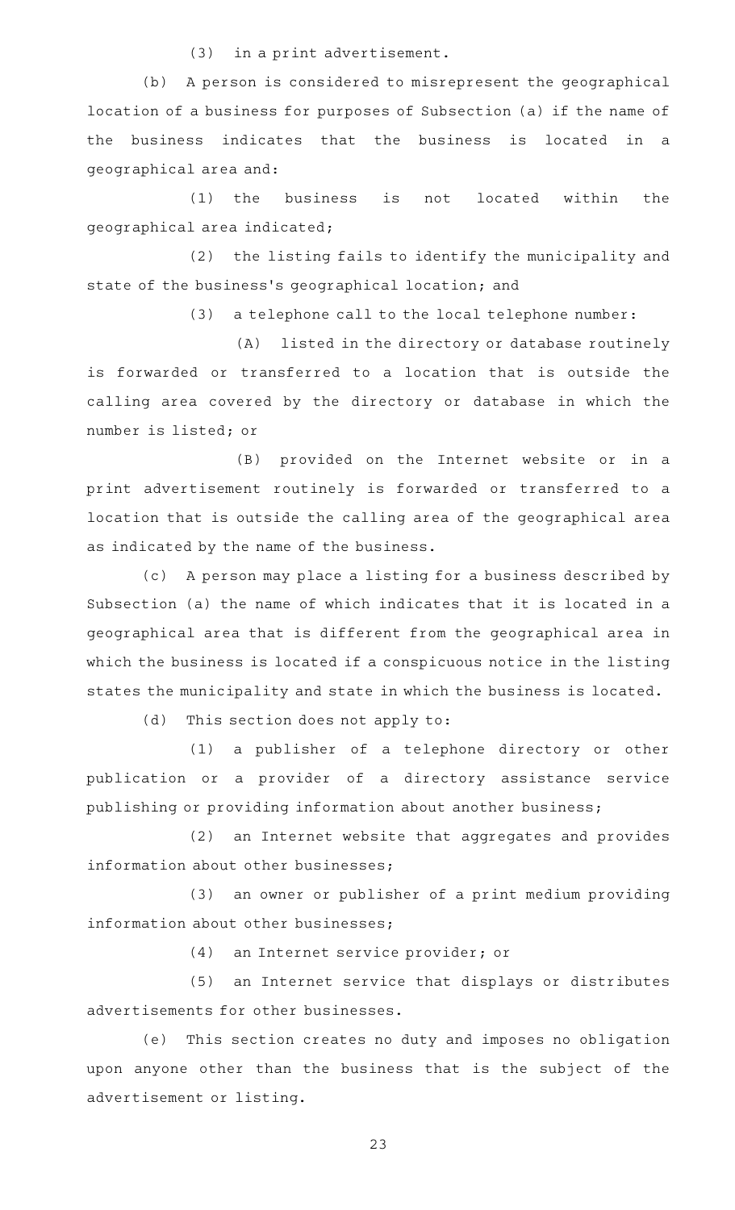(3) in a print advertisement.

(b) A person is considered to misrepresent the geographical location of a business for purposes of Subsection (a) if the name of the business indicates that the business is located in a geographical area and:

(1) the business is not located within the geographical area indicated;

(2) the listing fails to identify the municipality and state of the business's geographical location; and

(3) a telephone call to the local telephone number:

(A) listed in the directory or database routinely is forwarded or transferred to a location that is outside the calling area covered by the directory or database in which the number is listed; or

(B) provided on the Internet website or in a print advertisement routinely is forwarded or transferred to a location that is outside the calling area of the geographical area as indicated by the name of the business.

(c) A person may place a listing for a business described by Subsection (a) the name of which indicates that it is located in a geographical area that is different from the geographical area in which the business is located if a conspicuous notice in the listing states the municipality and state in which the business is located.

(d) This section does not apply to:

(1) a publisher of a telephone directory or other publication or a provider of a directory assistance service publishing or providing information about another business;

(2) an Internet website that aggregates and provides information about other businesses;

(3) an owner or publisher of a print medium providing information about other businesses;

(4) an Internet service provider; or

(5) an Internet service that displays or distributes advertisements for other businesses.

(e) This section creates no duty and imposes no obligation upon anyone other than the business that is the subject of the advertisement or listing.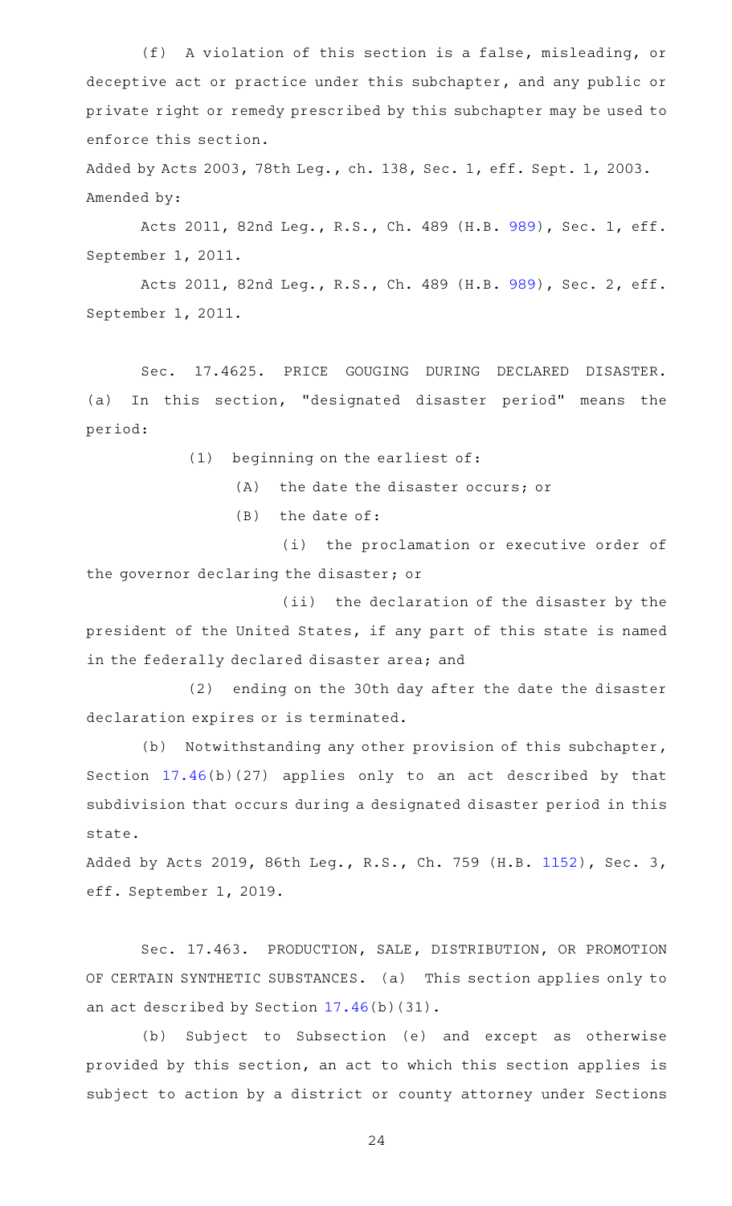(f) A violation of this section is a false, misleading, or deceptive act or practice under this subchapter, and any public or private right or remedy prescribed by this subchapter may be used to enforce this section.

Added by Acts 2003, 78th Leg., ch. 138, Sec. 1, eff. Sept. 1, 2003.
Amended by:

Acts 2011, 82nd Leg., R.S., Ch. 489 (H.B. 989), Sec. 1, eff. September 1, 2011.

Acts 2011, 82nd Leg., R.S., Ch. 489 (H.B. 989), Sec. 2, eff. September 1, 2011.

Sec. 17.4625. PRICE GOUGING DURING DECLARED DISASTER. (a) In this section, "designated disaster period" means the period:

(1) beginning on the earliest of:

(A) the date the disaster occurs; or

(B) the date of:

(i) the proclamation or executive order of the governor declaring the disaster; or

(ii) the declaration of the disaster by the president of the United States, if any part of this state is named in the federally declared disaster area; and

(2) ending on the 30th day after the date the disaster declaration expires or is terminated.

(b) Notwithstanding any other provision of this subchapter, Section 17.46(b)(27) applies only to an act described by that subdivision that occurs during a designated disaster period in this state.

Added by Acts 2019, 86th Leg., R.S., Ch. 759 (H.B. 1152), Sec. 3, eff. September 1, 2019.

Sec. 17.463. PRODUCTION, SALE, DISTRIBUTION, OR PROMOTION OF CERTAIN SYNTHETIC SUBSTANCES. (a) This section applies only to an act described by Section 17.46(b)(31).

(b) Subject to Subsection (e) and except as otherwise provided by this section, an act to which this section applies is subject to action by a district or county attorney under Sections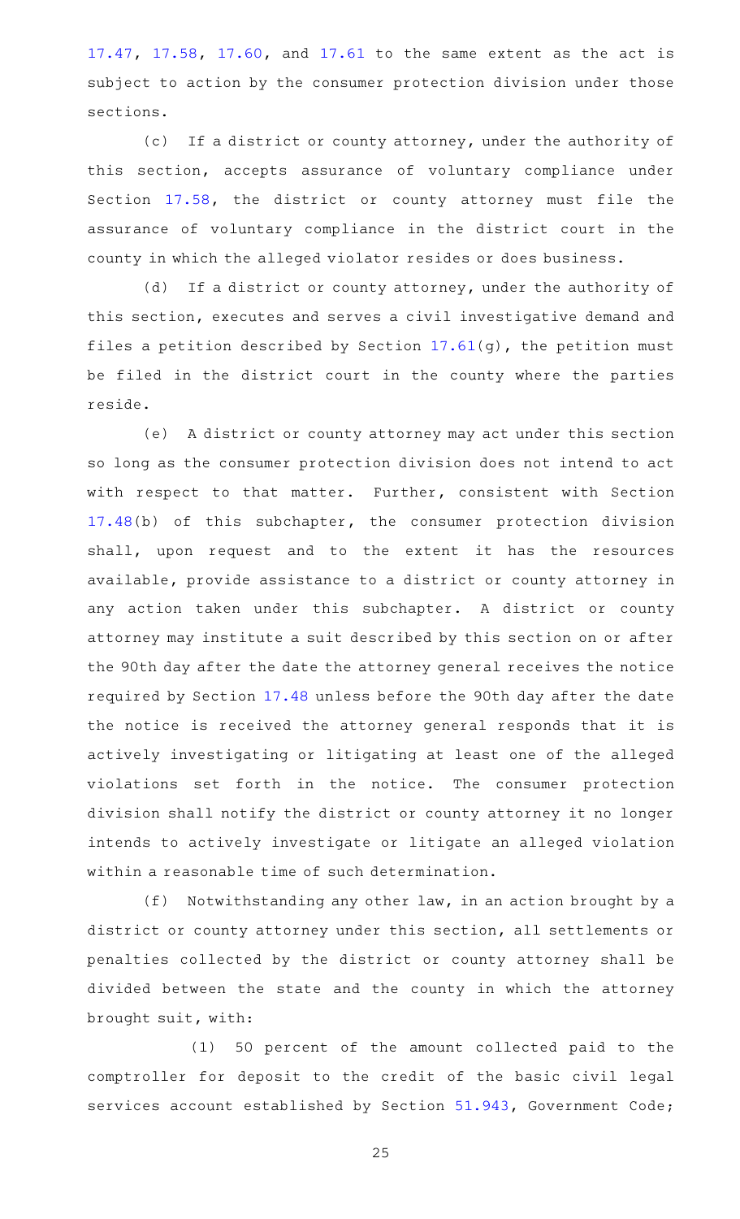17.47, 17.58, 17.60, and 17.61 to the same extent as the act is subject to action by the consumer protection division under those sections.

(c) If a district or county attorney, under the authority of this section, accepts assurance of voluntary compliance under Section 17.58, the district or county attorney must file the assurance of voluntary compliance in the district court in the county in which the alleged violator resides or does business.

(d) If a district or county attorney, under the authority of this section, executes and serves a civil investigative demand and files a petition described by Section 17.61(g), the petition must be filed in the district court in the county where the parties reside.

(e) A district or county attorney may act under this section so long as the consumer protection division does not intend to act with respect to that matter. Further, consistent with Section 17.48(b) of this subchapter, the consumer protection division shall, upon request and to the extent it has the resources available, provide assistance to a district or county attorney in any action taken under this subchapter. A district or county attorney may institute a suit described by this section on or after the 90th day after the date the attorney general receives the notice required by Section 17.48 unless before the 90th day after the date the notice is received the attorney general responds that it is actively investigating or litigating at least one of the alleged violations set forth in the notice. The consumer protection division shall notify the district or county attorney it no longer intends to actively investigate or litigate an alleged violation within a reasonable time of such determination.

(f) Notwithstanding any other law, in an action brought by a district or county attorney under this section, all settlements or penalties collected by the district or county attorney shall be divided between the state and the county in which the attorney brought suit, with:

(1) 50 percent of the amount collected paid to the comptroller for deposit to the credit of the basic civil legal services account established by Section 51.943, Government Code;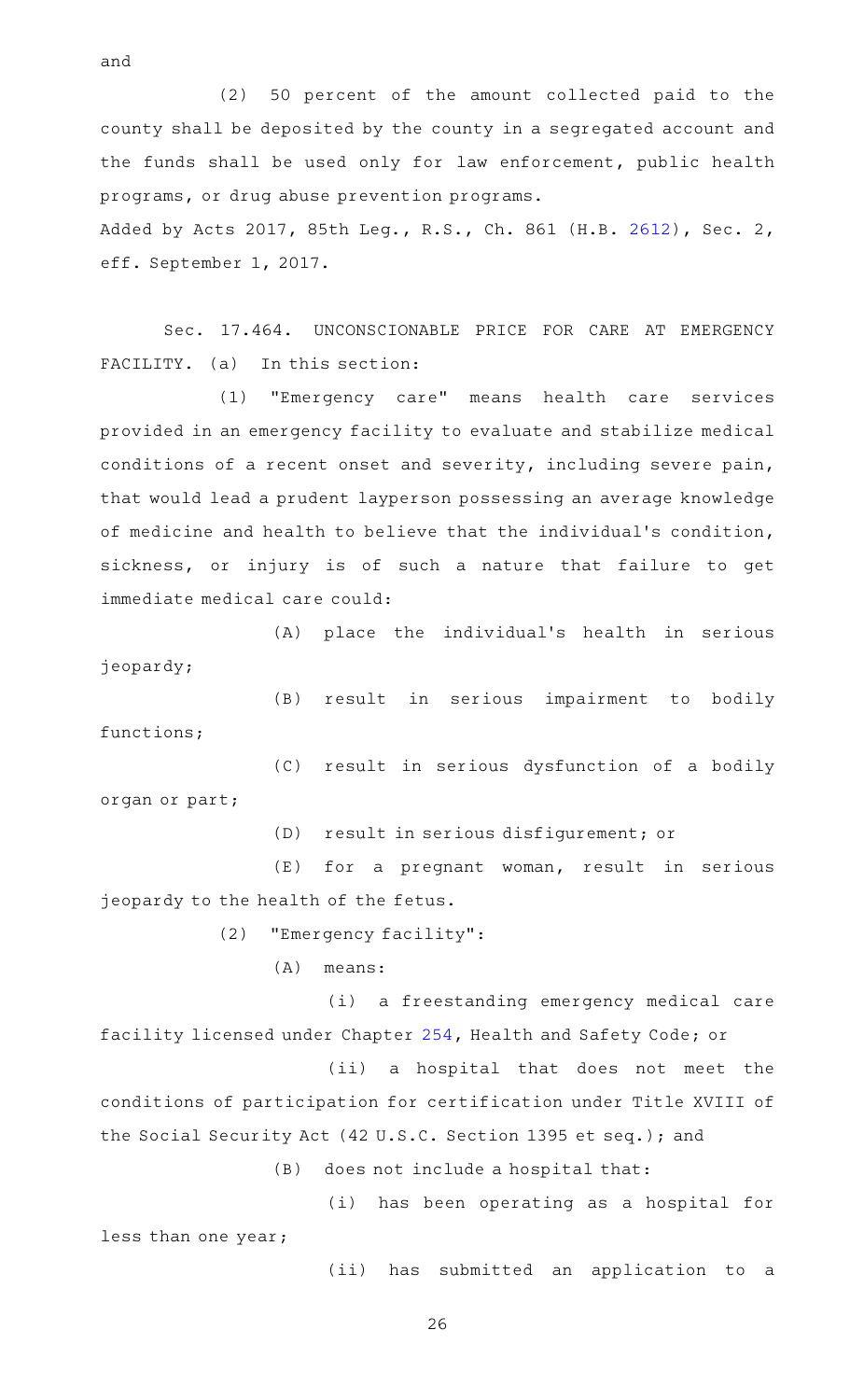and

(2) 50 percent of the amount collected paid to the county shall be deposited by the county in a segregated account and the funds shall be used only for law enforcement, public health programs, or drug abuse prevention programs.

Added by Acts 2017, 85th Leg., R.S., Ch. 861 (H.B. 2612), Sec. 2, eff. September 1, 2017.

Sec. 17.464. UNCONSCIONABLE PRICE FOR CARE AT EMERGENCY FACILITY. (a) In this section:

(1) "Emergency care" means health care services provided in an emergency facility to evaluate and stabilize medical conditions of a recent onset and severity, including severe pain, that would lead a prudent layperson possessing an average knowledge of medicine and health to believe that the individual's condition, sickness, or injury is of such a nature that failure to get immediate medical care could:

(A) place the individual's health in serious jeopardy;

(B) result in serious impairment to bodily functions;

(C) result in serious dysfunction of a bodily organ or part;

(D) result in serious disfigurement; or

(E) for a pregnant woman, result in serious jeopardy to the health of the fetus.

(2) "Emergency facility":

(A) means:

(i) a freestanding emergency medical care facility licensed under Chapter 254, Health and Safety Code; or

(ii) a hospital that does not meet the conditions of participation for certification under Title XVIII of the Social Security Act (42 U.S.C. Section 1395 et seq.); and

(B) does not include a hospital that:

(i) has been operating as a hospital for less than one year;

(ii) has submitted an application to a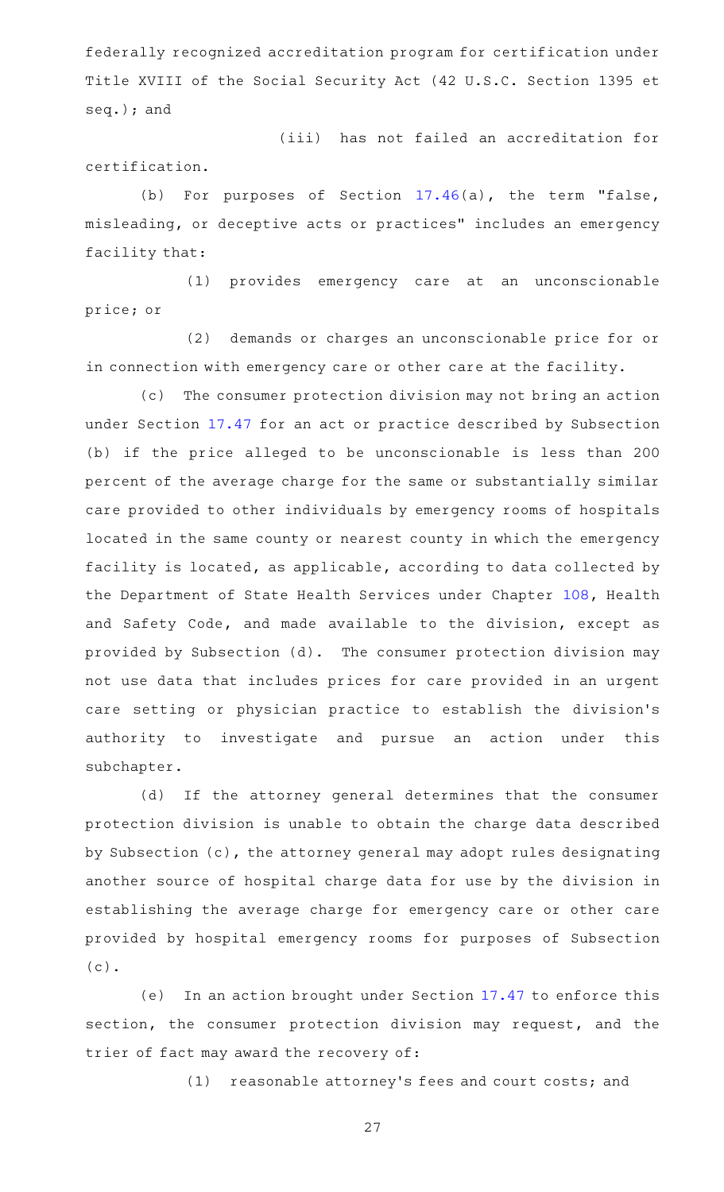federally recognized accreditation program for certification under Title XVIII of the Social Security Act (42 U.S.C. Section 1395 et seq.); and

(iii) has not failed an accreditation for certification.

(b) For purposes of Section 17.46(a), the term "false, misleading, or deceptive acts or practices" includes an emergency facility that:

(1) provides emergency care at an unconscionable price; or

(2) demands or charges an unconscionable price for or in connection with emergency care or other care at the facility.

(c) The consumer protection division may not bring an action under Section 17.47 for an act or practice described by Subsection (b) if the price alleged to be unconscionable is less than 200 percent of the average charge for the same or substantially similar care provided to other individuals by emergency rooms of hospitals located in the same county or nearest county in which the emergency facility is located, as applicable, according to data collected by the Department of State Health Services under Chapter 108, Health and Safety Code, and made available to the division, except as provided by Subsection (d). The consumer protection division may not use data that includes prices for care provided in an urgent care setting or physician practice to establish the division's authority to investigate and pursue an action under this subchapter.

(d) If the attorney general determines that the consumer protection division is unable to obtain the charge data described by Subsection (c), the attorney general may adopt rules designating another source of hospital charge data for use by the division in establishing the average charge for emergency care or other care provided by hospital emergency rooms for purposes of Subsection (c).

(e) In an action brought under Section 17.47 to enforce this section, the consumer protection division may request, and the trier of fact may award the recovery of:

(1) reasonable attorney's fees and court costs; and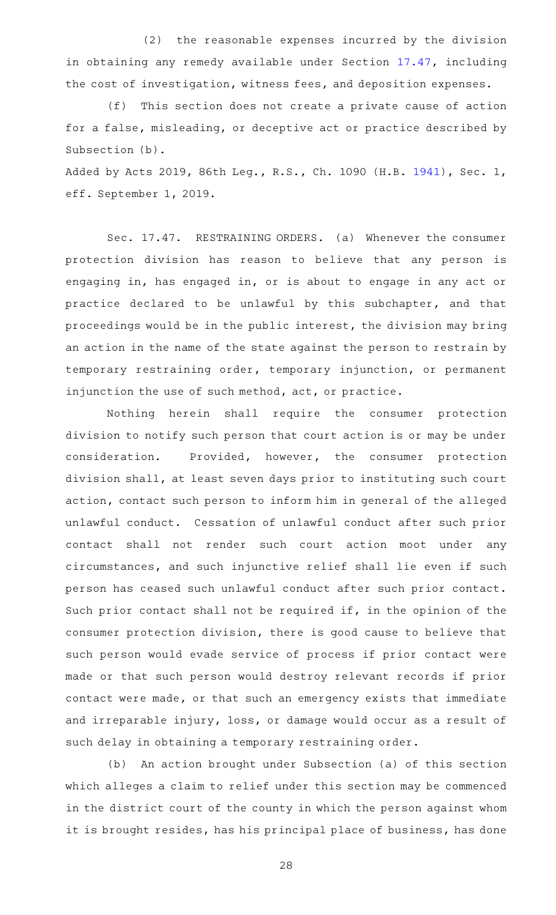(2) the reasonable expenses incurred by the division in obtaining any remedy available under Section 17.47, including the cost of investigation, witness fees, and deposition expenses.

(f) This section does not create a private cause of action for a false, misleading, or deceptive act or practice described by Subsection (b).

Added by Acts 2019, 86th Leg., R.S., Ch. 1090 (H.B. 1941), Sec. 1, eff. September 1, 2019.

Sec. 17.47. RESTRAINING ORDERS. (a) Whenever the consumer protection division has reason to believe that any person is engaging in, has engaged in, or is about to engage in any act or practice declared to be unlawful by this subchapter, and that proceedings would be in the public interest, the division may bring an action in the name of the state against the person to restrain by temporary restraining order, temporary injunction, or permanent injunction the use of such method, act, or practice.

Nothing herein shall require the consumer protection division to notify such person that court action is or may be under consideration. Provided, however, the consumer protection division shall, at least seven days prior to instituting such court action, contact such person to inform him in general of the alleged unlawful conduct. Cessation of unlawful conduct after such prior contact shall not render such court action moot under any circumstances, and such injunctive relief shall lie even if such person has ceased such unlawful conduct after such prior contact. Such prior contact shall not be required if, in the opinion of the consumer protection division, there is good cause to believe that such person would evade service of process if prior contact were made or that such person would destroy relevant records if prior contact were made, or that such an emergency exists that immediate and irreparable injury, loss, or damage would occur as a result of such delay in obtaining a temporary restraining order.

(b) An action brought under Subsection (a) of this section which alleges a claim to relief under this section may be commenced in the district court of the county in which the person against whom it is brought resides, has his principal place of business, has done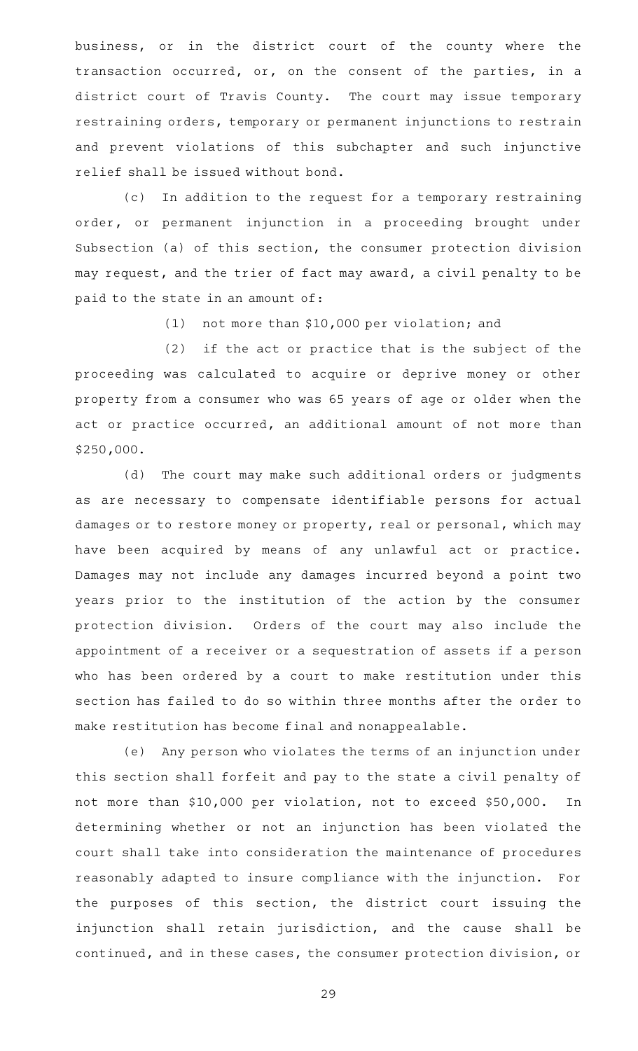business, or in the district court of the county where the transaction occurred, or, on the consent of the parties, in a district court of Travis County. The court may issue temporary restraining orders, temporary or permanent injunctions to restrain and prevent violations of this subchapter and such injunctive relief shall be issued without bond.

(c) In addition to the request for a temporary restraining order, or permanent injunction in a proceeding brought under Subsection (a) of this section, the consumer protection division may request, and the trier of fact may award, a civil penalty to be paid to the state in an amount of:

(1) not more than $10,000 per violation; and

(2) if the act or practice that is the subject of the proceeding was calculated to acquire or deprive money or other property from a consumer who was 65 years of age or older when the act or practice occurred, an additional amount of not more than $250,000.

(d) The court may make such additional orders or judgments as are necessary to compensate identifiable persons for actual damages or to restore money or property, real or personal, which may have been acquired by means of any unlawful act or practice. Damages may not include any damages incurred beyond a point two years prior to the institution of the action by the consumer protection division. Orders of the court may also include the appointment of a receiver or a sequestration of assets if a person who has been ordered by a court to make restitution under this section has failed to do so within three months after the order to make restitution has become final and nonappealable.

(e) Any person who violates the terms of an injunction under this section shall forfeit and pay to the state a civil penalty of not more than $10,000 per violation, not to exceed $50,000. In determining whether or not an injunction has been violated the court shall take into consideration the maintenance of procedures reasonably adapted to insure compliance with the injunction. For the purposes of this section, the district court issuing the injunction shall retain jurisdiction, and the cause shall be continued, and in these cases, the consumer protection division, or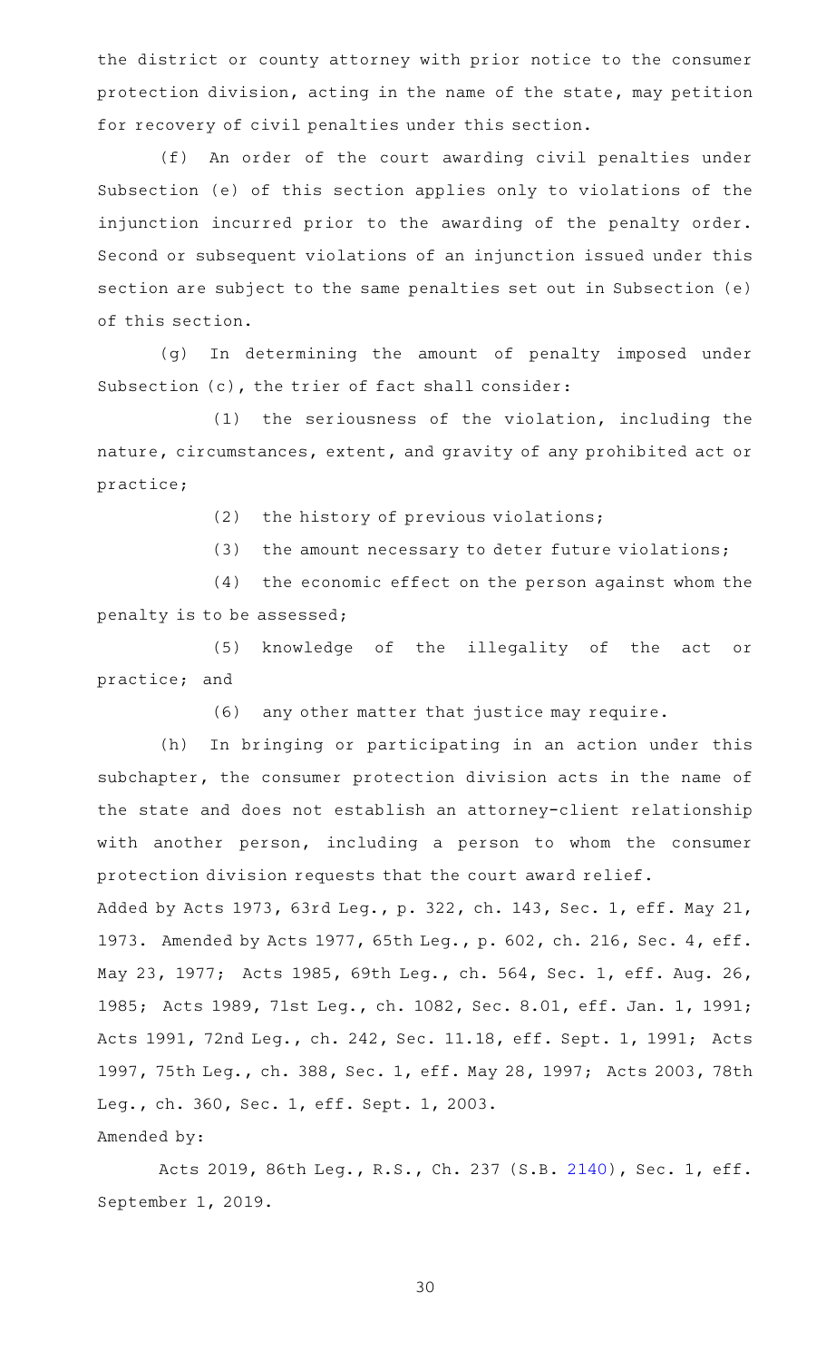the district or county attorney with prior notice to the consumer protection division, acting in the name of the state, may petition for recovery of civil penalties under this section.

(f) An order of the court awarding civil penalties under Subsection (e) of this section applies only to violations of the injunction incurred prior to the awarding of the penalty order. Second or subsequent violations of an injunction issued under this section are subject to the same penalties set out in Subsection (e) of this section.

(g) In determining the amount of penalty imposed under Subsection (c), the trier of fact shall consider:

(1) the seriousness of the violation, including the nature, circumstances, extent, and gravity of any prohibited act or practice;

(2) the history of previous violations;

(3) the amount necessary to deter future violations;

(4) the economic effect on the person against whom the penalty is to be assessed;

(5) knowledge of the illegality of the act or practice; and

(6) any other matter that justice may require.

(h) In bringing or participating in an action under this subchapter, the consumer protection division acts in the name of the state and does not establish an attorney-client relationship with another person, including a person to whom the consumer protection division requests that the court award relief.

Added by Acts 1973, 63rd Leg., p. 322, ch. 143, Sec. 1, eff. May 21, 1973. Amended by Acts 1977, 65th Leg., p. 602, ch. 216, Sec. 4, eff. May 23, 1977; Acts 1985, 69th Leg., ch. 564, Sec. 1, eff. Aug. 26, 1985; Acts 1989, 71st Leg., ch. 1082, Sec. 8.01, eff. Jan. 1, 1991; Acts 1991, 72nd Leg., ch. 242, Sec. 11.18, eff. Sept. 1, 1991; Acts 1997, 75th Leg., ch. 388, Sec. 1, eff. May 28, 1997; Acts 2003, 78th Leg., ch. 360, Sec. 1, eff. Sept. 1, 2003.

Amended by:

Acts 2019, 86th Leg., R.S., Ch. 237 (S.B. 2140), Sec. 1, eff. September 1, 2019.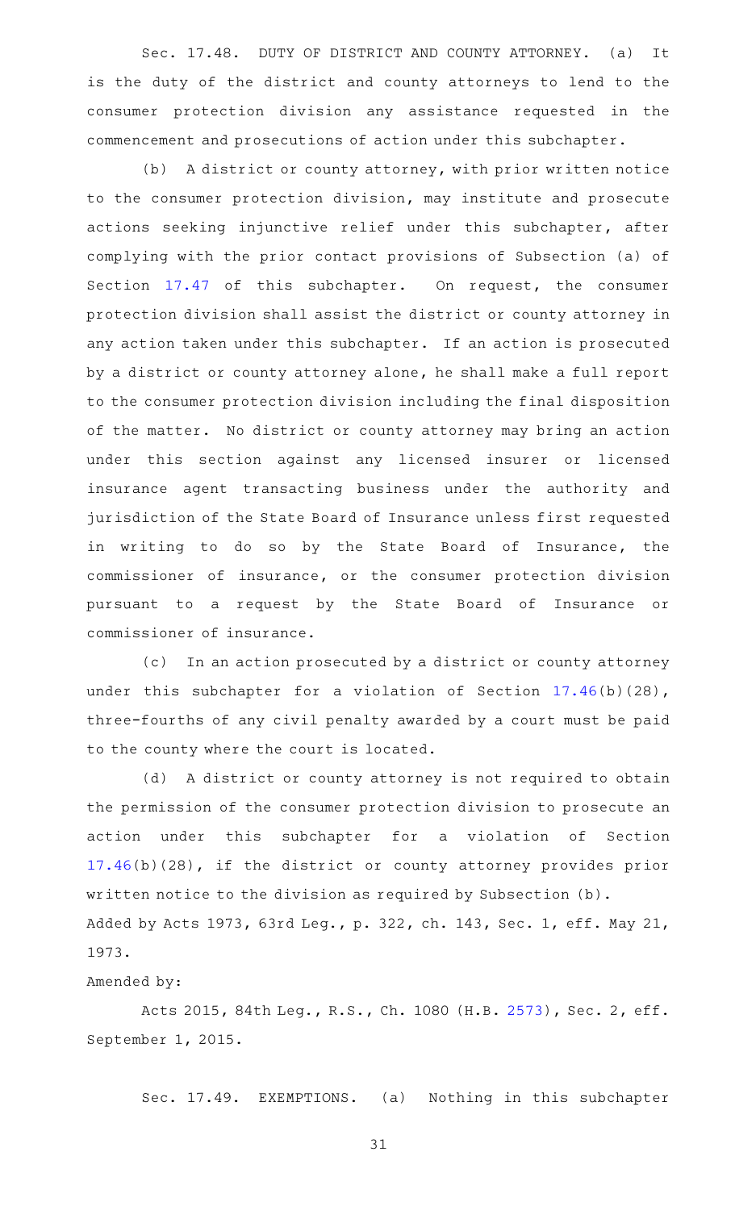Sec. 17.48. DUTY OF DISTRICT AND COUNTY ATTORNEY. (a) It is the duty of the district and county attorneys to lend to the consumer protection division any assistance requested in the commencement and prosecutions of action under this subchapter.

(b) A district or county attorney, with prior written notice to the consumer protection division, may institute and prosecute actions seeking injunctive relief under this subchapter, after complying with the prior contact provisions of Subsection (a) of Section 17.47 of this subchapter. On request, the consumer protection division shall assist the district or county attorney in any action taken under this subchapter. If an action is prosecuted by a district or county attorney alone, he shall make a full report to the consumer protection division including the final disposition of the matter. No district or county attorney may bring an action under this section against any licensed insurer or licensed insurance agent transacting business under the authority and jurisdiction of the State Board of Insurance unless first requested in writing to do so by the State Board of Insurance, the commissioner of insurance, or the consumer protection division pursuant to a request by the State Board of Insurance or commissioner of insurance.

(c) In an action prosecuted by a district or county attorney under this subchapter for a violation of Section 17.46(b)(28), three-fourths of any civil penalty awarded by a court must be paid to the county where the court is located.

(d) A district or county attorney is not required to obtain the permission of the consumer protection division to prosecute an action under this subchapter for a violation of Section 17.46(b)(28), if the district or county attorney provides prior written notice to the division as required by Subsection (b).

Added by Acts 1973, 63rd Leg., p. 322, ch. 143, Sec. 1, eff. May 21, 1973.

Amended by:

Acts 2015, 84th Leg., R.S., Ch. 1080 (H.B. 2573), Sec. 2, eff. September 1, 2015.

Sec. 17.49. EXEMPTIONS. (a) Nothing in this subchapter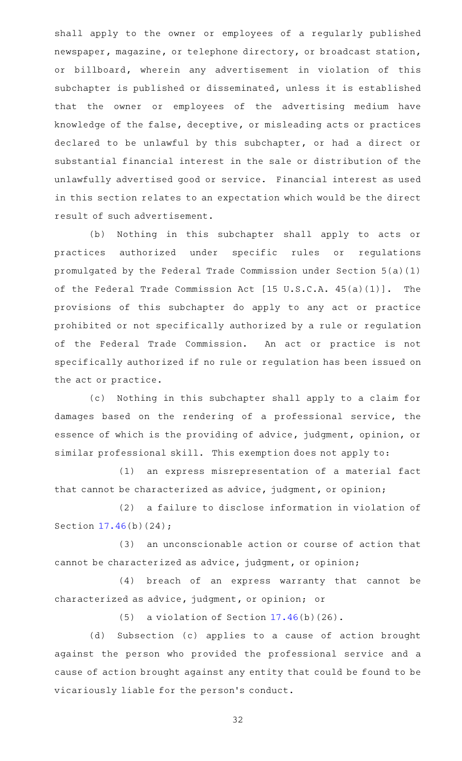shall apply to the owner or employees of a regularly published newspaper, magazine, or telephone directory, or broadcast station, or billboard, wherein any advertisement in violation of this subchapter is published or disseminated, unless it is established that the owner or employees of the advertising medium have knowledge of the false, deceptive, or misleading acts or practices declared to be unlawful by this subchapter, or had a direct or substantial financial interest in the sale or distribution of the unlawfully advertised good or service. Financial interest as used in this section relates to an expectation which would be the direct result of such advertisement.

(b) Nothing in this subchapter shall apply to acts or practices authorized under specific rules or regulations promulgated by the Federal Trade Commission under Section 5(a)(1) of the Federal Trade Commission Act [15 U.S.C.A. 45(a)(1)]. The provisions of this subchapter do apply to any act or practice prohibited or not specifically authorized by a rule or regulation of the Federal Trade Commission. An act or practice is not specifically authorized if no rule or regulation has been issued on the act or practice.

(c) Nothing in this subchapter shall apply to a claim for damages based on the rendering of a professional service, the essence of which is the providing of advice, judgment, opinion, or similar professional skill. This exemption does not apply to:

(1) an express misrepresentation of a material fact that cannot be characterized as advice, judgment, or opinion;

(2) a failure to disclose information in violation of Section 17.46(b)(24);

(3) an unconscionable action or course of action that cannot be characterized as advice, judgment, or opinion;

(4) breach of an express warranty that cannot be characterized as advice, judgment, or opinion; or

(5) a violation of Section 17.46(b)(26).

(d) Subsection (c) applies to a cause of action brought against the person who provided the professional service and a cause of action brought against any entity that could be found to be vicariously liable for the person's conduct.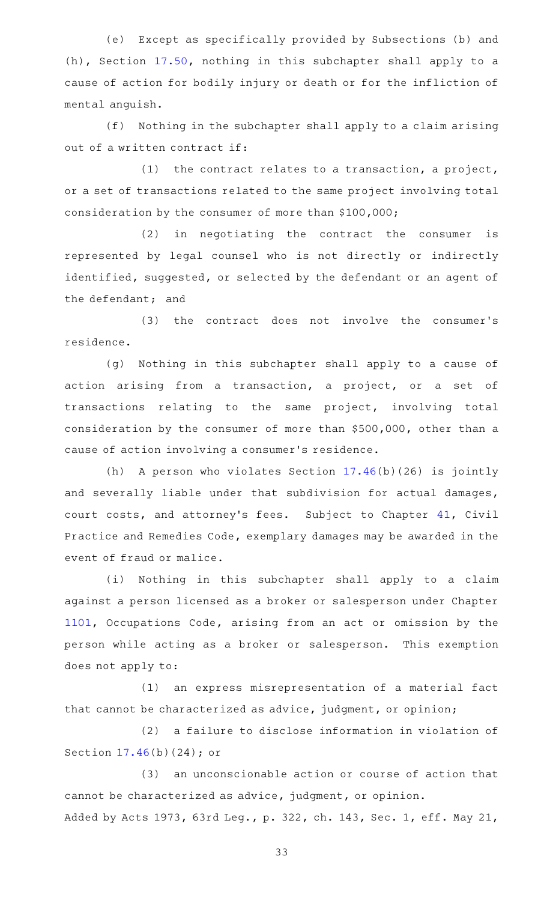(e) Except as specifically provided by Subsections (b) and (h), Section 17.50, nothing in this subchapter shall apply to a cause of action for bodily injury or death or for the infliction of mental anguish.

(f) Nothing in the subchapter shall apply to a claim arising out of a written contract if:

(1) the contract relates to a transaction, a project, or a set of transactions related to the same project involving total consideration by the consumer of more than $100,000;

(2) in negotiating the contract the consumer is represented by legal counsel who is not directly or indirectly identified, suggested, or selected by the defendant or an agent of the defendant; and

(3) the contract does not involve the consumer's residence.

(g) Nothing in this subchapter shall apply to a cause of action arising from a transaction, a project, or a set of transactions relating to the same project, involving total consideration by the consumer of more than $500,000, other than a cause of action involving a consumer's residence.

(h) A person who violates Section 17.46(b)(26) is jointly and severally liable under that subdivision for actual damages, court costs, and attorney's fees. Subject to Chapter 41, Civil Practice and Remedies Code, exemplary damages may be awarded in the event of fraud or malice.

(i) Nothing in this subchapter shall apply to a claim against a person licensed as a broker or salesperson under Chapter 1101, Occupations Code, arising from an act or omission by the person while acting as a broker or salesperson. This exemption does not apply to:

(1) an express misrepresentation of a material fact that cannot be characterized as advice, judgment, or opinion;

(2) a failure to disclose information in violation of Section 17.46(b)(24); or

(3) an unconscionable action or course of action that cannot be characterized as advice, judgment, or opinion.

Added by Acts 1973, 63rd Leg., p. 322, ch. 143, Sec. 1, eff. May 21,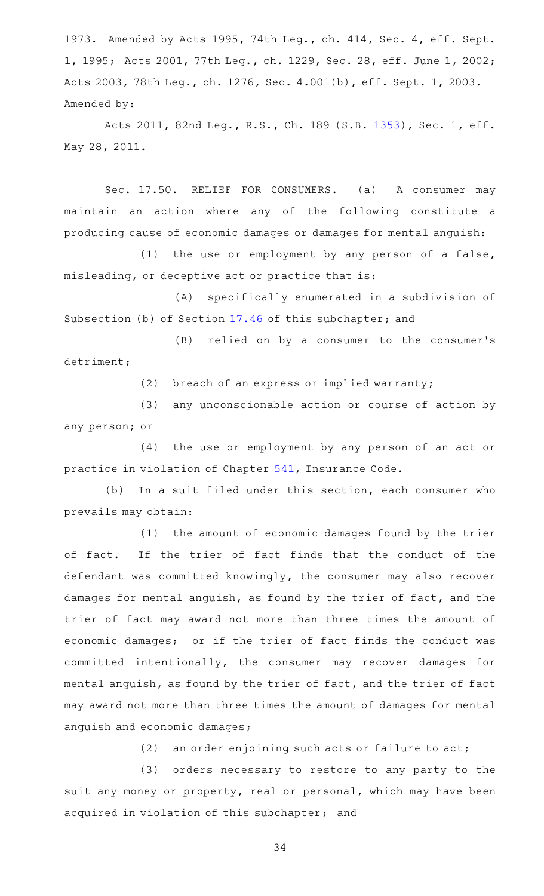1973. Amended by Acts 1995, 74th Leg., ch. 414, Sec. 4, eff. Sept. 1, 1995; Acts 2001, 77th Leg., ch. 1229, Sec. 28, eff. June 1, 2002; Acts 2003, 78th Leg., ch. 1276, Sec. 4.001(b), eff. Sept. 1, 2003. Amended by:

Acts 2011, 82nd Leg., R.S., Ch. 189 (S.B. 1353), Sec. 1, eff. May 28, 2011.

Sec. 17.50. RELIEF FOR CONSUMERS. (a) A consumer may maintain an action where any of the following constitute a producing cause of economic damages or damages for mental anguish:

(1) the use or employment by any person of a false, misleading, or deceptive act or practice that is:

(A) specifically enumerated in a subdivision of Subsection (b) of Section 17.46 of this subchapter; and

(B) relied on by a consumer to the consumer's detriment;

(2) breach of an express or implied warranty;

(3) any unconscionable action or course of action by any person; or

(4) the use or employment by any person of an act or practice in violation of Chapter 541, Insurance Code.

(b) In a suit filed under this section, each consumer who prevails may obtain:

(1) the amount of economic damages found by the trier of fact. If the trier of fact finds that the conduct of the defendant was committed knowingly, the consumer may also recover damages for mental anguish, as found by the trier of fact, and the trier of fact may award not more than three times the amount of economic damages; or if the trier of fact finds the conduct was committed intentionally, the consumer may recover damages for mental anguish, as found by the trier of fact, and the trier of fact may award not more than three times the amount of damages for mental anguish and economic damages;

(2) an order enjoining such acts or failure to act;

(3) orders necessary to restore to any party to the suit any money or property, real or personal, which may have been acquired in violation of this subchapter; and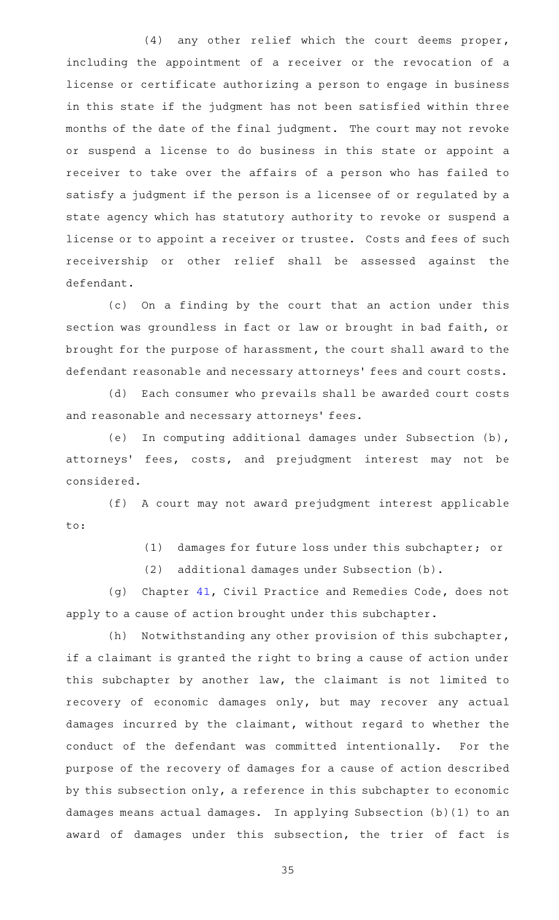(4) any other relief which the court deems proper, including the appointment of a receiver or the revocation of a license or certificate authorizing a person to engage in business in this state if the judgment has not been satisfied within three months of the date of the final judgment. The court may not revoke or suspend a license to do business in this state or appoint a receiver to take over the affairs of a person who has failed to satisfy a judgment if the person is a licensee of or regulated by a state agency which has statutory authority to revoke or suspend a license or to appoint a receiver or trustee. Costs and fees of such receivership or other relief shall be assessed against the defendant.

(c) On a finding by the court that an action under this section was groundless in fact or law or brought in bad faith, or brought for the purpose of harassment, the court shall award to the defendant reasonable and necessary attorneys' fees and court costs.

(d) Each consumer who prevails shall be awarded court costs and reasonable and necessary attorneys' fees.

(e) In computing additional damages under Subsection (b), attorneys' fees, costs, and prejudgment interest may not be considered.

(f) A court may not award prejudgment interest applicable to:

(1) damages for future loss under this subchapter; or

(2) additional damages under Subsection (b).

(g) Chapter 41, Civil Practice and Remedies Code, does not apply to a cause of action brought under this subchapter.

(h) Notwithstanding any other provision of this subchapter, if a claimant is granted the right to bring a cause of action under this subchapter by another law, the claimant is not limited to recovery of economic damages only, but may recover any actual damages incurred by the claimant, without regard to whether the conduct of the defendant was committed intentionally. For the purpose of the recovery of damages for a cause of action described by this subsection only, a reference in this subchapter to economic damages means actual damages. In applying Subsection (b)(1) to an award of damages under this subsection, the trier of fact is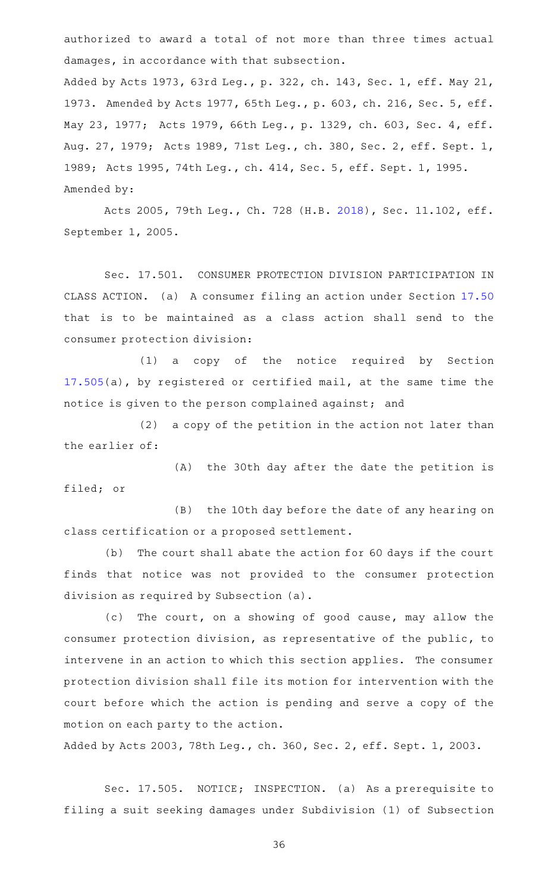authorized to award a total of not more than three times actual damages, in accordance with that subsection.

Added by Acts 1973, 63rd Leg., p. 322, ch. 143, Sec. 1, eff. May 21, 1973. Amended by Acts 1977, 65th Leg., p. 603, ch. 216, Sec. 5, eff. May 23, 1977; Acts 1979, 66th Leg., p. 1329, ch. 603, Sec. 4, eff. Aug. 27, 1979; Acts 1989, 71st Leg., ch. 380, Sec. 2, eff. Sept. 1, 1989; Acts 1995, 74th Leg., ch. 414, Sec. 5, eff. Sept. 1, 1995.

Amended by:

Acts 2005, 79th Leg., Ch. 728 (H.B. 2018), Sec. 11.102, eff. September 1, 2005.

Sec. 17.501. CONSUMER PROTECTION DIVISION PARTICIPATION IN CLASS ACTION. (a) A consumer filing an action under Section 17.50 that is to be maintained as a class action shall send to the consumer protection division:

(1) a copy of the notice required by Section 17.505(a), by registered or certified mail, at the same time the notice is given to the person complained against; and

(2) a copy of the petition in the action not later than the earlier of:

(A) the 30th day after the date the petition is filed; or

(B) the 10th day before the date of any hearing on class certification or a proposed settlement.

(b) The court shall abate the action for 60 days if the court finds that notice was not provided to the consumer protection division as required by Subsection (a).

(c) The court, on a showing of good cause, may allow the consumer protection division, as representative of the public, to intervene in an action to which this section applies. The consumer protection division shall file its motion for intervention with the court before which the action is pending and serve a copy of the motion on each party to the action.

Added by Acts 2003, 78th Leg., ch. 360, Sec. 2, eff. Sept. 1, 2003.

Sec. 17.505. NOTICE; INSPECTION. (a) As a prerequisite to filing a suit seeking damages under Subdivision (1) of Subsection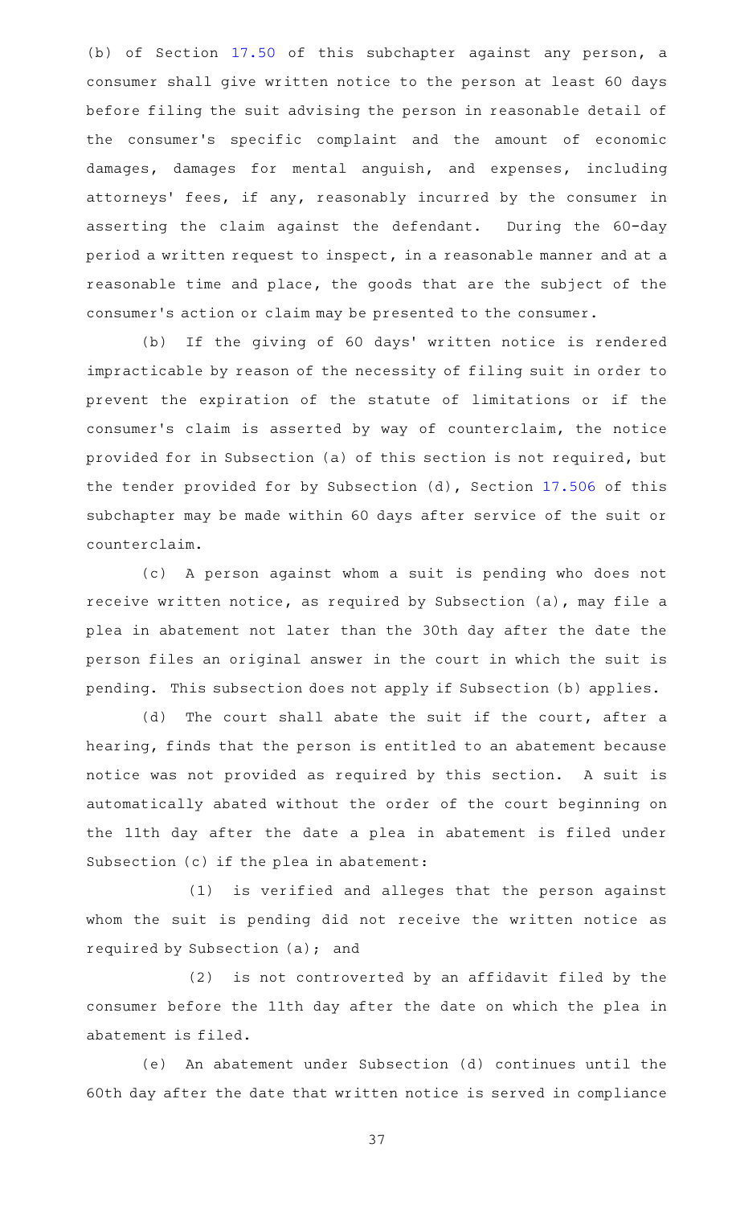(b) of Section 17.50 of this subchapter against any person, a consumer shall give written notice to the person at least 60 days before filing the suit advising the person in reasonable detail of the consumer's specific complaint and the amount of economic damages, damages for mental anguish, and expenses, including attorneys' fees, if any, reasonably incurred by the consumer in asserting the claim against the defendant. During the 60-day period a written request to inspect, in a reasonable manner and at a reasonable time and place, the goods that are the subject of the consumer's action or claim may be presented to the consumer.

(b) If the giving of 60 days' written notice is rendered impracticable by reason of the necessity of filing suit in order to prevent the expiration of the statute of limitations or if the consumer's claim is asserted by way of counterclaim, the notice provided for in Subsection (a) of this section is not required, but the tender provided for by Subsection (d), Section 17.506 of this subchapter may be made within 60 days after service of the suit or counterclaim.

(c) A person against whom a suit is pending who does not receive written notice, as required by Subsection (a), may file a plea in abatement not later than the 30th day after the date the person files an original answer in the court in which the suit is pending. This subsection does not apply if Subsection (b) applies.

(d) The court shall abate the suit if the court, after a hearing, finds that the person is entitled to an abatement because notice was not provided as required by this section. A suit is automatically abated without the order of the court beginning on the 11th day after the date a plea in abatement is filed under Subsection (c) if the plea in abatement:

(1) is verified and alleges that the person against whom the suit is pending did not receive the written notice as required by Subsection (a); and

(2) is not controverted by an affidavit filed by the consumer before the 11th day after the date on which the plea in abatement is filed.

(e) An abatement under Subsection (d) continues until the 60th day after the date that written notice is served in compliance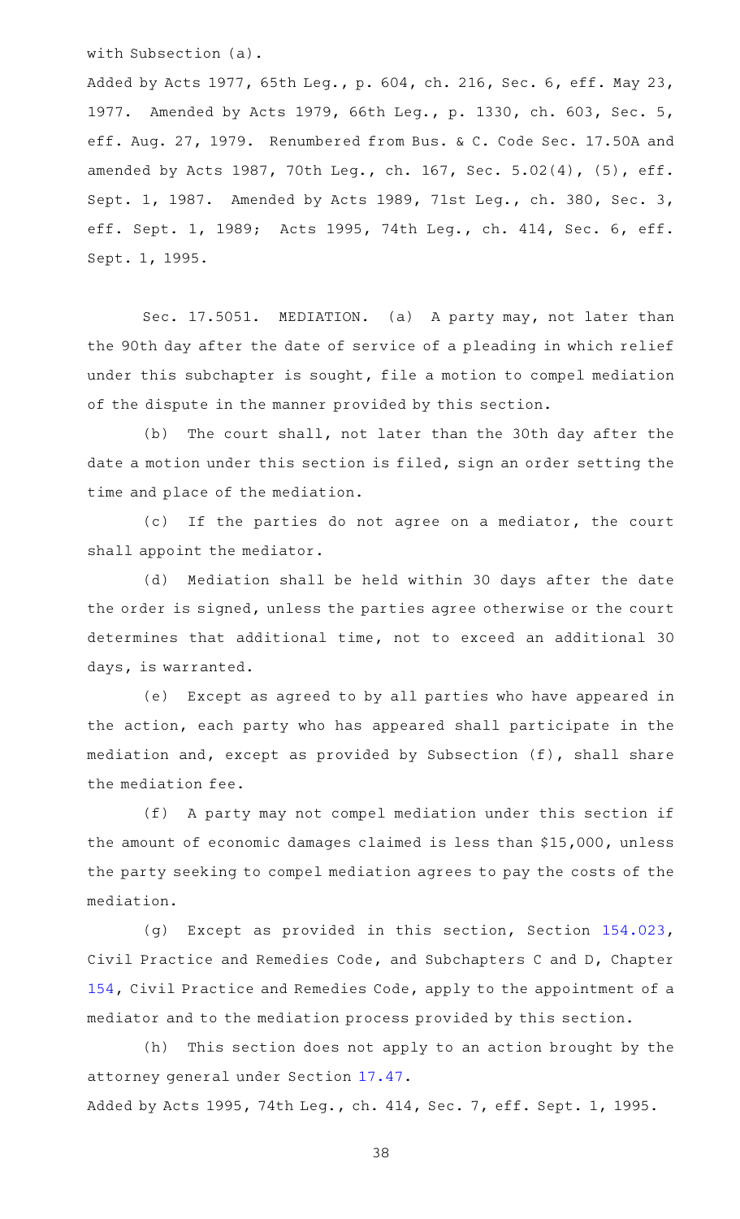with Subsection (a).

Added by Acts 1977, 65th Leg., p. 604, ch. 216, Sec. 6, eff. May 23, 1977. Amended by Acts 1979, 66th Leg., p. 1330, ch. 603, Sec. 5, eff. Aug. 27, 1979. Renumbered from Bus. & C. Code Sec. 17.50A and amended by Acts 1987, 70th Leg., ch. 167, Sec. 5.02(4), (5), eff. Sept. 1, 1987. Amended by Acts 1989, 71st Leg., ch. 380, Sec. 3, eff. Sept. 1, 1989; Acts 1995, 74th Leg., ch. 414, Sec. 6, eff. Sept. 1, 1995.

Sec. 17.5051. MEDIATION. (a) A party may, not later than the 90th day after the date of service of a pleading in which relief under this subchapter is sought, file a motion to compel mediation of the dispute in the manner provided by this section.

(b) The court shall, not later than the 30th day after the date a motion under this section is filed, sign an order setting the time and place of the mediation.

(c) If the parties do not agree on a mediator, the court shall appoint the mediator.

(d) Mediation shall be held within 30 days after the date the order is signed, unless the parties agree otherwise or the court determines that additional time, not to exceed an additional 30 days, is warranted.

(e) Except as agreed to by all parties who have appeared in the action, each party who has appeared shall participate in the mediation and, except as provided by Subsection (f), shall share the mediation fee.

(f) A party may not compel mediation under this section if the amount of economic damages claimed is less than $15,000, unless the party seeking to compel mediation agrees to pay the costs of the mediation.

(g) Except as provided in this section, Section 154.023, Civil Practice and Remedies Code, and Subchapters C and D, Chapter 154, Civil Practice and Remedies Code, apply to the appointment of a mediator and to the mediation process provided by this section.

(h) This section does not apply to an action brought by the attorney general under Section 17.47.

Added by Acts 1995, 74th Leg., ch. 414, Sec. 7, eff. Sept. 1, 1995.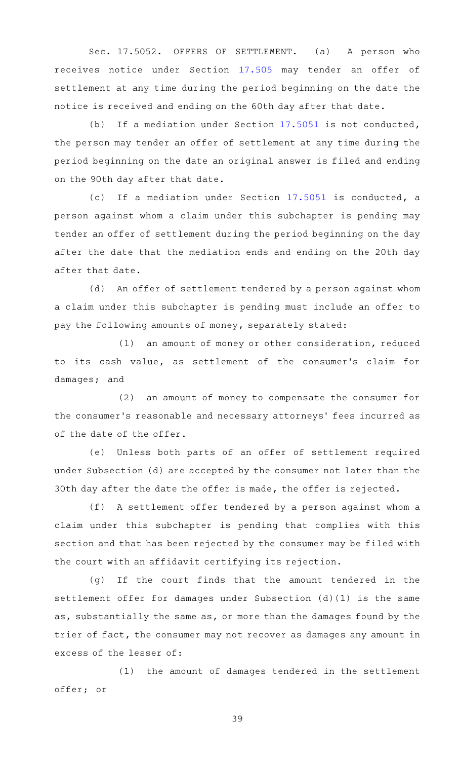Sec. 17.5052. OFFERS OF SETTLEMENT. (a) A person who receives notice under Section 17.505 may tender an offer of settlement at any time during the period beginning on the date the notice is received and ending on the 60th day after that date.

(b) If a mediation under Section 17.5051 is not conducted, the person may tender an offer of settlement at any time during the period beginning on the date an original answer is filed and ending on the 90th day after that date.

(c) If a mediation under Section 17.5051 is conducted, a person against whom a claim under this subchapter is pending may tender an offer of settlement during the period beginning on the day after the date that the mediation ends and ending on the 20th day after that date.

(d) An offer of settlement tendered by a person against whom a claim under this subchapter is pending must include an offer to pay the following amounts of money, separately stated:

(1) an amount of money or other consideration, reduced to its cash value, as settlement of the consumer's claim for damages; and

(2) an amount of money to compensate the consumer for the consumer's reasonable and necessary attorneys' fees incurred as of the date of the offer.

(e) Unless both parts of an offer of settlement required under Subsection (d) are accepted by the consumer not later than the 30th day after the date the offer is made, the offer is rejected.

(f) A settlement offer tendered by a person against whom a claim under this subchapter is pending that complies with this section and that has been rejected by the consumer may be filed with the court with an affidavit certifying its rejection.

(g) If the court finds that the amount tendered in the settlement offer for damages under Subsection (d)(1) is the same as, substantially the same as, or more than the damages found by the trier of fact, the consumer may not recover as damages any amount in excess of the lesser of:

(1) the amount of damages tendered in the settlement offer; or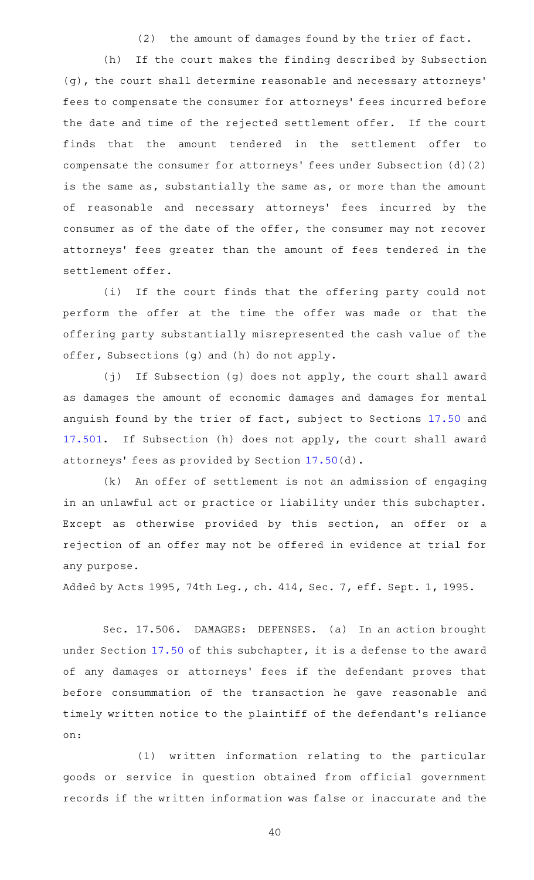(2) the amount of damages found by the trier of fact.

(h) If the court makes the finding described by Subsection (g), the court shall determine reasonable and necessary attorneys' fees to compensate the consumer for attorneys' fees incurred before the date and time of the rejected settlement offer. If the court finds that the amount tendered in the settlement offer to compensate the consumer for attorneys' fees under Subsection (d)(2) is the same as, substantially the same as, or more than the amount of reasonable and necessary attorneys' fees incurred by the consumer as of the date of the offer, the consumer may not recover attorneys' fees greater than the amount of fees tendered in the settlement offer.

(i) If the court finds that the offering party could not perform the offer at the time the offer was made or that the offering party substantially misrepresented the cash value of the offer, Subsections (g) and (h) do not apply.

(j) If Subsection (g) does not apply, the court shall award as damages the amount of economic damages and damages for mental anguish found by the trier of fact, subject to Sections 17.50 and 17.501. If Subsection (h) does not apply, the court shall award attorneys' fees as provided by Section 17.50(d).

(k) An offer of settlement is not an admission of engaging in an unlawful act or practice or liability under this subchapter. Except as otherwise provided by this section, an offer or a rejection of an offer may not be offered in evidence at trial for any purpose.

Added by Acts 1995, 74th Leg., ch. 414, Sec. 7, eff. Sept. 1, 1995.

Sec. 17.506. DAMAGES: DEFENSES. (a) In an action brought under Section 17.50 of this subchapter, it is a defense to the award of any damages or attorneys' fees if the defendant proves that before consummation of the transaction he gave reasonable and timely written notice to the plaintiff of the defendant's reliance on:

(1) written information relating to the particular goods or service in question obtained from official government records if the written information was false or inaccurate and the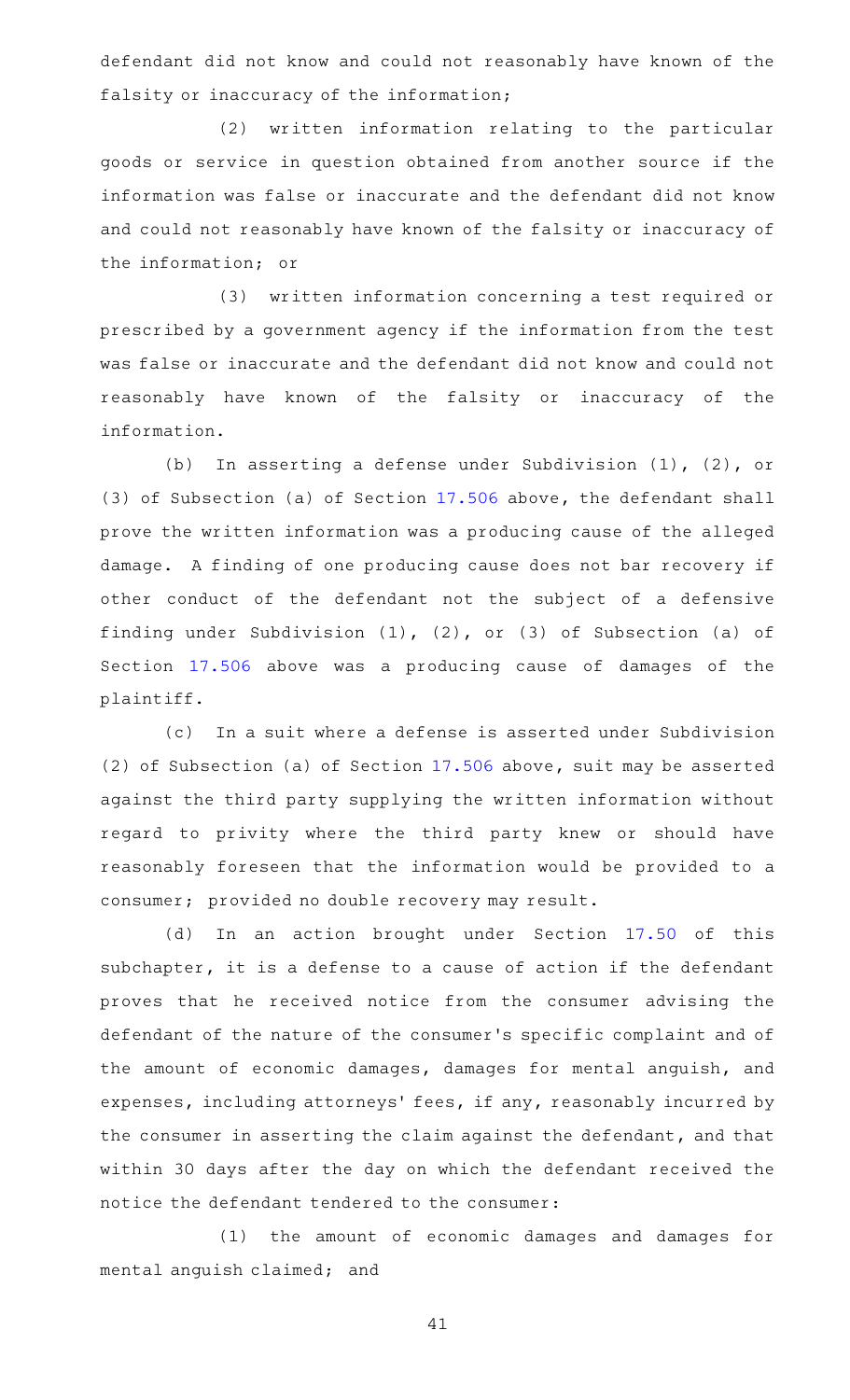defendant did not know and could not reasonably have known of the falsity or inaccuracy of the information;

(2) written information relating to the particular goods or service in question obtained from another source if the information was false or inaccurate and the defendant did not know and could not reasonably have known of the falsity or inaccuracy of the information; or

(3) written information concerning a test required or prescribed by a government agency if the information from the test was false or inaccurate and the defendant did not know and could not reasonably have known of the falsity or inaccuracy of the information.

(b) In asserting a defense under Subdivision (1), (2), or (3) of Subsection (a) of Section 17.506 above, the defendant shall prove the written information was a producing cause of the alleged damage. A finding of one producing cause does not bar recovery if other conduct of the defendant not the subject of a defensive finding under Subdivision (1), (2), or (3) of Subsection (a) of Section 17.506 above was a producing cause of damages of the plaintiff.

(c) In a suit where a defense is asserted under Subdivision (2) of Subsection (a) of Section 17.506 above, suit may be asserted against the third party supplying the written information without regard to privity where the third party knew or should have reasonably foreseen that the information would be provided to a consumer; provided no double recovery may result.

(d) In an action brought under Section 17.50 of this subchapter, it is a defense to a cause of action if the defendant proves that he received notice from the consumer advising the defendant of the nature of the consumer's specific complaint and of the amount of economic damages, damages for mental anguish, and expenses, including attorneys' fees, if any, reasonably incurred by the consumer in asserting the claim against the defendant, and that within 30 days after the day on which the defendant received the notice the defendant tendered to the consumer:

(1) the amount of economic damages and damages for mental anguish claimed; and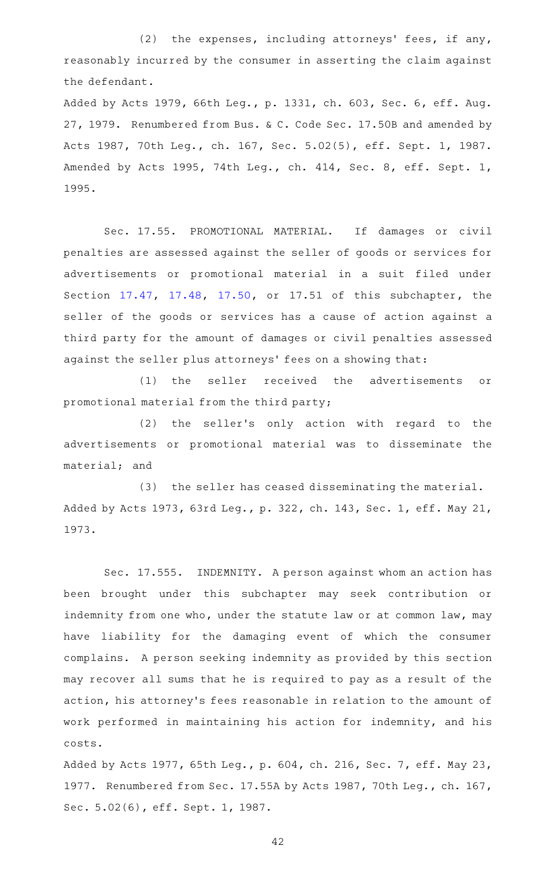(2) the expenses, including attorneys' fees, if any, reasonably incurred by the consumer in asserting the claim against the defendant.

Added by Acts 1979, 66th Leg., p. 1331, ch. 603, Sec. 6, eff. Aug. 27, 1979. Renumbered from Bus. & C. Code Sec. 17.50B and amended by Acts 1987, 70th Leg., ch. 167, Sec. 5.02(5), eff. Sept. 1, 1987. Amended by Acts 1995, 74th Leg., ch. 414, Sec. 8, eff. Sept. 1, 1995.

Sec. 17.55. PROMOTIONAL MATERIAL. If damages or civil penalties are assessed against the seller of goods or services for advertisements or promotional material in a suit filed under Section 17.47, 17.48, 17.50, or 17.51 of this subchapter, the seller of the goods or services has a cause of action against a third party for the amount of damages or civil penalties assessed against the seller plus attorneys' fees on a showing that:

(1) the seller received the advertisements or promotional material from the third party;

(2) the seller's only action with regard to the advertisements or promotional material was to disseminate the material; and

(3) the seller has ceased disseminating the material.

Added by Acts 1973, 63rd Leg., p. 322, ch. 143, Sec. 1, eff. May 21, 1973.

Sec. 17.555. INDEMNITY. A person against whom an action has been brought under this subchapter may seek contribution or indemnity from one who, under the statute law or at common law, may have liability for the damaging event of which the consumer complains. A person seeking indemnity as provided by this section may recover all sums that he is required to pay as a result of the action, his attorney's fees reasonable in relation to the amount of work performed in maintaining his action for indemnity, and his costs.

Added by Acts 1977, 65th Leg., p. 604, ch. 216, Sec. 7, eff. May 23, 1977. Renumbered from Sec. 17.55A by Acts 1987, 70th Leg., ch. 167, Sec. 5.02(6), eff. Sept. 1, 1987.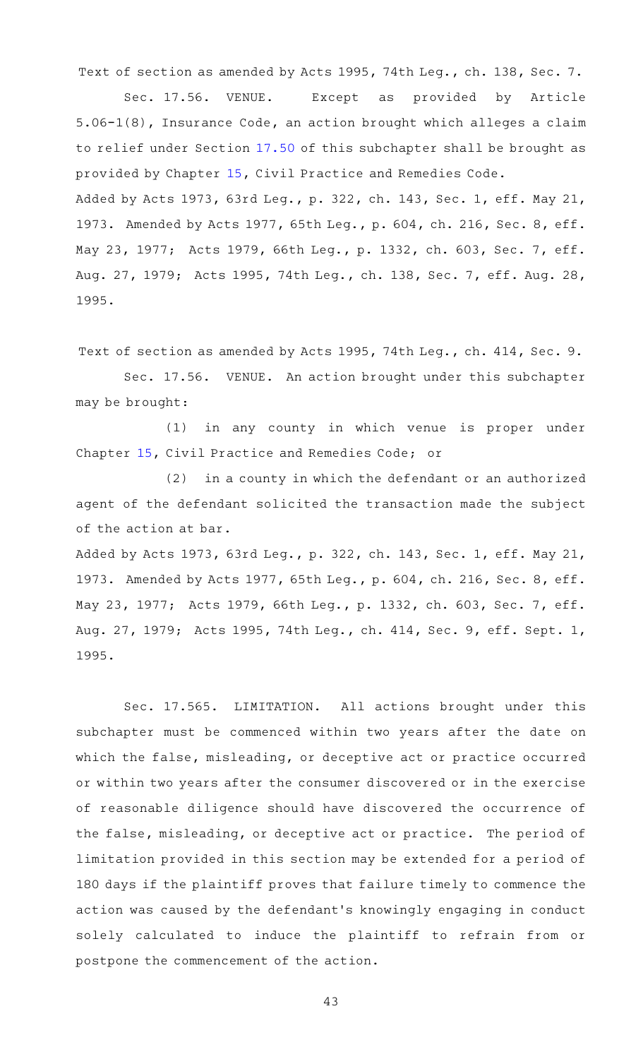Text of section as amended by Acts 1995, 74th Leg., ch. 138, Sec. 7.

Sec. 17.56. VENUE. Except as provided by Article 5.06-1(8), Insurance Code, an action brought which alleges a claim to relief under Section 17.50 of this subchapter shall be brought as provided by Chapter 15, Civil Practice and Remedies Code.

Added by Acts 1973, 63rd Leg., p. 322, ch. 143, Sec. 1, eff. May 21, 1973. Amended by Acts 1977, 65th Leg., p. 604, ch. 216, Sec. 8, eff. May 23, 1977; Acts 1979, 66th Leg., p. 1332, ch. 603, Sec. 7, eff. Aug. 27, 1979; Acts 1995, 74th Leg., ch. 138, Sec. 7, eff. Aug. 28, 1995.

Text of section as amended by Acts 1995, 74th Leg., ch. 414, Sec. 9.

Sec. 17.56. VENUE. An action brought under this subchapter may be brought:

(1) in any county in which venue is proper under Chapter 15, Civil Practice and Remedies Code; or

(2) in a county in which the defendant or an authorized agent of the defendant solicited the transaction made the subject of the action at bar.

Added by Acts 1973, 63rd Leg., p. 322, ch. 143, Sec. 1, eff. May 21, 1973. Amended by Acts 1977, 65th Leg., p. 604, ch. 216, Sec. 8, eff. May 23, 1977; Acts 1979, 66th Leg., p. 1332, ch. 603, Sec. 7, eff. Aug. 27, 1979; Acts 1995, 74th Leg., ch. 414, Sec. 9, eff. Sept. 1, 1995.

Sec. 17.565. LIMITATION. All actions brought under this subchapter must be commenced within two years after the date on which the false, misleading, or deceptive act or practice occurred or within two years after the consumer discovered or in the exercise of reasonable diligence should have discovered the occurrence of the false, misleading, or deceptive act or practice. The period of limitation provided in this section may be extended for a period of 180 days if the plaintiff proves that failure timely to commence the action was caused by the defendant's knowingly engaging in conduct solely calculated to induce the plaintiff to refrain from or postpone the commencement of the action.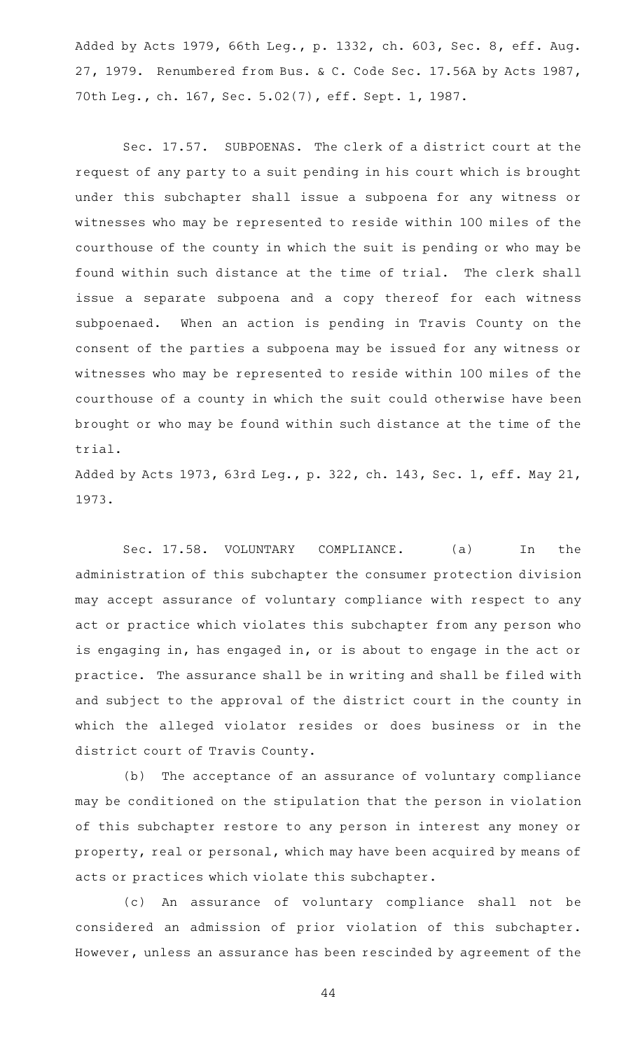Added by Acts 1979, 66th Leg., p. 1332, ch. 603, Sec. 8, eff. Aug. 27, 1979. Renumbered from Bus. & C. Code Sec. 17.56A by Acts 1987, 70th Leg., ch. 167, Sec. 5.02(7), eff. Sept. 1, 1987.

Sec. 17.57. SUBPOENAS. The clerk of a district court at the request of any party to a suit pending in his court which is brought under this subchapter shall issue a subpoena for any witness or witnesses who may be represented to reside within 100 miles of the courthouse of the county in which the suit is pending or who may be found within such distance at the time of trial. The clerk shall issue a separate subpoena and a copy thereof for each witness subpoenaed. When an action is pending in Travis County on the consent of the parties a subpoena may be issued for any witness or witnesses who may be represented to reside within 100 miles of the courthouse of a county in which the suit could otherwise have been brought or who may be found within such distance at the time of the trial.

Added by Acts 1973, 63rd Leg., p. 322, ch. 143, Sec. 1, eff. May 21, 1973.

Sec. 17.58. VOLUNTARY COMPLIANCE. (a) In the administration of this subchapter the consumer protection division may accept assurance of voluntary compliance with respect to any act or practice which violates this subchapter from any person who is engaging in, has engaged in, or is about to engage in the act or practice. The assurance shall be in writing and shall be filed with and subject to the approval of the district court in the county in which the alleged violator resides or does business or in the district court of Travis County.

(b) The acceptance of an assurance of voluntary compliance may be conditioned on the stipulation that the person in violation of this subchapter restore to any person in interest any money or property, real or personal, which may have been acquired by means of acts or practices which violate this subchapter.

(c) An assurance of voluntary compliance shall not be considered an admission of prior violation of this subchapter. However, unless an assurance has been rescinded by agreement of the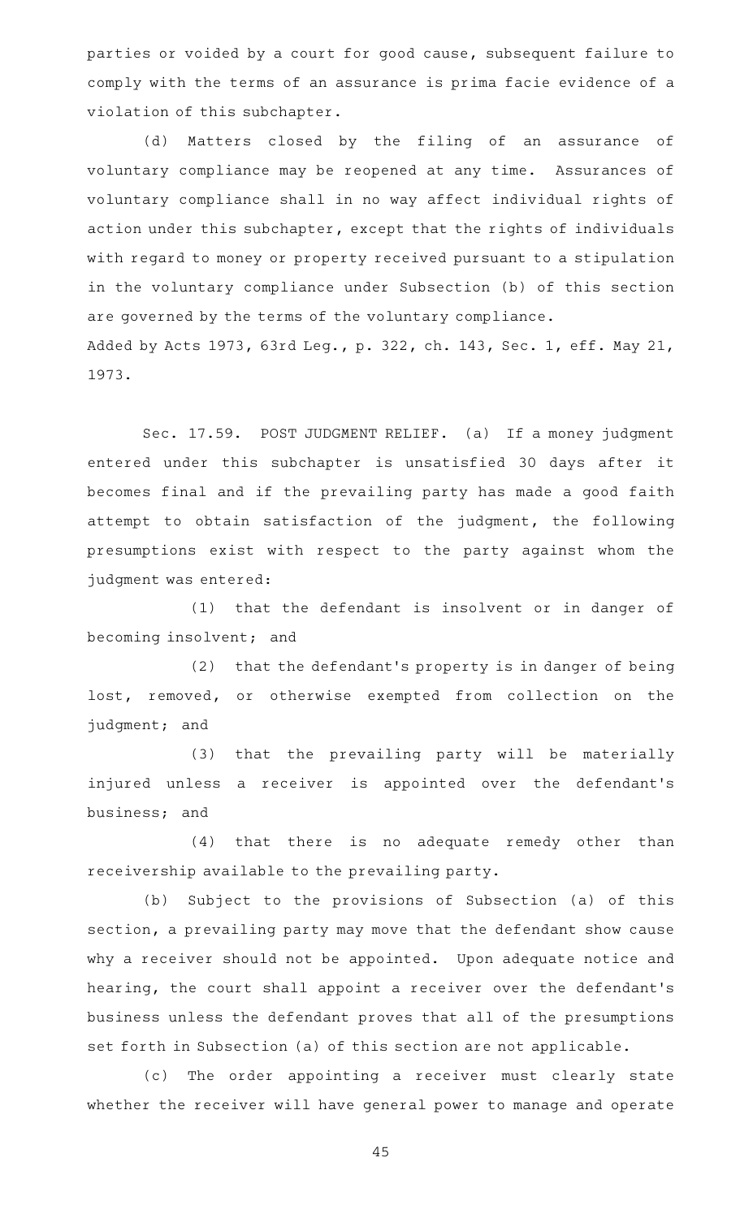parties or voided by a court for good cause, subsequent failure to comply with the terms of an assurance is prima facie evidence of a violation of this subchapter.

(d) Matters closed by the filing of an assurance of voluntary compliance may be reopened at any time. Assurances of voluntary compliance shall in no way affect individual rights of action under this subchapter, except that the rights of individuals with regard to money or property received pursuant to a stipulation in the voluntary compliance under Subsection (b) of this section are governed by the terms of the voluntary compliance.

Added by Acts 1973, 63rd Leg., p. 322, ch. 143, Sec. 1, eff. May 21, 1973.

Sec. 17.59. POST JUDGMENT RELIEF. (a) If a money judgment entered under this subchapter is unsatisfied 30 days after it becomes final and if the prevailing party has made a good faith attempt to obtain satisfaction of the judgment, the following presumptions exist with respect to the party against whom the judgment was entered:

(1) that the defendant is insolvent or in danger of becoming insolvent; and

(2) that the defendant's property is in danger of being lost, removed, or otherwise exempted from collection on the judgment; and

(3) that the prevailing party will be materially injured unless a receiver is appointed over the defendant's business; and

(4) that there is no adequate remedy other than receivership available to the prevailing party.

(b) Subject to the provisions of Subsection (a) of this section, a prevailing party may move that the defendant show cause why a receiver should not be appointed. Upon adequate notice and hearing, the court shall appoint a receiver over the defendant's business unless the defendant proves that all of the presumptions set forth in Subsection (a) of this section are not applicable.

(c) The order appointing a receiver must clearly state whether the receiver will have general power to manage and operate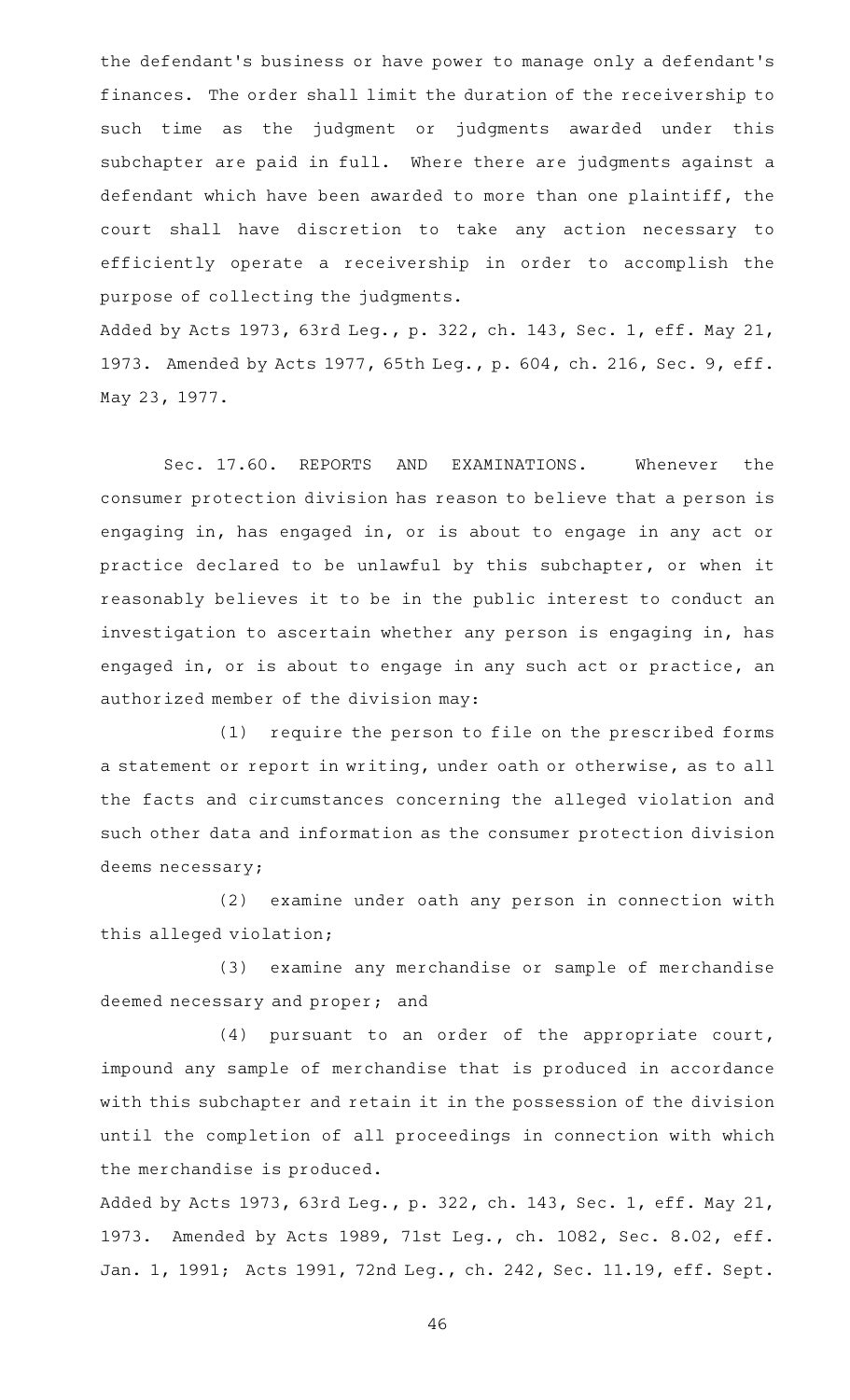the defendant's business or have power to manage only a defendant's finances. The order shall limit the duration of the receivership to such time as the judgment or judgments awarded under this subchapter are paid in full. Where there are judgments against a defendant which have been awarded to more than one plaintiff, the court shall have discretion to take any action necessary to efficiently operate a receivership in order to accomplish the purpose of collecting the judgments.

Added by Acts 1973, 63rd Leg., p. 322, ch. 143, Sec. 1, eff. May 21, 1973. Amended by Acts 1977, 65th Leg., p. 604, ch. 216, Sec. 9, eff. May 23, 1977.

Sec. 17.60. REPORTS AND EXAMINATIONS. Whenever the consumer protection division has reason to believe that a person is engaging in, has engaged in, or is about to engage in any act or practice declared to be unlawful by this subchapter, or when it reasonably believes it to be in the public interest to conduct an investigation to ascertain whether any person is engaging in, has engaged in, or is about to engage in any such act or practice, an authorized member of the division may:

(1) require the person to file on the prescribed forms a statement or report in writing, under oath or otherwise, as to all the facts and circumstances concerning the alleged violation and such other data and information as the consumer protection division deems necessary;

(2) examine under oath any person in connection with this alleged violation;

(3) examine any merchandise or sample of merchandise deemed necessary and proper; and

(4) pursuant to an order of the appropriate court, impound any sample of merchandise that is produced in accordance with this subchapter and retain it in the possession of the division until the completion of all proceedings in connection with which the merchandise is produced.

Added by Acts 1973, 63rd Leg., p. 322, ch. 143, Sec. 1, eff. May 21, 1973. Amended by Acts 1989, 71st Leg., ch. 1082, Sec. 8.02, eff. Jan. 1, 1991; Acts 1991, 72nd Leg., ch. 242, Sec. 11.19, eff. Sept.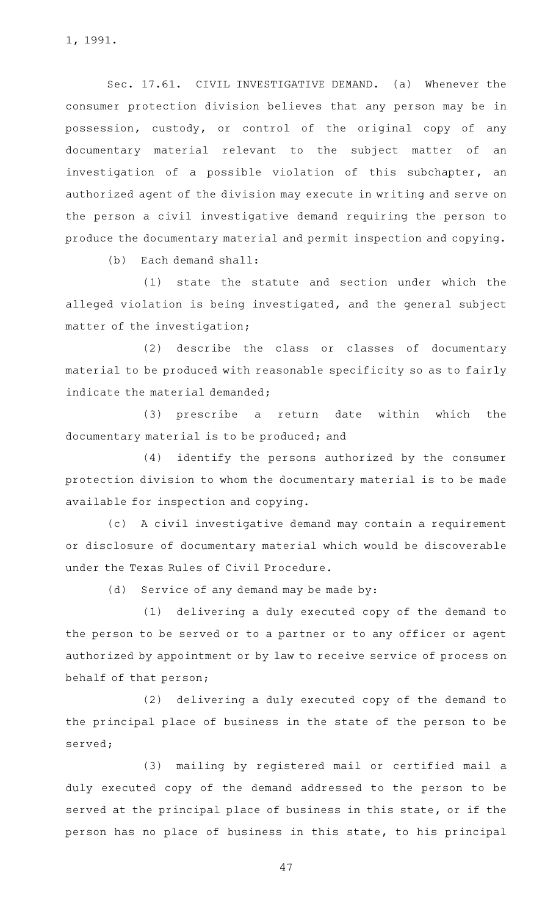1, 1991.

Sec. 17.61. CIVIL INVESTIGATIVE DEMAND. (a) Whenever the consumer protection division believes that any person may be in possession, custody, or control of the original copy of any documentary material relevant to the subject matter of an investigation of a possible violation of this subchapter, an authorized agent of the division may execute in writing and serve on the person a civil investigative demand requiring the person to produce the documentary material and permit inspection and copying.

(b) Each demand shall:

(1) state the statute and section under which the alleged violation is being investigated, and the general subject matter of the investigation;

(2) describe the class or classes of documentary material to be produced with reasonable specificity so as to fairly indicate the material demanded;

(3) prescribe a return date within which the documentary material is to be produced; and

(4) identify the persons authorized by the consumer protection division to whom the documentary material is to be made available for inspection and copying.

(c) A civil investigative demand may contain a requirement or disclosure of documentary material which would be discoverable under the Texas Rules of Civil Procedure.

(d) Service of any demand may be made by:

(1) delivering a duly executed copy of the demand to the person to be served or to a partner or to any officer or agent authorized by appointment or by law to receive service of process on behalf of that person;

(2) delivering a duly executed copy of the demand to the principal place of business in the state of the person to be served;

(3) mailing by registered mail or certified mail a duly executed copy of the demand addressed to the person to be served at the principal place of business in this state, or if the person has no place of business in this state, to his principal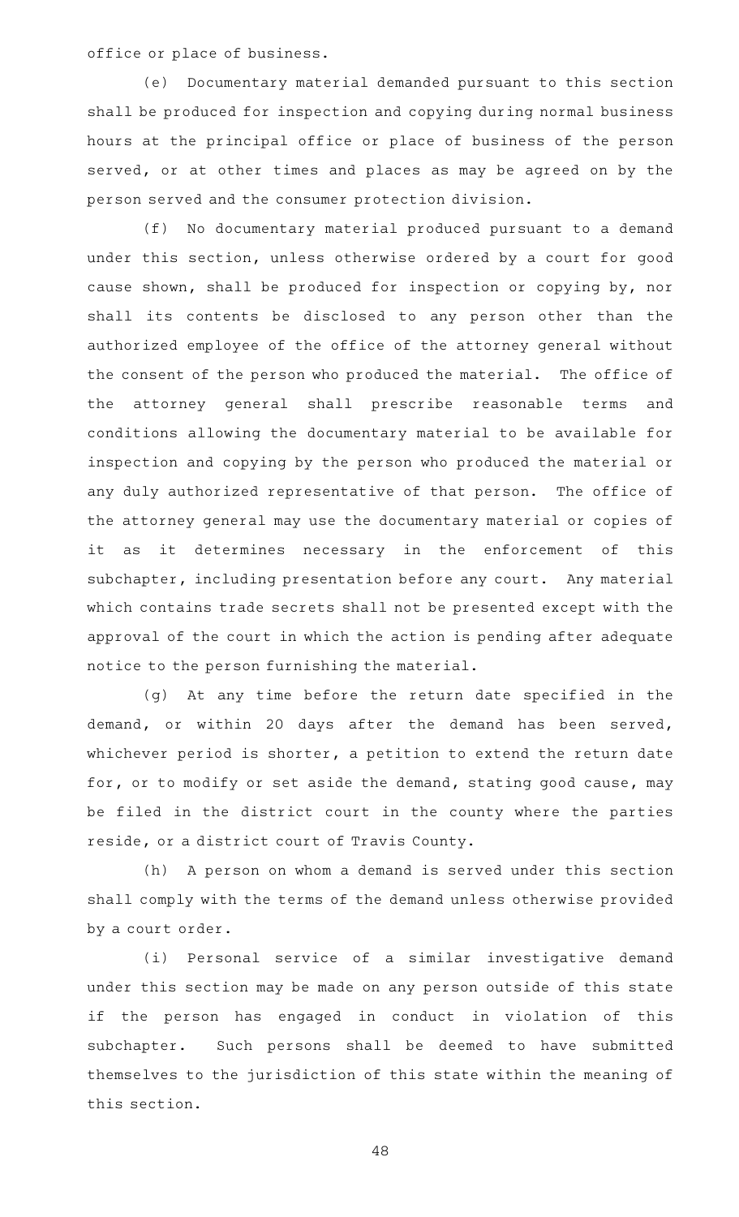office or place of business.

(e) Documentary material demanded pursuant to this section shall be produced for inspection and copying during normal business hours at the principal office or place of business of the person served, or at other times and places as may be agreed on by the person served and the consumer protection division.

(f) No documentary material produced pursuant to a demand under this section, unless otherwise ordered by a court for good cause shown, shall be produced for inspection or copying by, nor shall its contents be disclosed to any person other than the authorized employee of the office of the attorney general without the consent of the person who produced the material. The office of the attorney general shall prescribe reasonable terms and conditions allowing the documentary material to be available for inspection and copying by the person who produced the material or any duly authorized representative of that person. The office of the attorney general may use the documentary material or copies of it as it determines necessary in the enforcement of this subchapter, including presentation before any court. Any material which contains trade secrets shall not be presented except with the approval of the court in which the action is pending after adequate notice to the person furnishing the material.

(g) At any time before the return date specified in the demand, or within 20 days after the demand has been served, whichever period is shorter, a petition to extend the return date for, or to modify or set aside the demand, stating good cause, may be filed in the district court in the county where the parties reside, or a district court of Travis County.

(h) A person on whom a demand is served under this section shall comply with the terms of the demand unless otherwise provided by a court order.

(i) Personal service of a similar investigative demand under this section may be made on any person outside of this state if the person has engaged in conduct in violation of this subchapter. Such persons shall be deemed to have submitted themselves to the jurisdiction of this state within the meaning of this section.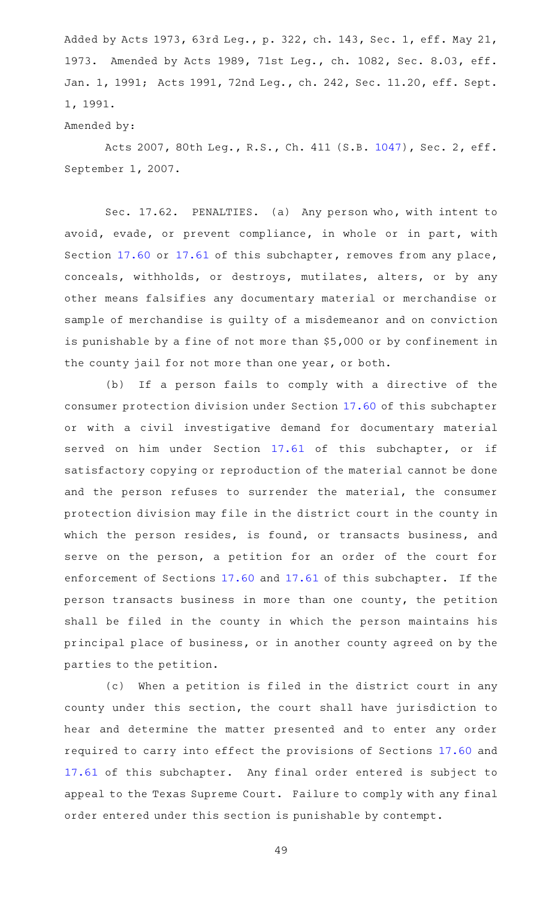Added by Acts 1973, 63rd Leg., p. 322, ch. 143, Sec. 1, eff. May 21, 1973. Amended by Acts 1989, 71st Leg., ch. 1082, Sec. 8.03, eff. Jan. 1, 1991; Acts 1991, 72nd Leg., ch. 242, Sec. 11.20, eff. Sept. 1, 1991.

Amended by:

Acts 2007, 80th Leg., R.S., Ch. 411 (S.B. 1047), Sec. 2, eff. September 1, 2007.

Sec. 17.62. PENALTIES. (a) Any person who, with intent to avoid, evade, or prevent compliance, in whole or in part, with Section 17.60 or 17.61 of this subchapter, removes from any place, conceals, withholds, or destroys, mutilates, alters, or by any other means falsifies any documentary material or merchandise or sample of merchandise is guilty of a misdemeanor and on conviction is punishable by a fine of not more than $5,000 or by confinement in the county jail for not more than one year, or both.

(b) If a person fails to comply with a directive of the consumer protection division under Section 17.60 of this subchapter or with a civil investigative demand for documentary material served on him under Section 17.61 of this subchapter, or if satisfactory copying or reproduction of the material cannot be done and the person refuses to surrender the material, the consumer protection division may file in the district court in the county in which the person resides, is found, or transacts business, and serve on the person, a petition for an order of the court for enforcement of Sections 17.60 and 17.61 of this subchapter. If the person transacts business in more than one county, the petition shall be filed in the county in which the person maintains his principal place of business, or in another county agreed on by the parties to the petition.

(c) When a petition is filed in the district court in any county under this section, the court shall have jurisdiction to hear and determine the matter presented and to enter any order required to carry into effect the provisions of Sections 17.60 and 17.61 of this subchapter. Any final order entered is subject to appeal to the Texas Supreme Court. Failure to comply with any final order entered under this section is punishable by contempt.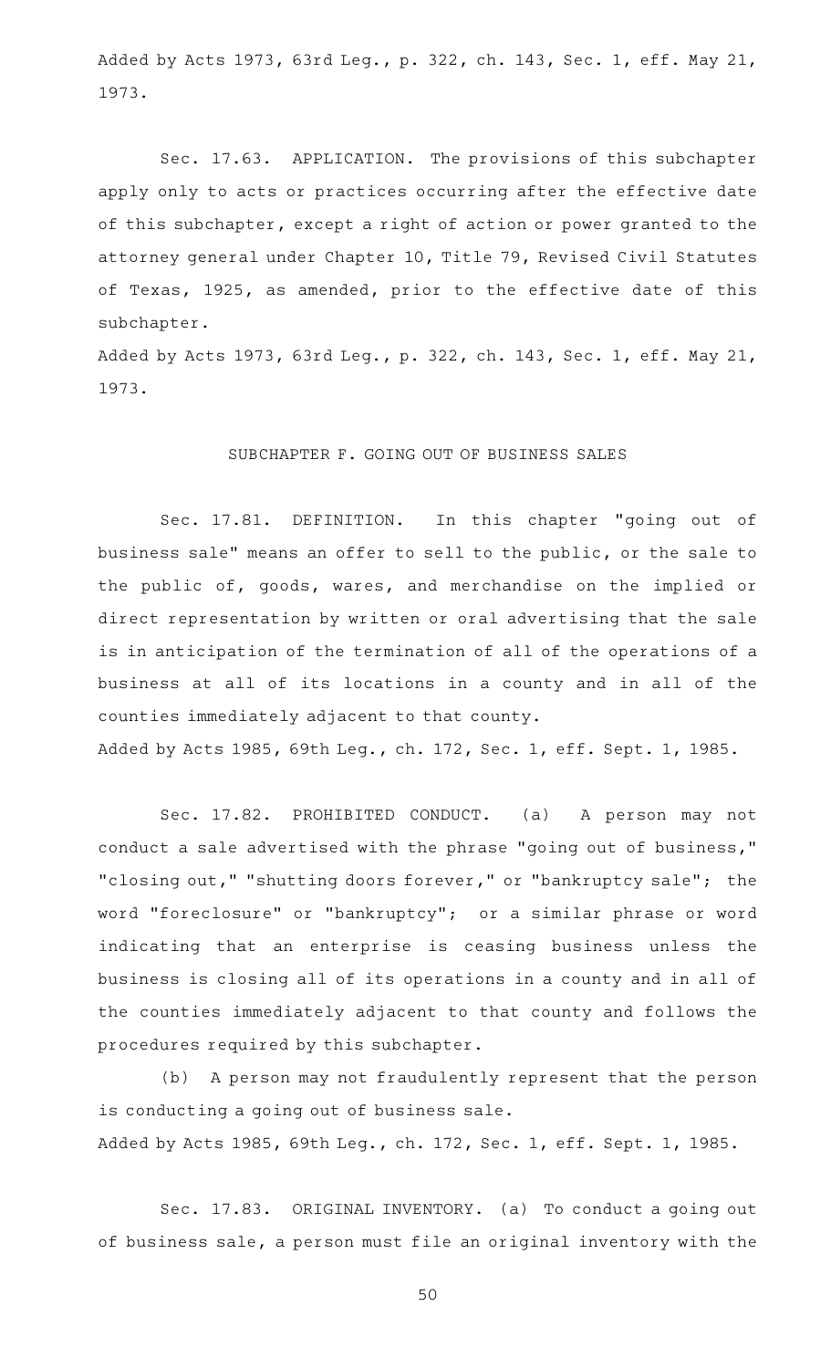Added by Acts 1973, 63rd Leg., p. 322, ch. 143, Sec. 1, eff. May 21, 1973.

Sec. 17.63. APPLICATION. The provisions of this subchapter apply only to acts or practices occurring after the effective date of this subchapter, except a right of action or power granted to the attorney general under Chapter 10, Title 79, Revised Civil Statutes of Texas, 1925, as amended, prior to the effective date of this subchapter.

Added by Acts 1973, 63rd Leg., p. 322, ch. 143, Sec. 1, eff. May 21, 1973.

## SUBCHAPTER F. GOING OUT OF BUSINESS SALES

Sec. 17.81. DEFINITION. In this chapter "going out of business sale" means an offer to sell to the public, or the sale to the public of, goods, wares, and merchandise on the implied or direct representation by written or oral advertising that the sale is in anticipation of the termination of all of the operations of a business at all of its locations in a county and in all of the counties immediately adjacent to that county.

Added by Acts 1985, 69th Leg., ch. 172, Sec. 1, eff. Sept. 1, 1985.

Sec. 17.82. PROHIBITED CONDUCT. (a) A person may not conduct a sale advertised with the phrase "going out of business," "closing out," "shutting doors forever," or "bankruptcy sale"; the word "foreclosure" or "bankruptcy"; or a similar phrase or word indicating that an enterprise is ceasing business unless the business is closing all of its operations in a county and in all of the counties immediately adjacent to that county and follows the procedures required by this subchapter.

(b) A person may not fraudulently represent that the person is conducting a going out of business sale.

Added by Acts 1985, 69th Leg., ch. 172, Sec. 1, eff. Sept. 1, 1985.

Sec. 17.83. ORIGINAL INVENTORY. (a) To conduct a going out of business sale, a person must file an original inventory with the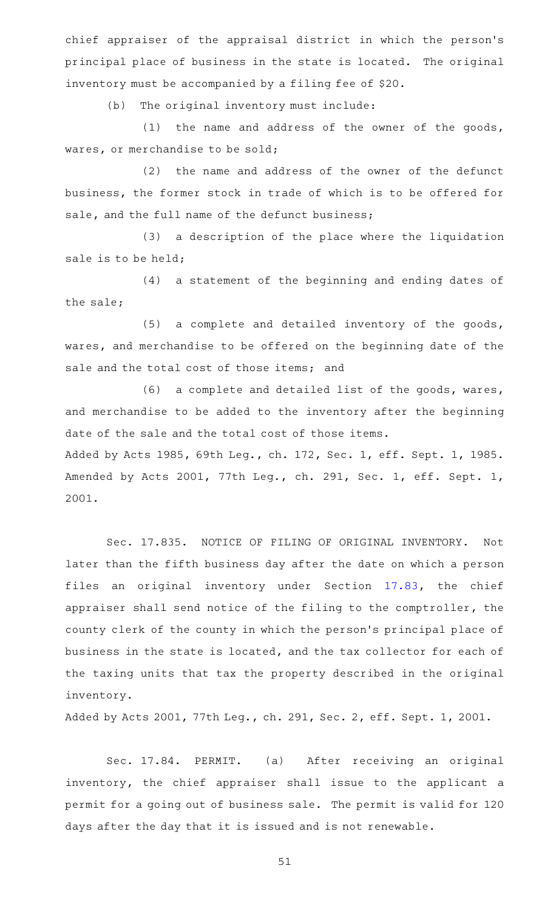chief appraiser of the appraisal district in which the person's principal place of business in the state is located. The original inventory must be accompanied by a filing fee of $20.

(b) The original inventory must include:

(1) the name and address of the owner of the goods, wares, or merchandise to be sold;

(2) the name and address of the owner of the defunct business, the former stock in trade of which is to be offered for sale, and the full name of the defunct business;

(3) a description of the place where the liquidation sale is to be held;

(4) a statement of the beginning and ending dates of the sale;

(5) a complete and detailed inventory of the goods, wares, and merchandise to be offered on the beginning date of the sale and the total cost of those items; and

(6) a complete and detailed list of the goods, wares, and merchandise to be added to the inventory after the beginning date of the sale and the total cost of those items.

Added by Acts 1985, 69th Leg., ch. 172, Sec. 1, eff. Sept. 1, 1985. Amended by Acts 2001, 77th Leg., ch. 291, Sec. 1, eff. Sept. 1, 2001.

Sec. 17.835. NOTICE OF FILING OF ORIGINAL INVENTORY. Not later than the fifth business day after the date on which a person files an original inventory under Section 17.83, the chief appraiser shall send notice of the filing to the comptroller, the county clerk of the county in which the person's principal place of business in the state is located, and the tax collector for each of the taxing units that tax the property described in the original inventory.

Added by Acts 2001, 77th Leg., ch. 291, Sec. 2, eff. Sept. 1, 2001.

Sec. 17.84. PERMIT. (a) After receiving an original inventory, the chief appraiser shall issue to the applicant a permit for a going out of business sale. The permit is valid for 120 days after the day that it is issued and is not renewable.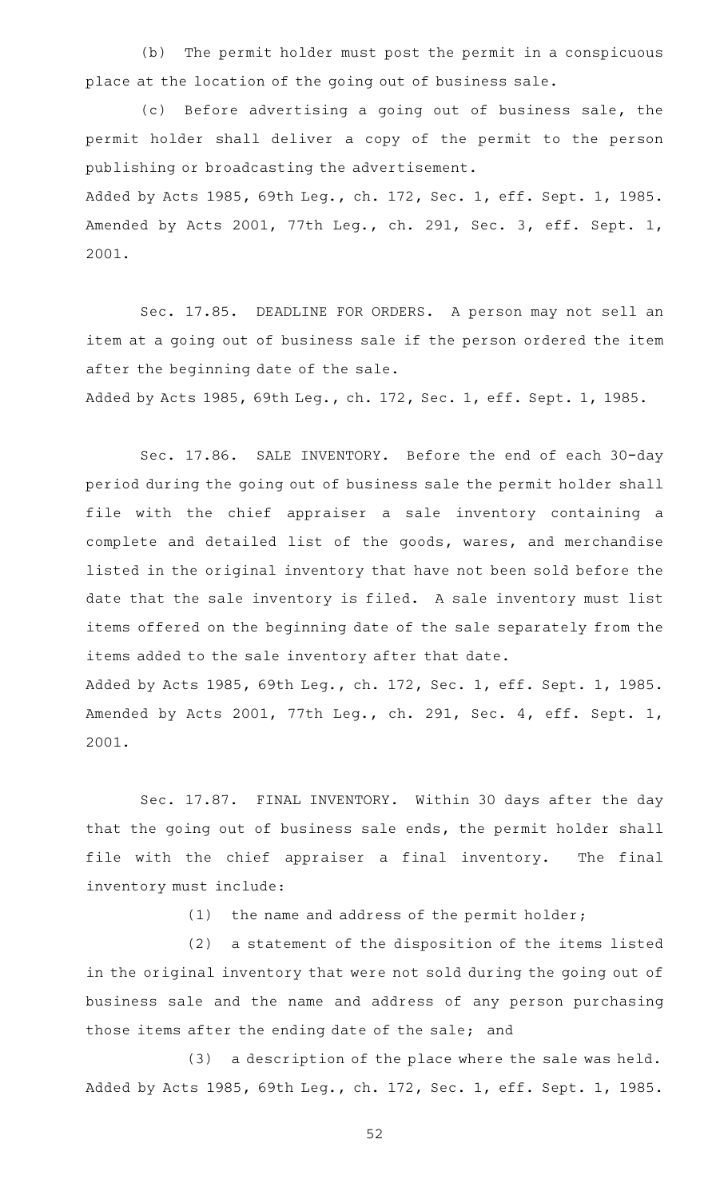(b) The permit holder must post the permit in a conspicuous place at the location of the going out of business sale.

(c) Before advertising a going out of business sale, the permit holder shall deliver a copy of the permit to the person publishing or broadcasting the advertisement.

Added by Acts 1985, 69th Leg., ch. 172, Sec. 1, eff. Sept. 1, 1985.
Amended by Acts 2001, 77th Leg., ch. 291, Sec. 3, eff. Sept. 1, 2001.

Sec. 17.85. DEADLINE FOR ORDERS. A person may not sell an item at a going out of business sale if the person ordered the item after the beginning date of the sale.

Added by Acts 1985, 69th Leg., ch. 172, Sec. 1, eff. Sept. 1, 1985.

Sec. 17.86. SALE INVENTORY. Before the end of each 30-day period during the going out of business sale the permit holder shall file with the chief appraiser a sale inventory containing a complete and detailed list of the goods, wares, and merchandise listed in the original inventory that have not been sold before the date that the sale inventory is filed. A sale inventory must list items offered on the beginning date of the sale separately from the items added to the sale inventory after that date.

Added by Acts 1985, 69th Leg., ch. 172, Sec. 1, eff. Sept. 1, 1985.
Amended by Acts 2001, 77th Leg., ch. 291, Sec. 4, eff. Sept. 1, 2001.

Sec. 17.87. FINAL INVENTORY. Within 30 days after the day that the going out of business sale ends, the permit holder shall file with the chief appraiser a final inventory. The final inventory must include:

(1) the name and address of the permit holder;

(2) a statement of the disposition of the items listed in the original inventory that were not sold during the going out of business sale and the name and address of any person purchasing those items after the ending date of the sale; and

(3) a description of the place where the sale was held.

Added by Acts 1985, 69th Leg., ch. 172, Sec. 1, eff. Sept. 1, 1985.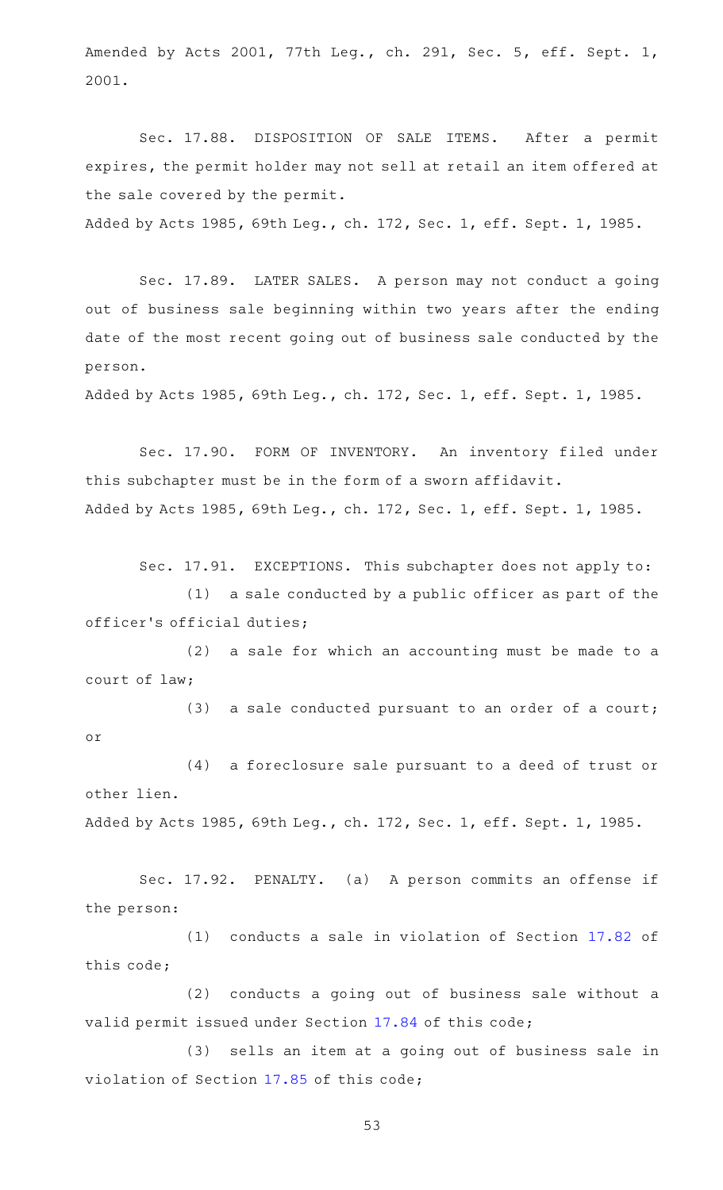Amended by Acts 2001, 77th Leg., ch. 291, Sec. 5, eff. Sept. 1, 2001.

Sec. 17.88. DISPOSITION OF SALE ITEMS. After a permit expires, the permit holder may not sell at retail an item offered at the sale covered by the permit.

Added by Acts 1985, 69th Leg., ch. 172, Sec. 1, eff. Sept. 1, 1985.

Sec. 17.89. LATER SALES. A person may not conduct a going out of business sale beginning within two years after the ending date of the most recent going out of business sale conducted by the person.

Added by Acts 1985, 69th Leg., ch. 172, Sec. 1, eff. Sept. 1, 1985.

Sec. 17.90. FORM OF INVENTORY. An inventory filed under this subchapter must be in the form of a sworn affidavit.

Added by Acts 1985, 69th Leg., ch. 172, Sec. 1, eff. Sept. 1, 1985.

Sec. 17.91. EXCEPTIONS. This subchapter does not apply to:

(1) a sale conducted by a public officer as part of the officer's official duties;

(2) a sale for which an accounting must be made to a court of law;

(3) a sale conducted pursuant to an order of a court; or

(4) a foreclosure sale pursuant to a deed of trust or other lien.

Added by Acts 1985, 69th Leg., ch. 172, Sec. 1, eff. Sept. 1, 1985.

Sec. 17.92. PENALTY. (a) A person commits an offense if the person:

(1) conducts a sale in violation of Section 17.82 of this code;

(2) conducts a going out of business sale without a valid permit issued under Section 17.84 of this code;

(3) sells an item at a going out of business sale in violation of Section 17.85 of this code;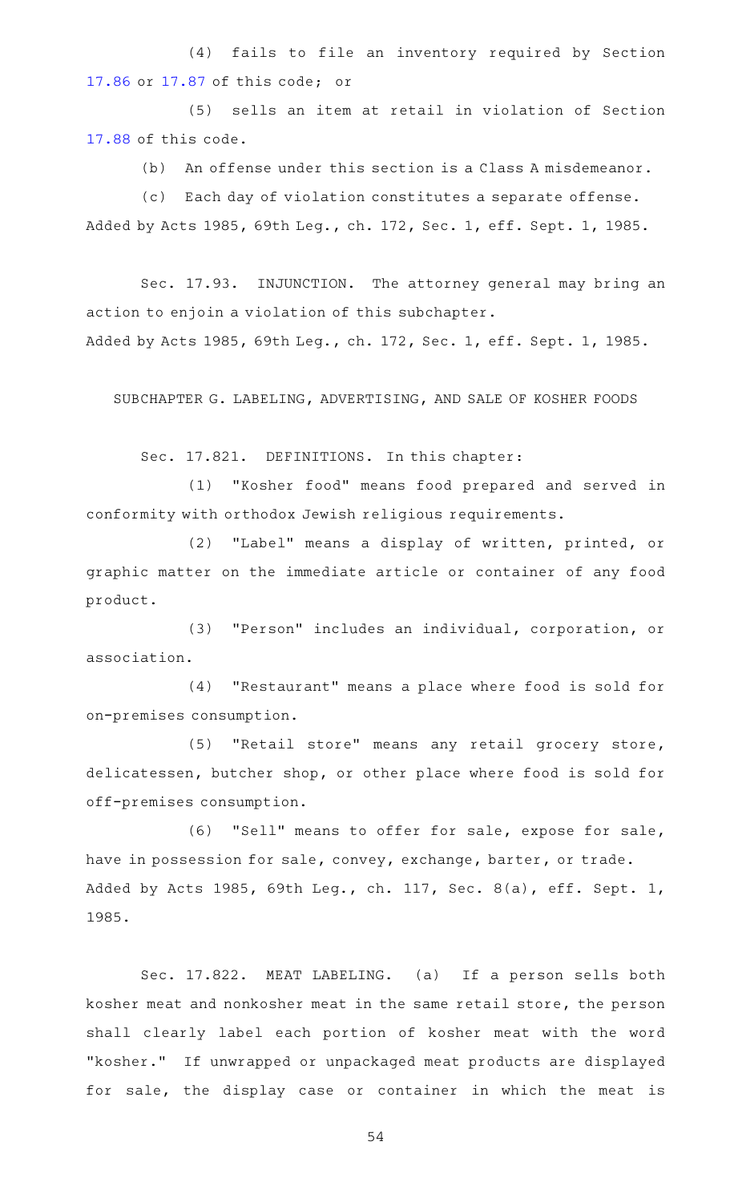(4) fails to file an inventory required by Section 17.86 or 17.87 of this code; or

(5) sells an item at retail in violation of Section 17.88 of this code.

(b) An offense under this section is a Class A misdemeanor.

(c) Each day of violation constitutes a separate offense.

Added by Acts 1985, 69th Leg., ch. 172, Sec. 1, eff. Sept. 1, 1985.

Sec. 17.93. INJUNCTION. The attorney general may bring an action to enjoin a violation of this subchapter.

Added by Acts 1985, 69th Leg., ch. 172, Sec. 1, eff. Sept. 1, 1985.

## SUBCHAPTER G. LABELING, ADVERTISING, AND SALE OF KOSHER FOODS

Sec. 17.821. DEFINITIONS. In this chapter:

(1) "Kosher food" means food prepared and served in conformity with orthodox Jewish religious requirements.

(2) "Label" means a display of written, printed, or graphic matter on the immediate article or container of any food product.

(3) "Person" includes an individual, corporation, or association.

(4) "Restaurant" means a place where food is sold for on-premises consumption.

(5) "Retail store" means any retail grocery store, delicatessen, butcher shop, or other place where food is sold for off-premises consumption.

(6) "Sell" means to offer for sale, expose for sale, have in possession for sale, convey, exchange, barter, or trade.

Added by Acts 1985, 69th Leg., ch. 117, Sec. 8(a), eff. Sept. 1, 1985.

Sec. 17.822. MEAT LABELING. (a) If a person sells both kosher meat and nonkosher meat in the same retail store, the person shall clearly label each portion of kosher meat with the word "kosher." If unwrapped or unpackaged meat products are displayed for sale, the display case or container in which the meat is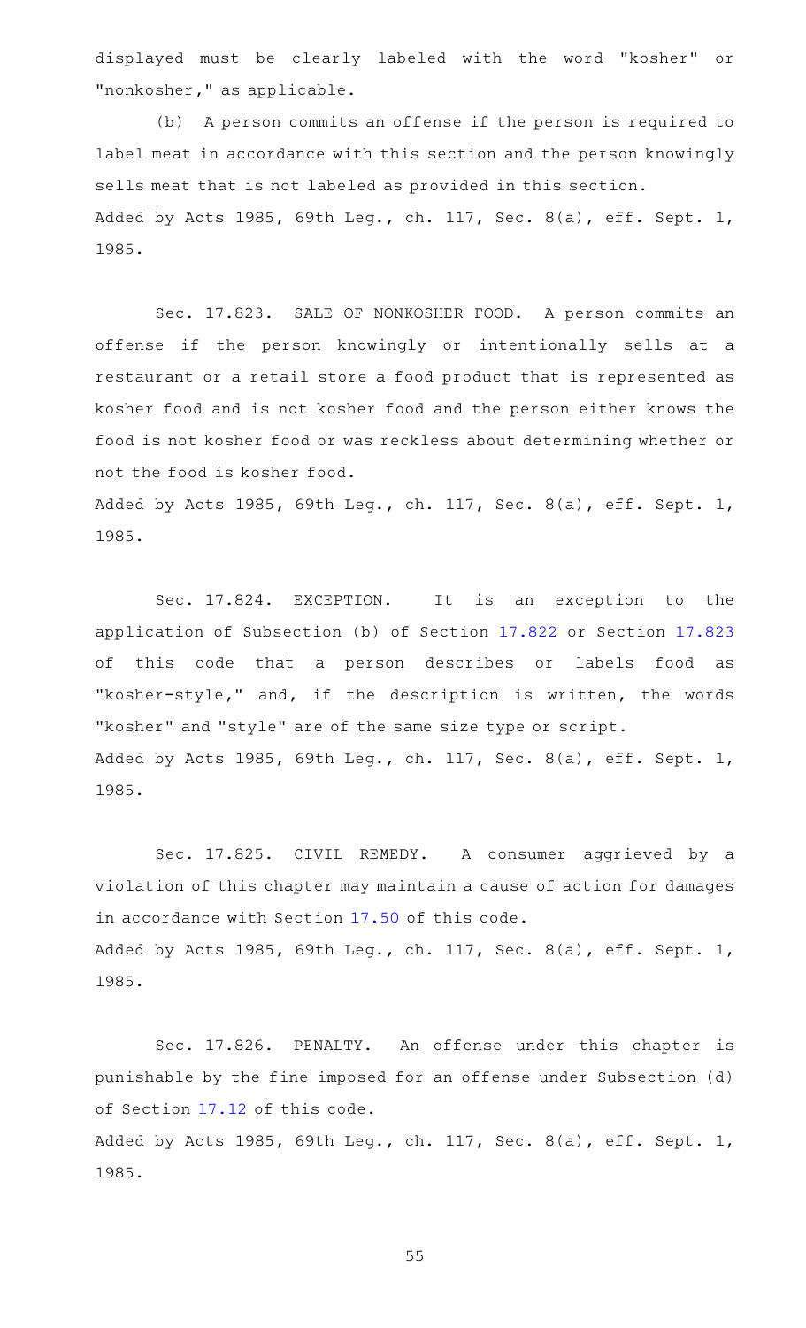displayed must be clearly labeled with the word "kosher" or "nonkosher," as applicable.

(b) A person commits an offense if the person is required to label meat in accordance with this section and the person knowingly sells meat that is not labeled as provided in this section.

Added by Acts 1985, 69th Leg., ch. 117, Sec. 8(a), eff. Sept. 1, 1985.

Sec. 17.823. SALE OF NONKOSHER FOOD. A person commits an offense if the person knowingly or intentionally sells at a restaurant or a retail store a food product that is represented as kosher food and is not kosher food and the person either knows the food is not kosher food or was reckless about determining whether or not the food is kosher food.

Added by Acts 1985, 69th Leg., ch. 117, Sec. 8(a), eff. Sept. 1, 1985.

Sec. 17.824. EXCEPTION. It is an exception to the application of Subsection (b) of Section 17.822 or Section 17.823 of this code that a person describes or labels food as "kosher-style," and, if the description is written, the words "kosher" and "style" are of the same size type or script.

Added by Acts 1985, 69th Leg., ch. 117, Sec. 8(a), eff. Sept. 1, 1985.

Sec. 17.825. CIVIL REMEDY. A consumer aggrieved by a violation of this chapter may maintain a cause of action for damages in accordance with Section 17.50 of this code.

Added by Acts 1985, 69th Leg., ch. 117, Sec. 8(a), eff. Sept. 1, 1985.

Sec. 17.826. PENALTY. An offense under this chapter is punishable by the fine imposed for an offense under Subsection (d) of Section 17.12 of this code.

Added by Acts 1985, 69th Leg., ch. 117, Sec. 8(a), eff. Sept. 1, 1985.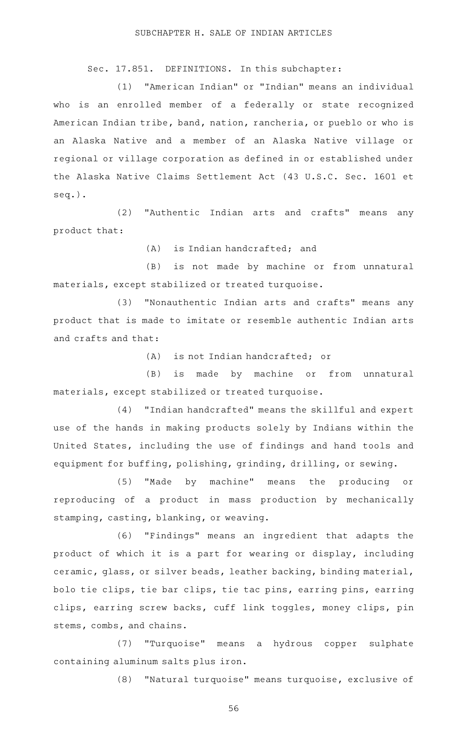## SUBCHAPTER H. SALE OF INDIAN ARTICLES

Sec. 17.851. DEFINITIONS. In this subchapter:

(1) "American Indian" or "Indian" means an individual who is an enrolled member of a federally or state recognized American Indian tribe, band, nation, rancheria, or pueblo or who is an Alaska Native and a member of an Alaska Native village or regional or village corporation as defined in or established under the Alaska Native Claims Settlement Act (43 U.S.C. Sec. 1601 et seq.).

(2) "Authentic Indian arts and crafts" means any product that:

(A) is Indian handcrafted; and

(B) is not made by machine or from unnatural materials, except stabilized or treated turquoise.

(3) "Nonauthentic Indian arts and crafts" means any product that is made to imitate or resemble authentic Indian arts and crafts and that:

(A) is not Indian handcrafted; or

(B) is made by machine or from unnatural materials, except stabilized or treated turquoise.

(4) "Indian handcrafted" means the skillful and expert use of the hands in making products solely by Indians within the United States, including the use of findings and hand tools and equipment for buffing, polishing, grinding, drilling, or sewing.

(5) "Made by machine" means the producing or reproducing of a product in mass production by mechanically stamping, casting, blanking, or weaving.

(6) "Findings" means an ingredient that adapts the product of which it is a part for wearing or display, including ceramic, glass, or silver beads, leather backing, binding material, bolo tie clips, tie bar clips, tie tac pins, earring pins, earring clips, earring screw backs, cuff link toggles, money clips, pin stems, combs, and chains.

(7) "Turquoise" means a hydrous copper sulphate containing aluminum salts plus iron.

(8) "Natural turquoise" means turquoise, exclusive of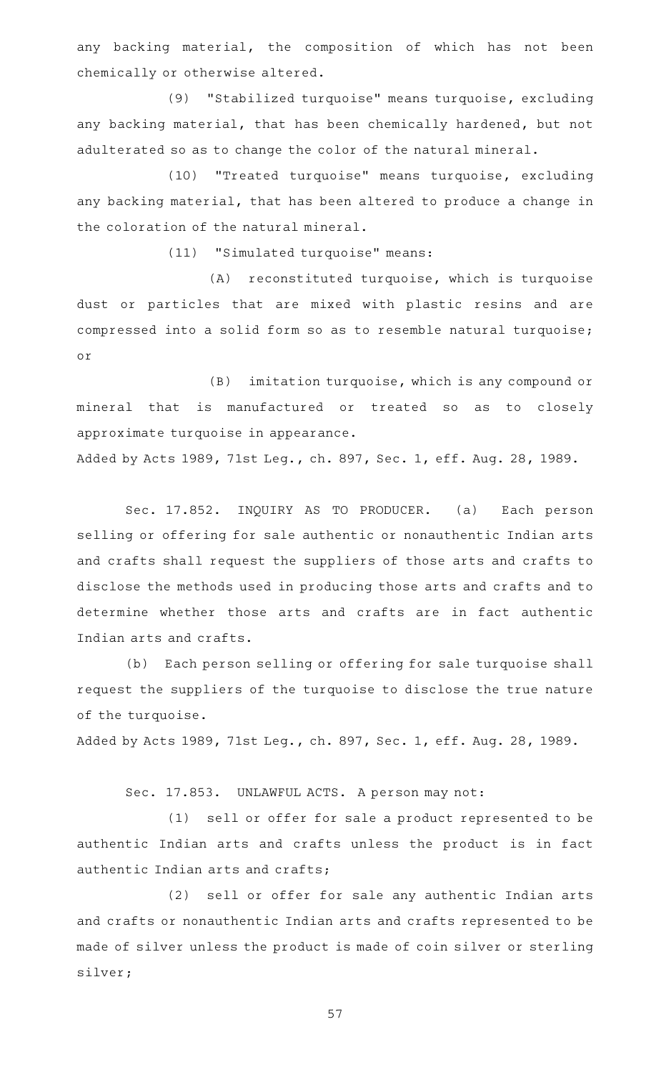any backing material, the composition of which has not been chemically or otherwise altered.

(9) "Stabilized turquoise" means turquoise, excluding any backing material, that has been chemically hardened, but not adulterated so as to change the color of the natural mineral.

(10) "Treated turquoise" means turquoise, excluding any backing material, that has been altered to produce a change in the coloration of the natural mineral.

(11) "Simulated turquoise" means:

(A) reconstituted turquoise, which is turquoise dust or particles that are mixed with plastic resins and are compressed into a solid form so as to resemble natural turquoise; or

(B) imitation turquoise, which is any compound or mineral that is manufactured or treated so as to closely approximate turquoise in appearance.

Added by Acts 1989, 71st Leg., ch. 897, Sec. 1, eff. Aug. 28, 1989.

Sec. 17.852. INQUIRY AS TO PRODUCER. (a) Each person selling or offering for sale authentic or nonauthentic Indian arts and crafts shall request the suppliers of those arts and crafts to disclose the methods used in producing those arts and crafts and to determine whether those arts and crafts are in fact authentic Indian arts and crafts.

(b) Each person selling or offering for sale turquoise shall request the suppliers of the turquoise to disclose the true nature of the turquoise.

Added by Acts 1989, 71st Leg., ch. 897, Sec. 1, eff. Aug. 28, 1989.

Sec. 17.853. UNLAWFUL ACTS. A person may not:

(1) sell or offer for sale a product represented to be authentic Indian arts and crafts unless the product is in fact authentic Indian arts and crafts;

(2) sell or offer for sale any authentic Indian arts and crafts or nonauthentic Indian arts and crafts represented to be made of silver unless the product is made of coin silver or sterling silver;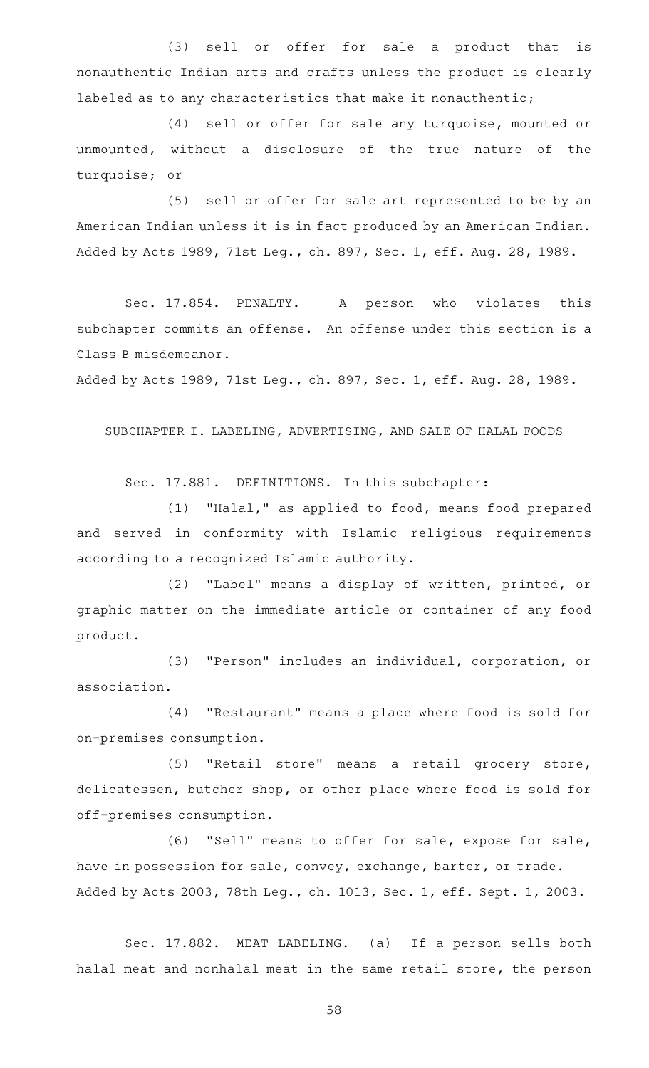(3) sell or offer for sale a product that is nonauthentic Indian arts and crafts unless the product is clearly labeled as to any characteristics that make it nonauthentic;

(4) sell or offer for sale any turquoise, mounted or unmounted, without a disclosure of the true nature of the turquoise; or

(5) sell or offer for sale art represented to be by an American Indian unless it is in fact produced by an American Indian.

Added by Acts 1989, 71st Leg., ch. 897, Sec. 1, eff. Aug. 28, 1989.

Sec. 17.854. PENALTY. A person who violates this subchapter commits an offense. An offense under this section is a Class B misdemeanor.

Added by Acts 1989, 71st Leg., ch. 897, Sec. 1, eff. Aug. 28, 1989.

SUBCHAPTER I. LABELING, ADVERTISING, AND SALE OF HALAL FOODS

Sec. 17.881. DEFINITIONS. In this subchapter:

(1) "Halal," as applied to food, means food prepared and served in conformity with Islamic religious requirements according to a recognized Islamic authority.

(2) "Label" means a display of written, printed, or graphic matter on the immediate article or container of any food product.

(3) "Person" includes an individual, corporation, or association.

(4) "Restaurant" means a place where food is sold for on-premises consumption.

(5) "Retail store" means a retail grocery store, delicatessen, butcher shop, or other place where food is sold for off-premises consumption.

(6) "Sell" means to offer for sale, expose for sale, have in possession for sale, convey, exchange, barter, or trade.

Added by Acts 2003, 78th Leg., ch. 1013, Sec. 1, eff. Sept. 1, 2003.

Sec. 17.882. MEAT LABELING. (a) If a person sells both halal meat and nonhalal meat in the same retail store, the person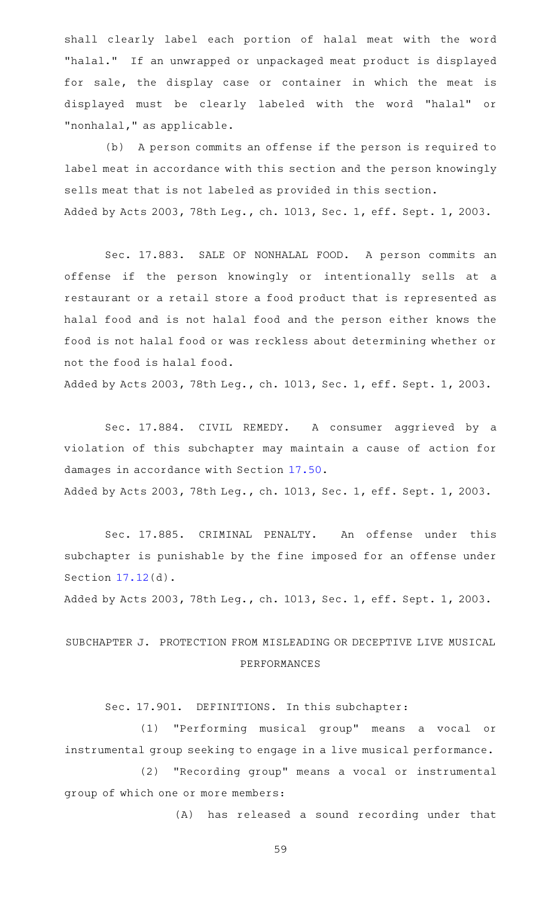shall clearly label each portion of halal meat with the word "halal." If an unwrapped or unpackaged meat product is displayed for sale, the display case or container in which the meat is displayed must be clearly labeled with the word "halal" or "nonhalal," as applicable.

(b) A person commits an offense if the person is required to label meat in accordance with this section and the person knowingly sells meat that is not labeled as provided in this section.

Added by Acts 2003, 78th Leg., ch. 1013, Sec. 1, eff. Sept. 1, 2003.

Sec. 17.883. SALE OF NONHALAL FOOD. A person commits an offense if the person knowingly or intentionally sells at a restaurant or a retail store a food product that is represented as halal food and is not halal food and the person either knows the food is not halal food or was reckless about determining whether or not the food is halal food.

Added by Acts 2003, 78th Leg., ch. 1013, Sec. 1, eff. Sept. 1, 2003.

Sec. 17.884. CIVIL REMEDY. A consumer aggrieved by a violation of this subchapter may maintain a cause of action for damages in accordance with Section 17.50.

Added by Acts 2003, 78th Leg., ch. 1013, Sec. 1, eff. Sept. 1, 2003.

Sec. 17.885. CRIMINAL PENALTY. An offense under this subchapter is punishable by the fine imposed for an offense under Section 17.12(d).

Added by Acts 2003, 78th Leg., ch. 1013, Sec. 1, eff. Sept. 1, 2003.

## SUBCHAPTER J. PROTECTION FROM MISLEADING OR DECEPTIVE LIVE MUSICAL PERFORMANCES

Sec. 17.901. DEFINITIONS. In this subchapter:

(1) "Performing musical group" means a vocal or instrumental group seeking to engage in a live musical performance.

(2) "Recording group" means a vocal or instrumental group of which one or more members:

(A) has released a sound recording under that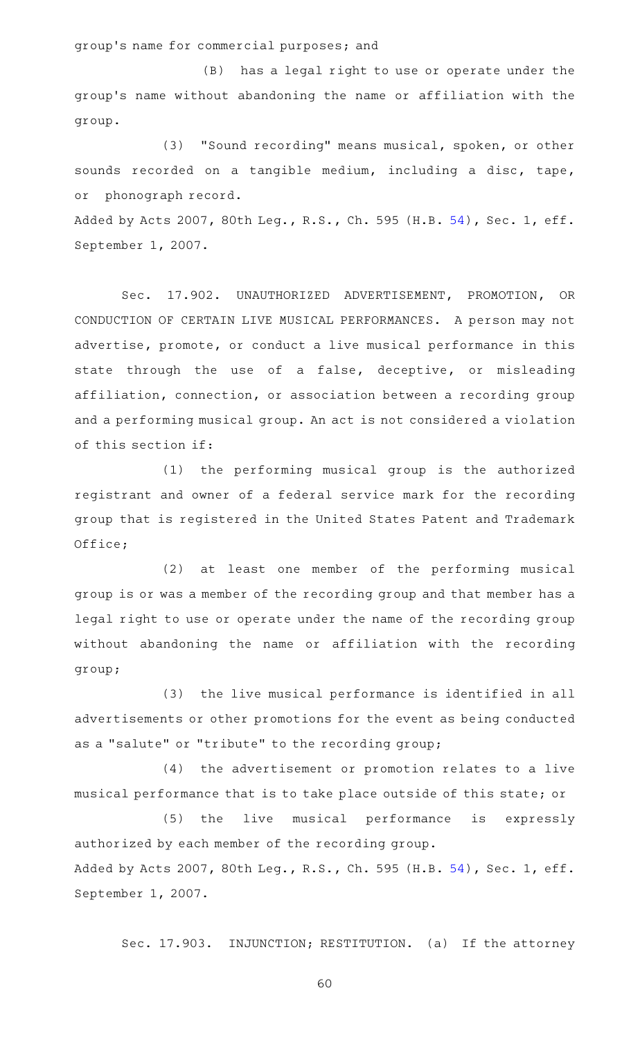group's name for commercial purposes; and

(B) has a legal right to use or operate under the group's name without abandoning the name or affiliation with the group.

(3) "Sound recording" means musical, spoken, or other sounds recorded on a tangible medium, including a disc, tape, or phonograph record.

Added by Acts 2007, 80th Leg., R.S., Ch. 595 (H.B. 54), Sec. 1, eff. September 1, 2007.

Sec. 17.902. UNAUTHORIZED ADVERTISEMENT, PROMOTION, OR CONDUCTION OF CERTAIN LIVE MUSICAL PERFORMANCES. A person may not advertise, promote, or conduct a live musical performance in this state through the use of a false, deceptive, or misleading affiliation, connection, or association between a recording group and a performing musical group. An act is not considered a violation of this section if:

(1) the performing musical group is the authorized registrant and owner of a federal service mark for the recording group that is registered in the United States Patent and Trademark Office;

(2) at least one member of the performing musical group is or was a member of the recording group and that member has a legal right to use or operate under the name of the recording group without abandoning the name or affiliation with the recording group;

(3) the live musical performance is identified in all advertisements or other promotions for the event as being conducted as a "salute" or "tribute" to the recording group;

(4) the advertisement or promotion relates to a live musical performance that is to take place outside of this state; or

(5) the live musical performance is expressly authorized by each member of the recording group.

Added by Acts 2007, 80th Leg., R.S., Ch. 595 (H.B. 54), Sec. 1, eff. September 1, 2007.

Sec. 17.903. INJUNCTION; RESTITUTION. (a) If the attorney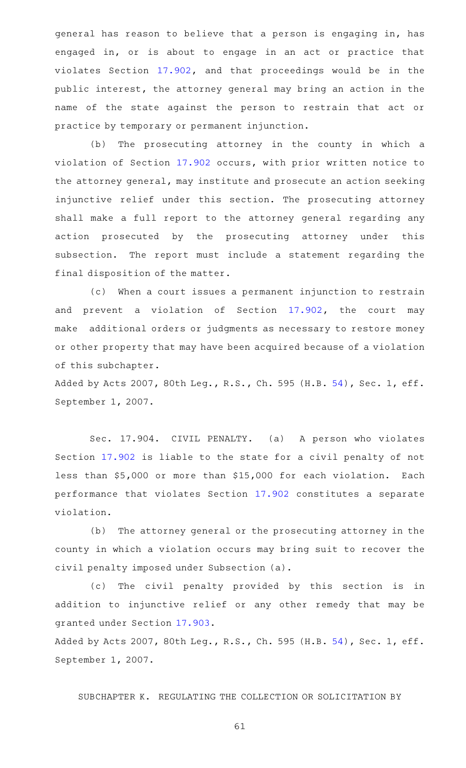general has reason to believe that a person is engaging in, has engaged in, or is about to engage in an act or practice that violates Section 17.902, and that proceedings would be in the public interest, the attorney general may bring an action in the name of the state against the person to restrain that act or practice by temporary or permanent injunction.

(b) The prosecuting attorney in the county in which a violation of Section 17.902 occurs, with prior written notice to the attorney general, may institute and prosecute an action seeking injunctive relief under this section. The prosecuting attorney shall make a full report to the attorney general regarding any action prosecuted by the prosecuting attorney under this subsection. The report must include a statement regarding the final disposition of the matter.

(c) When a court issues a permanent injunction to restrain and prevent a violation of Section 17.902, the court may make additional orders or judgments as necessary to restore money or other property that may have been acquired because of a violation of this subchapter.

Added by Acts 2007, 80th Leg., R.S., Ch. 595 (H.B. 54), Sec. 1, eff. September 1, 2007.

Sec. 17.904. CIVIL PENALTY. (a) A person who violates Section 17.902 is liable to the state for a civil penalty of not less than $5,000 or more than $15,000 for each violation. Each performance that violates Section 17.902 constitutes a separate violation.

(b) The attorney general or the prosecuting attorney in the county in which a violation occurs may bring suit to recover the civil penalty imposed under Subsection (a).

(c) The civil penalty provided by this section is in addition to injunctive relief or any other remedy that may be granted under Section 17.903.

Added by Acts 2007, 80th Leg., R.S., Ch. 595 (H.B. 54), Sec. 1, eff. September 1, 2007.

SUBCHAPTER K. REGULATING THE COLLECTION OR SOLICITATION BY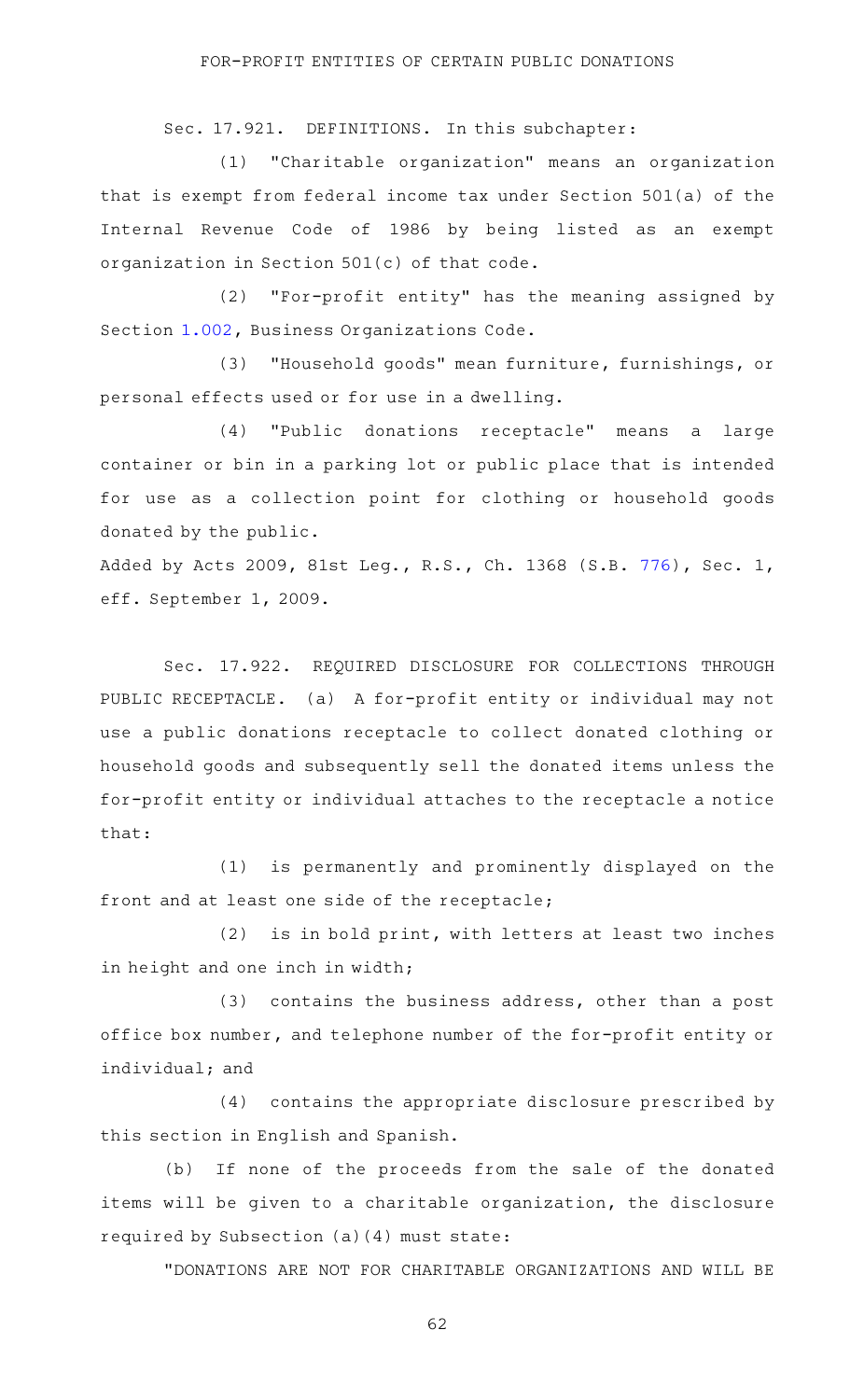FOR-PROFIT ENTITIES OF CERTAIN PUBLIC DONATIONS

Sec. 17.921. DEFINITIONS. In this subchapter:

(1) "Charitable organization" means an organization that is exempt from federal income tax under Section 501(a) of the Internal Revenue Code of 1986 by being listed as an exempt organization in Section 501(c) of that code.

(2) "For-profit entity" has the meaning assigned by Section 1.002, Business Organizations Code.

(3) "Household goods" mean furniture, furnishings, or personal effects used or for use in a dwelling.

(4) "Public donations receptacle" means a large container or bin in a parking lot or public place that is intended for use as a collection point for clothing or household goods donated by the public.

Added by Acts 2009, 81st Leg., R.S., Ch. 1368 (S.B. 776), Sec. 1, eff. September 1, 2009.

Sec. 17.922. REQUIRED DISCLOSURE FOR COLLECTIONS THROUGH PUBLIC RECEPTACLE. (a) A for-profit entity or individual may not use a public donations receptacle to collect donated clothing or household goods and subsequently sell the donated items unless the for-profit entity or individual attaches to the receptacle a notice that:

(1) is permanently and prominently displayed on the front and at least one side of the receptacle;

(2) is in bold print, with letters at least two inches in height and one inch in width;

(3) contains the business address, other than a post office box number, and telephone number of the for-profit entity or individual; and

(4) contains the appropriate disclosure prescribed by this section in English and Spanish.

(b) If none of the proceeds from the sale of the donated items will be given to a charitable organization, the disclosure required by Subsection (a)(4) must state:

"DONATIONS ARE NOT FOR CHARITABLE ORGANIZATIONS AND WILL BE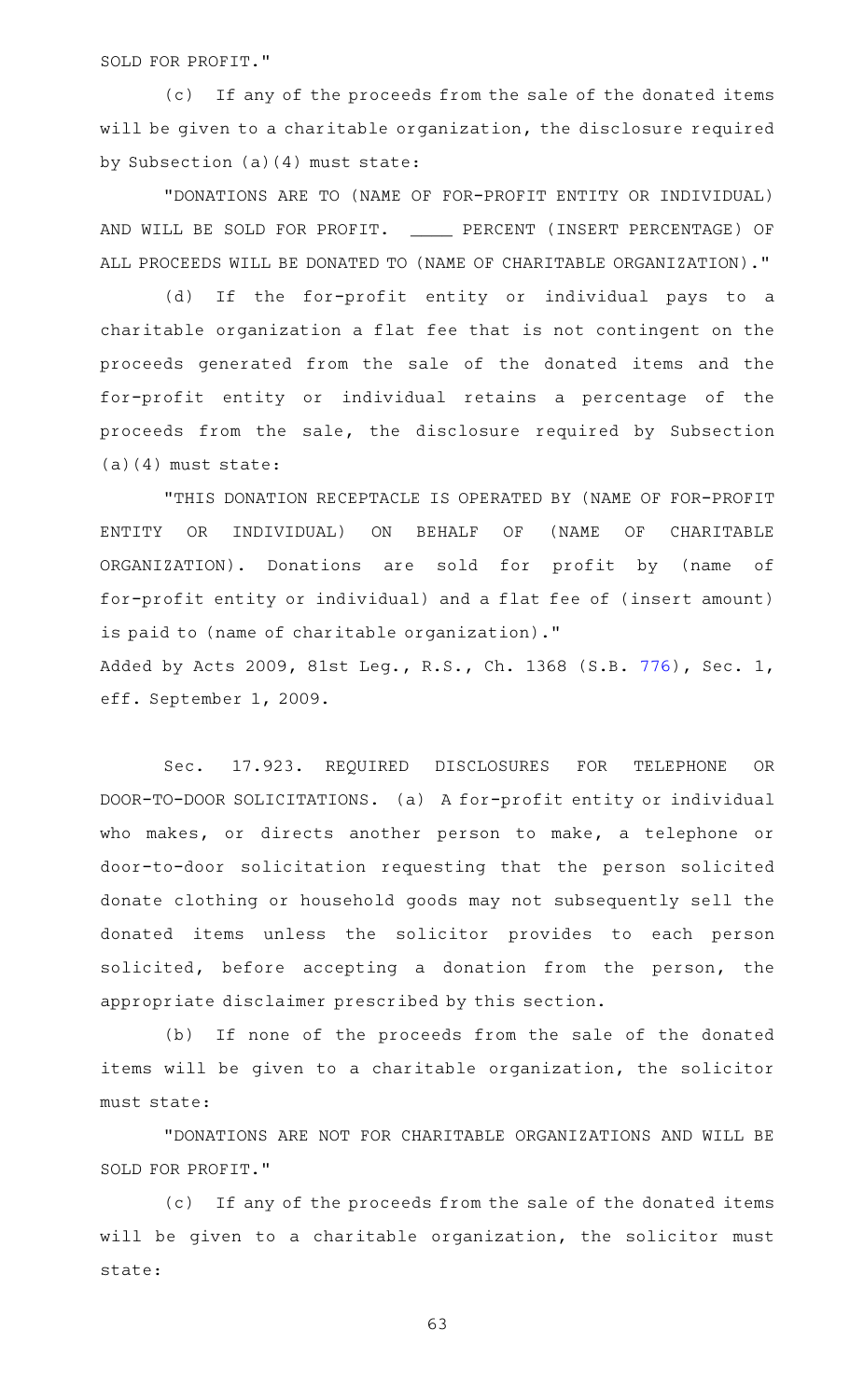SOLD FOR PROFIT."

(c) If any of the proceeds from the sale of the donated items will be given to a charitable organization, the disclosure required by Subsection (a)(4) must state:

"DONATIONS ARE TO (NAME OF FOR-PROFIT ENTITY OR INDIVIDUAL) AND WILL BE SOLD FOR PROFIT. ____ PERCENT (INSERT PERCENTAGE) OF ALL PROCEEDS WILL BE DONATED TO (NAME OF CHARITABLE ORGANIZATION)."

(d) If the for-profit entity or individual pays to a charitable organization a flat fee that is not contingent on the proceeds generated from the sale of the donated items and the for-profit entity or individual retains a percentage of the proceeds from the sale, the disclosure required by Subsection (a)(4) must state:

"THIS DONATION RECEPTACLE IS OPERATED BY (NAME OF FOR-PROFIT ENTITY OR INDIVIDUAL) ON BEHALF OF (NAME OF CHARITABLE ORGANIZATION). Donations are sold for profit by (name of for-profit entity or individual) and a flat fee of (insert amount) is paid to (name of charitable organization)."

Added by Acts 2009, 81st Leg., R.S., Ch. 1368 (S.B. 776), Sec. 1, eff. September 1, 2009.

Sec. 17.923. REQUIRED DISCLOSURES FOR TELEPHONE OR DOOR-TO-DOOR SOLICITATIONS. (a) A for-profit entity or individual who makes, or directs another person to make, a telephone or door-to-door solicitation requesting that the person solicited donate clothing or household goods may not subsequently sell the donated items unless the solicitor provides to each person solicited, before accepting a donation from the person, the appropriate disclaimer prescribed by this section.

(b) If none of the proceeds from the sale of the donated items will be given to a charitable organization, the solicitor must state:

"DONATIONS ARE NOT FOR CHARITABLE ORGANIZATIONS AND WILL BE SOLD FOR PROFIT."

(c) If any of the proceeds from the sale of the donated items will be given to a charitable organization, the solicitor must state: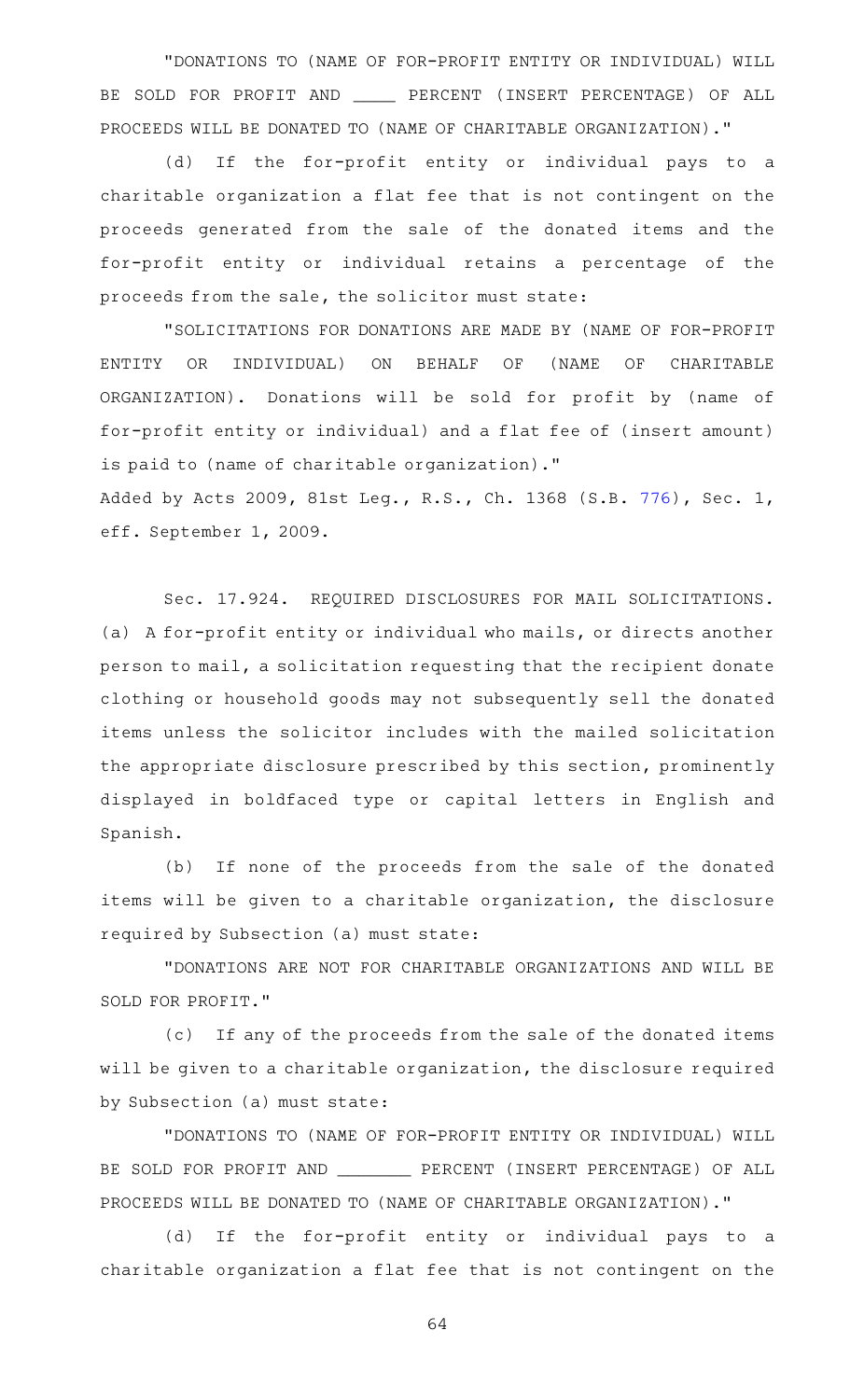"DONATIONS TO (NAME OF FOR-PROFIT ENTITY OR INDIVIDUAL) WILL BE SOLD FOR PROFIT AND ____ PERCENT (INSERT PERCENTAGE) OF ALL PROCEEDS WILL BE DONATED TO (NAME OF CHARITABLE ORGANIZATION)."

(d) If the for-profit entity or individual pays to a charitable organization a flat fee that is not contingent on the proceeds generated from the sale of the donated items and the for-profit entity or individual retains a percentage of the proceeds from the sale, the solicitor must state:

"SOLICITATIONS FOR DONATIONS ARE MADE BY (NAME OF FOR-PROFIT ENTITY OR INDIVIDUAL) ON BEHALF OF (NAME OF CHARITABLE ORGANIZATION). Donations will be sold for profit by (name of for-profit entity or individual) and a flat fee of (insert amount) is paid to (name of charitable organization)."

Added by Acts 2009, 81st Leg., R.S., Ch. 1368 (S.B. 776), Sec. 1, eff. September 1, 2009.

Sec. 17.924. REQUIRED DISCLOSURES FOR MAIL SOLICITATIONS. (a) A for-profit entity or individual who mails, or directs another person to mail, a solicitation requesting that the recipient donate clothing or household goods may not subsequently sell the donated items unless the solicitor includes with the mailed solicitation the appropriate disclosure prescribed by this section, prominently displayed in boldfaced type or capital letters in English and Spanish.

(b) If none of the proceeds from the sale of the donated items will be given to a charitable organization, the disclosure required by Subsection (a) must state:

"DONATIONS ARE NOT FOR CHARITABLE ORGANIZATIONS AND WILL BE SOLD FOR PROFIT."

(c) If any of the proceeds from the sale of the donated items will be given to a charitable organization, the disclosure required by Subsection (a) must state:

"DONATIONS TO (NAME OF FOR-PROFIT ENTITY OR INDIVIDUAL) WILL BE SOLD FOR PROFIT AND _______ PERCENT (INSERT PERCENTAGE) OF ALL PROCEEDS WILL BE DONATED TO (NAME OF CHARITABLE ORGANIZATION)."

(d) If the for-profit entity or individual pays to a charitable organization a flat fee that is not contingent on the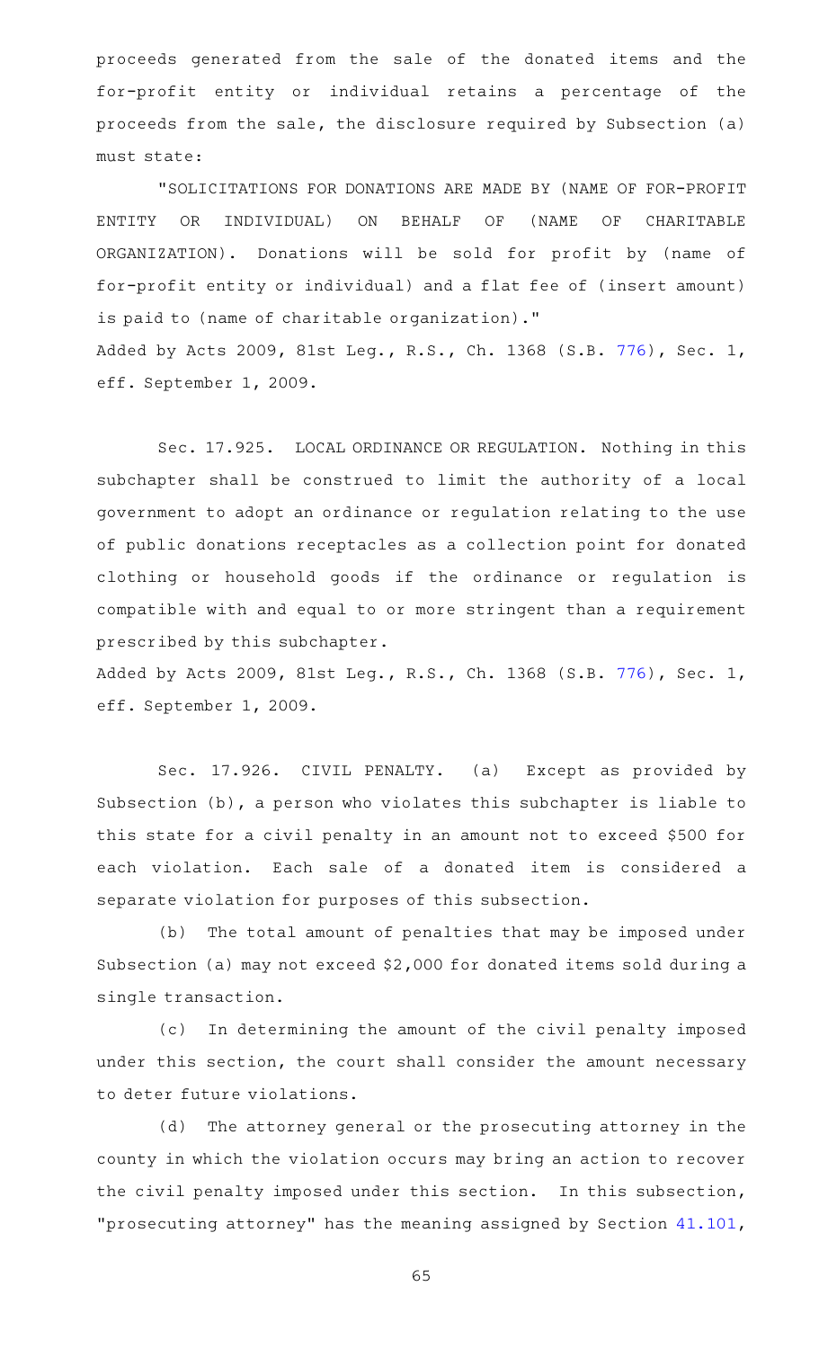proceeds generated from the sale of the donated items and the for-profit entity or individual retains a percentage of the proceeds from the sale, the disclosure required by Subsection (a) must state:

"SOLICITATIONS FOR DONATIONS ARE MADE BY (NAME OF FOR-PROFIT ENTITY OR INDIVIDUAL) ON BEHALF OF (NAME OF CHARITABLE ORGANIZATION). Donations will be sold for profit by (name of for-profit entity or individual) and a flat fee of (insert amount) is paid to (name of charitable organization)."

Added by Acts 2009, 81st Leg., R.S., Ch. 1368 (S.B. 776), Sec. 1, eff. September 1, 2009.

Sec. 17.925. LOCAL ORDINANCE OR REGULATION. Nothing in this subchapter shall be construed to limit the authority of a local government to adopt an ordinance or regulation relating to the use of public donations receptacles as a collection point for donated clothing or household goods if the ordinance or regulation is compatible with and equal to or more stringent than a requirement prescribed by this subchapter.

Added by Acts 2009, 81st Leg., R.S., Ch. 1368 (S.B. 776), Sec. 1, eff. September 1, 2009.

Sec. 17.926. CIVIL PENALTY. (a) Except as provided by Subsection (b), a person who violates this subchapter is liable to this state for a civil penalty in an amount not to exceed $500 for each violation. Each sale of a donated item is considered a separate violation for purposes of this subsection.

(b) The total amount of penalties that may be imposed under Subsection (a) may not exceed $2,000 for donated items sold during a single transaction.

(c) In determining the amount of the civil penalty imposed under this section, the court shall consider the amount necessary to deter future violations.

(d) The attorney general or the prosecuting attorney in the county in which the violation occurs may bring an action to recover the civil penalty imposed under this section. In this subsection, "prosecuting attorney" has the meaning assigned by Section 41.101,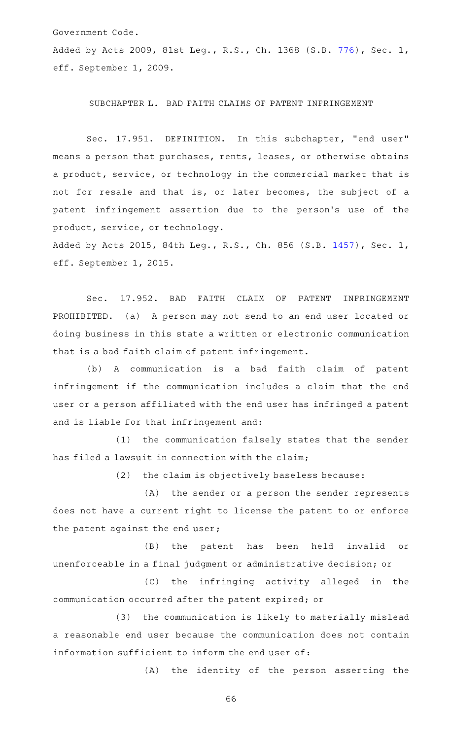Government Code.

Added by Acts 2009, 81st Leg., R.S., Ch. 1368 (S.B. 776), Sec. 1, eff. September 1, 2009.

SUBCHAPTER L. BAD FAITH CLAIMS OF PATENT INFRINGEMENT

Sec. 17.951. DEFINITION. In this subchapter, "end user" means a person that purchases, rents, leases, or otherwise obtains a product, service, or technology in the commercial market that is not for resale and that is, or later becomes, the subject of a patent infringement assertion due to the person's use of the product, service, or technology.

Added by Acts 2015, 84th Leg., R.S., Ch. 856 (S.B. 1457), Sec. 1, eff. September 1, 2015.

Sec. 17.952. BAD FAITH CLAIM OF PATENT INFRINGEMENT PROHIBITED. (a) A person may not send to an end user located or doing business in this state a written or electronic communication that is a bad faith claim of patent infringement.

(b) A communication is a bad faith claim of patent infringement if the communication includes a claim that the end user or a person affiliated with the end user has infringed a patent and is liable for that infringement and:

(1) the communication falsely states that the sender has filed a lawsuit in connection with the claim;

(2) the claim is objectively baseless because:

(A) the sender or a person the sender represents does not have a current right to license the patent to or enforce the patent against the end user;

(B) the patent has been held invalid or unenforceable in a final judgment or administrative decision; or

(C) the infringing activity alleged in the communication occurred after the patent expired; or

(3) the communication is likely to materially mislead a reasonable end user because the communication does not contain information sufficient to inform the end user of:

(A) the identity of the person asserting the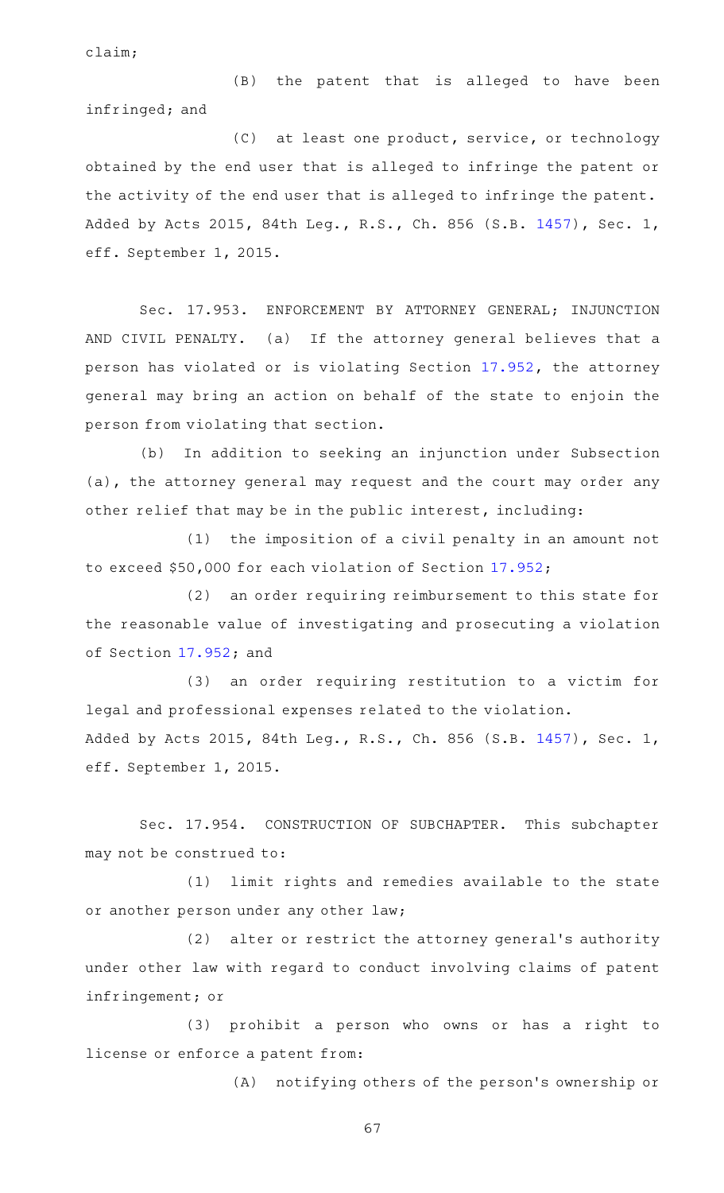claim;

(B) the patent that is alleged to have been infringed; and

(C) at least one product, service, or technology obtained by the end user that is alleged to infringe the patent or the activity of the end user that is alleged to infringe the patent.

Added by Acts 2015, 84th Leg., R.S., Ch. 856 (S.B. 1457), Sec. 1, eff. September 1, 2015.

Sec. 17.953. ENFORCEMENT BY ATTORNEY GENERAL; INJUNCTION AND CIVIL PENALTY. (a) If the attorney general believes that a person has violated or is violating Section 17.952, the attorney general may bring an action on behalf of the state to enjoin the person from violating that section.

(b) In addition to seeking an injunction under Subsection (a), the attorney general may request and the court may order any other relief that may be in the public interest, including:

(1) the imposition of a civil penalty in an amount not to exceed $50,000 for each violation of Section 17.952;

(2) an order requiring reimbursement to this state for the reasonable value of investigating and prosecuting a violation of Section 17.952; and

(3) an order requiring restitution to a victim for legal and professional expenses related to the violation.

Added by Acts 2015, 84th Leg., R.S., Ch. 856 (S.B. 1457), Sec. 1, eff. September 1, 2015.

Sec. 17.954. CONSTRUCTION OF SUBCHAPTER. This subchapter may not be construed to:

(1) limit rights and remedies available to the state or another person under any other law;

(2) alter or restrict the attorney general's authority under other law with regard to conduct involving claims of patent infringement; or

(3) prohibit a person who owns or has a right to license or enforce a patent from:

(A) notifying others of the person's ownership or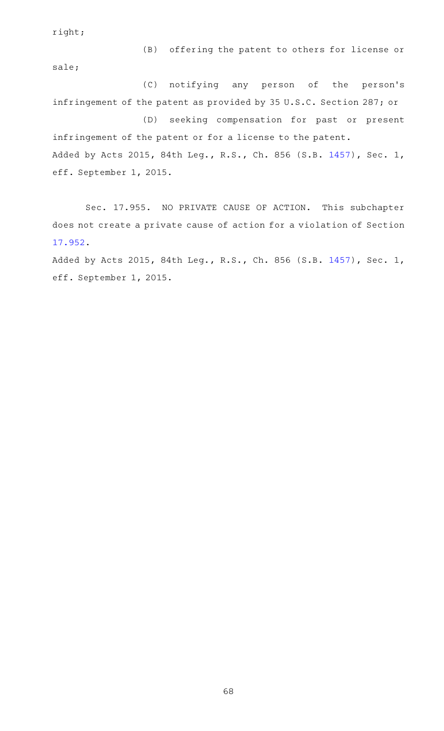right;

(B) offering the patent to others for license or sale;

(C) notifying any person of the person's infringement of the patent as provided by 35 U.S.C. Section 287; or

(D) seeking compensation for past or present infringement of the patent or for a license to the patent.

Added by Acts 2015, 84th Leg., R.S., Ch. 856 (S.B. 1457), Sec. 1, eff. September 1, 2015.

Sec. 17.955. NO PRIVATE CAUSE OF ACTION. This subchapter does not create a private cause of action for a violation of Section 17.952.

Added by Acts 2015, 84th Leg., R.S., Ch. 856 (S.B. 1457), Sec. 1, eff. September 1, 2015.